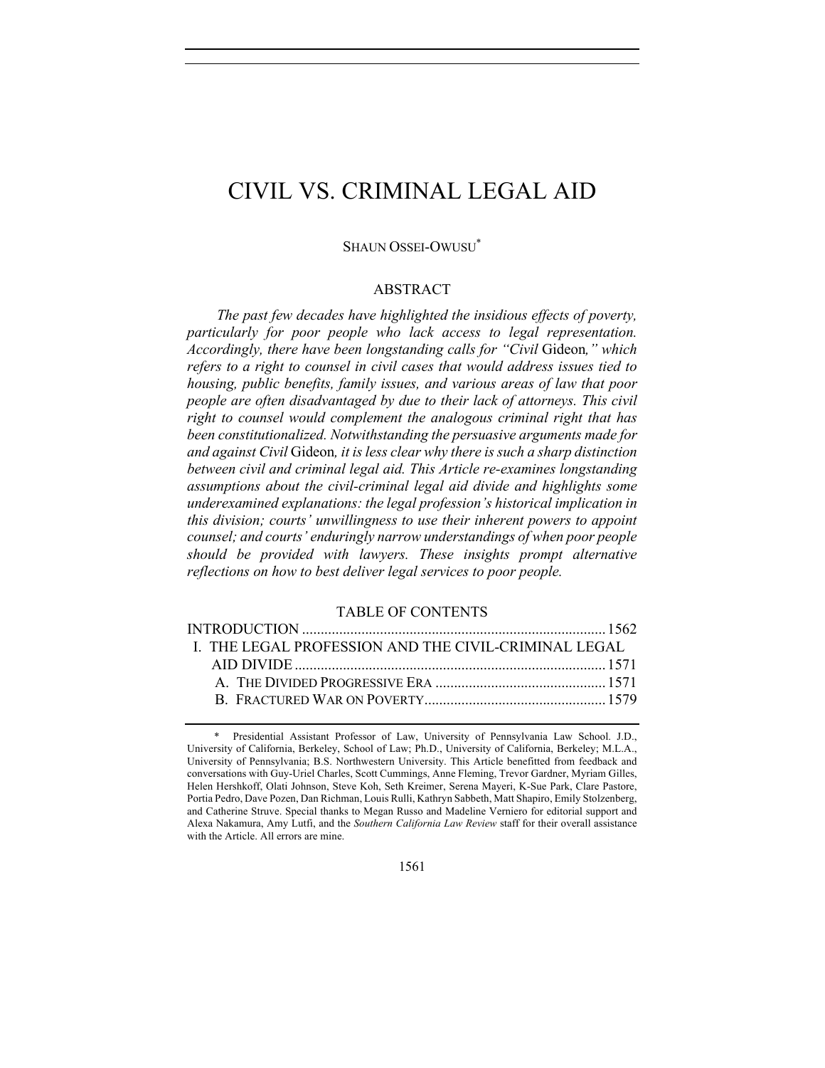# CIVIL VS. CRIMINAL LEGAL AID

SHAUN OSSEI-OWUSU[*]

## ABSTRACT

*The past few decades have highlighted the insidious effects of poverty, particularly for poor people who lack access to legal representation. Accordingly, there have been longstanding calls for "Civil* Gideon*," which refers to a right to counsel in civil cases that would address issues tied to housing, public benefits, family issues, and various areas of law that poor people are often disadvantaged by due to their lack of attorneys. This civil right to counsel would complement the analogous criminal right that has been constitutionalized. Notwithstanding the persuasive arguments made for and against Civil* Gideon*, it is less clear why there is such a sharp distinction between civil and criminal legal aid. This Article re-examines longstanding assumptions about the civil-criminal legal aid divide and highlights some underexamined explanations: the legal profession's historical implication in this division; courts' unwillingness to use their inherent powers to appoint counsel; and courts' enduringly narrow understandings of when poor people should be provided with lawyers. These insights prompt alternative reflections on how to best deliver legal services to poor people.*

## TABLE OF CONTENTS

INTRODUCTION ..... 1562

I. THE LEGAL PROFESSION AND THE CIVIL-CRIMINAL LEGAL AID DIVIDE ..... 1571

- A. THE DIVIDED PROGRESSIVE ERA ..... 1571
- B. FRACTURED WAR ON POVERTY ..... 1579

---

[*] Presidential Assistant Professor of Law, University of Pennsylvania Law School. J.D., University of California, Berkeley, School of Law; Ph.D., University of California, Berkeley; M.L.A., University of Pennsylvania; B.S. Northwestern University. This Article benefitted from feedback and conversations with Guy-Uriel Charles, Scott Cummings, Anne Fleming, Trevor Gardner, Myriam Gilles, Helen Hershkoff, Olati Johnson, Steve Koh, Seth Kreimer, Serena Mayeri, K-Sue Park, Clare Pastore, Portia Pedro, Dave Pozen, Dan Richman, Louis Rulli, Kathryn Sabbeth, Matt Shapiro, Emily Stolzenberg, and Catherine Struve. Special thanks to Megan Russo and Madeline Verniero for editorial support and Alexa Nakamura, Amy Lutfi, and the *Southern California Law Review* staff for their overall assistance with the Article. All errors are mine.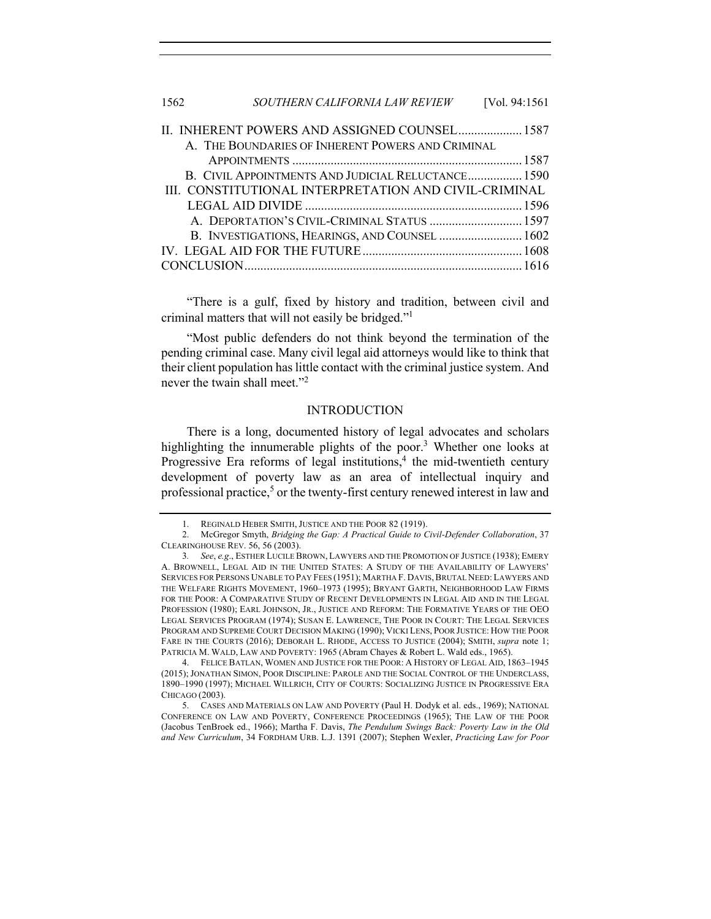| | |
|---|---|
| II. INHERENT POWERS AND ASSIGNED COUNSEL | 1587 |
| A. THE BOUNDARIES OF INHERENT POWERS AND CRIMINAL APPOINTMENTS | 1587 |
| B. CIVIL APPOINTMENTS AND JUDICIAL RELUCTANCE | 1590 |
| III. CONSTITUTIONAL INTERPRETATION AND CIVIL-CRIMINAL LEGAL AID DIVIDE | 1596 |
| A. DEPORTATION'S CIVIL-CRIMINAL STATUS | 1597 |
| B. INVESTIGATIONS, HEARINGS, AND COUNSEL | 1602 |
| IV. LEGAL AID FOR THE FUTURE | 1608 |
| CONCLUSION | 1616 |

"There is a gulf, fixed by history and tradition, between civil and criminal matters that will not easily be bridged."[1]

"Most public defenders do not think beyond the termination of the pending criminal case. Many civil legal aid attorneys would like to think that their client population has little contact with the criminal justice system. And never the twain shall meet."[2]

## INTRODUCTION

There is a long, documented history of legal advocates and scholars highlighting the innumerable plights of the poor.[3] Whether one looks at Progressive Era reforms of legal institutions,[4] the mid-twentieth century development of poverty law as an area of intellectual inquiry and professional practice,[5] or the twenty-first century renewed interest in law and

---

1. REGINALD HEBER SMITH, JUSTICE AND THE POOR 82 (1919).

2. McGregor Smyth, *Bridging the Gap: A Practical Guide to Civil-Defender Collaboration*, 37 CLEARINGHOUSE REV. 56, 56 (2003).

3. *See, e.g.*, ESTHER LUCILE BROWN, LAWYERS AND THE PROMOTION OF JUSTICE (1938); EMERY A. BROWNELL, LEGAL AID IN THE UNITED STATES: A STUDY OF THE AVAILABILITY OF LAWYERS' SERVICES FOR PERSONS UNABLE TO PAY FEES (1951); MARTHA F. DAVIS, BRUTAL NEED: LAWYERS AND THE WELFARE RIGHTS MOVEMENT, 1960–1973 (1995); BRYANT GARTH, NEIGHBORHOOD LAW FIRMS FOR THE POOR: A COMPARATIVE STUDY OF RECENT DEVELOPMENTS IN LEGAL AID AND IN THE LEGAL PROFESSION (1980); EARL JOHNSON, JR., JUSTICE AND REFORM: THE FORMATIVE YEARS OF THE OEO LEGAL SERVICES PROGRAM (1974); SUSAN E. LAWRENCE, THE POOR IN COURT: THE LEGAL SERVICES PROGRAM AND SUPREME COURT DECISION MAKING (1990); VICKI LENS, POOR JUSTICE: HOW THE POOR FARE IN THE COURTS (2016); DEBORAH L. RHODE, ACCESS TO JUSTICE (2004); SMITH, *supra* note 1; PATRICIA M. WALD, LAW AND POVERTY: 1965 (Abram Chayes & Robert L. Wald eds., 1965).

4. FELICE BATLAN, WOMEN AND JUSTICE FOR THE POOR: A HISTORY OF LEGAL AID, 1863–1945 (2015); JONATHAN SIMON, POOR DISCIPLINE: PAROLE AND THE SOCIAL CONTROL OF THE UNDERCLASS, 1890–1990 (1997); MICHAEL WILLRICH, CITY OF COURTS: SOCIALIZING JUSTICE IN PROGRESSIVE ERA CHICAGO (2003).

5. CASES AND MATERIALS ON LAW AND POVERTY (Paul H. Dodyk et al. eds., 1969); NATIONAL CONFERENCE ON LAW AND POVERTY, CONFERENCE PROCEEDINGS (1965); THE LAW OF THE POOR (Jacobus TenBroek ed., 1966); Martha F. Davis, *The Pendulum Swings Back: Poverty Law in the Old and New Curriculum*, 34 FORDHAM URB. L.J. 1391 (2007); Stephen Wexler, *Practicing Law for Poor*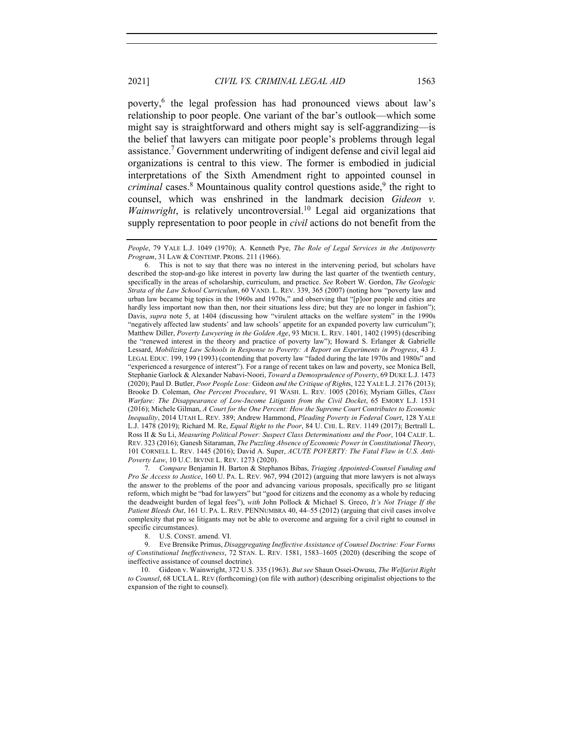poverty,[6] the legal profession has had pronounced views about law's relationship to poor people. One variant of the bar's outlook—which some might say is straightforward and others might say is self-aggrandizing—is the belief that lawyers can mitigate poor people's problems through legal assistance.[7] Government underwriting of indigent defense and civil legal aid organizations is central to this view. The former is embodied in judicial interpretations of the Sixth Amendment right to appointed counsel in *criminal* cases.[8] Mountainous quality control questions aside,[9] the right to counsel, which was enshrined in the landmark decision *Gideon v. Wainwright*, is relatively uncontroversial.[10] Legal aid organizations that supply representation to poor people in *civil* actions do not benefit from the

---

*People*, 79 YALE L.J. 1049 (1970); A. Kenneth Pye, *The Role of Legal Services in the Antipoverty Program*, 31 LAW & CONTEMP. PROBS. 211 (1966).

6. This is not to say that there was no interest in the intervening period, but scholars have described the stop-and-go like interest in poverty law during the last quarter of the twentieth century, specifically in the areas of scholarship, curriculum, and practice. *See* Robert W. Gordon, *The Geologic Strata of the Law School Curriculum*, 60 VAND. L. REV. 339, 365 (2007) (noting how "poverty law and urban law became big topics in the 1960s and 1970s," and observing that "[p]oor people and cities are hardly less important now than then, nor their situations less dire; but they are no longer in fashion"); Davis, *supra* note 5, at 1404 (discussing how "virulent attacks on the welfare system" in the 1990s "negatively affected law students' and law schools' appetite for an expanded poverty law curriculum"); Matthew Diller, *Poverty Lawyering in the Golden Age*, 93 MICH. L. REV. 1401, 1402 (1995) (describing the "renewed interest in the theory and practice of poverty law"); Howard S. Erlanger & Gabrielle Lessard, *Mobilizing Law Schools in Response to Poverty: A Report on Experiments in Progress*, 43 J. LEGAL EDUC. 199, 199 (1993) (contending that poverty law "faded during the late 1970s and 1980s" and "experienced a resurgence of interest"). For a range of recent takes on law and poverty, see Monica Bell, Stephanie Garlock & Alexander Nabavi-Noori, *Toward a Demosprudence of Poverty*, 69 DUKE L.J. 1473 (2020); Paul D. Butler, *Poor People Lose:* Gideon *and the Critique of Rights*, 122 YALE L.J. 2176 (2013); Brooke D. Coleman, *One Percent Procedure*, 91 WASH. L. REV. 1005 (2016); Myriam Gilles, *Class Warfare: The Disappearance of Low-Income Litigants from the Civil Docket*, 65 EMORY L.J. 1531 (2016); Michele Gilman, *A Court for the One Percent: How the Supreme Court Contributes to Economic Inequality*, 2014 UTAH L. REV. 389; Andrew Hammond, *Pleading Poverty in Federal Court*, 128 YALE L.J. 1478 (2019); Richard M. Re, *Equal Right to the Poor*, 84 U. CHI. L. REV. 1149 (2017); Bertrall L. Ross II & Su Li, *Measuring Political Power: Suspect Class Determinations and the Poor*, 104 CALIF. L. REV. 323 (2016); Ganesh Sitaraman, *The Puzzling Absence of Economic Power in Constitutional Theory*, 101 CORNELL L. REV. 1445 (2016); David A. Super, *ACUTE POVERTY: The Fatal Flaw in U.S. Anti-Poverty Law*, 10 U.C. IRVINE L. REV. 1273 (2020).

7. *Compare* Benjamin H. Barton & Stephanos Bibas, *Triaging Appointed-Counsel Funding and Pro Se Access to Justice*, 160 U. PA. L. REV. 967, 994 (2012) (arguing that more lawyers is not always the answer to the problems of the poor and advancing various proposals, specifically pro se litigant reform, which might be "bad for lawyers" but "good for citizens and the economy as a whole by reducing the deadweight burden of legal fees"), *with* John Pollock & Michael S. Greco, *It's Not Triage If the Patient Bleeds Out*, 161 U. PA. L. REV. PENNUMBRA 40, 44–55 (2012) (arguing that civil cases involve complexity that pro se litigants may not be able to overcome and arguing for a civil right to counsel in specific circumstances).

8. U.S. CONST. amend. VI.

9. Eve Brensike Primus, *Disaggregating Ineffective Assistance of Counsel Doctrine: Four Forms of Constitutional Ineffectiveness*, 72 STAN. L. REV. 1581, 1583–1605 (2020) (describing the scope of ineffective assistance of counsel doctrine).

10. Gideon v. Wainwright, 372 U.S. 335 (1963). *But see* Shaun Ossei-Owusu, *The Welfarist Right to Counsel*, 68 UCLA L. REV (forthcoming) (on file with author) (describing originalist objections to the expansion of the right to counsel).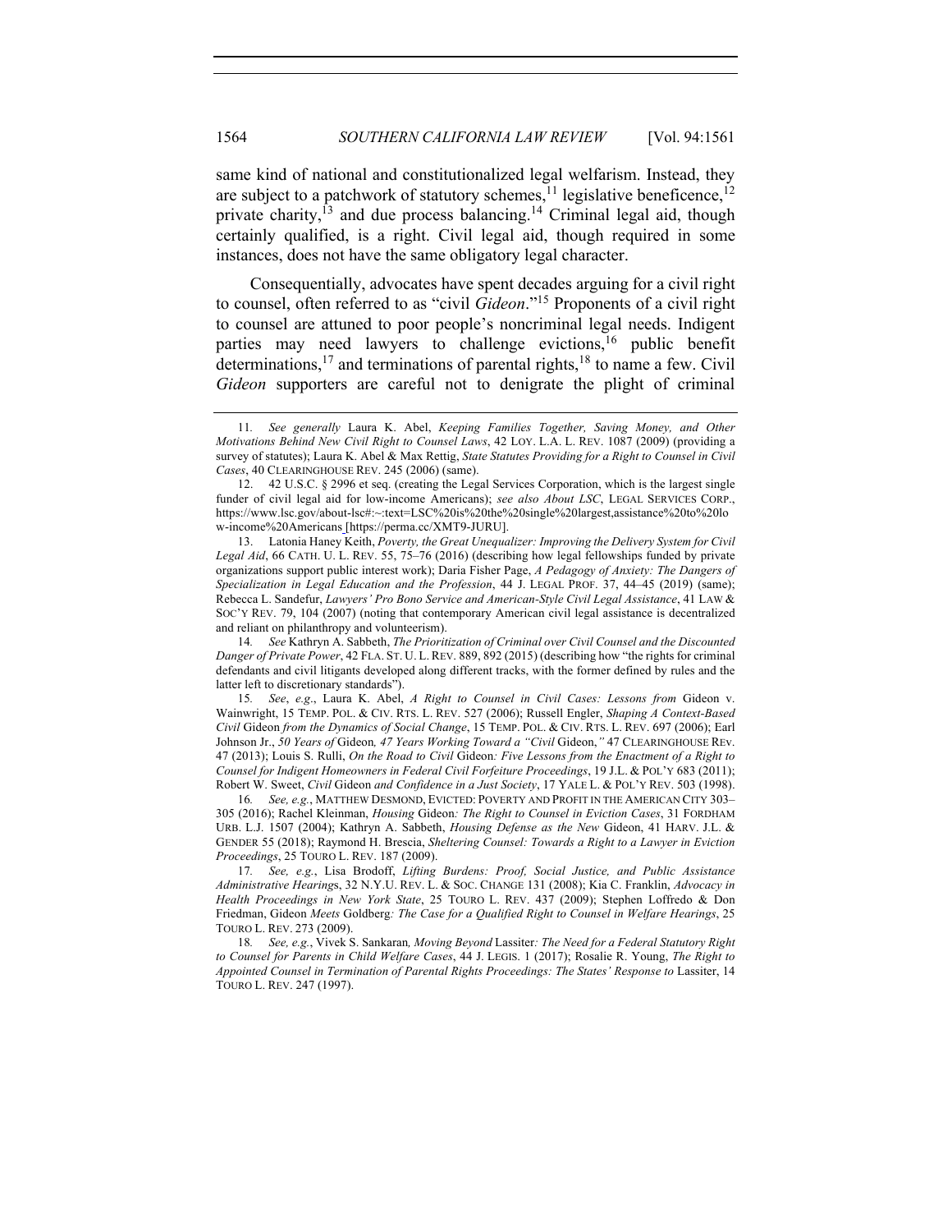same kind of national and constitutionalized legal welfarism. Instead, they are subject to a patchwork of statutory schemes,[11] legislative beneficence,[12] private charity,[13] and due process balancing.[14] Criminal legal aid, though certainly qualified, is a right. Civil legal aid, though required in some instances, does not have the same obligatory legal character.

Consequentially, advocates have spent decades arguing for a civil right to counsel, often referred to as "civil *Gideon*."[15] Proponents of a civil right to counsel are attuned to poor people's noncriminal legal needs. Indigent parties may need lawyers to challenge evictions,[16] public benefit determinations,[17] and terminations of parental rights,[18] to name a few. Civil *Gideon* supporters are careful not to denigrate the plight of criminal

---

11. *See generally* Laura K. Abel, *Keeping Families Together, Saving Money, and Other Motivations Behind New Civil Right to Counsel Laws*, 42 LOY. L.A. L. REV. 1087 (2009) (providing a survey of statutes); Laura K. Abel & Max Rettig, *State Statutes Providing for a Right to Counsel in Civil Cases*, 40 CLEARINGHOUSE REV. 245 (2006) (same).

12. 42 U.S.C. § 2996 et seq. (creating the Legal Services Corporation, which is the largest single funder of civil legal aid for low-income Americans); *see also About LSC*, LEGAL SERVICES CORP., https://www.lsc.gov/about-lsc#:~:text=LSC%20is%20the%20single%20largest,assistance%20to%20low-income%20Americans [https://perma.cc/XMT9-JURU].

13. Latonia Haney Keith, *Poverty, the Great Unequalizer: Improving the Delivery System for Civil Legal Aid*, 66 CATH. U. L. REV. 55, 75–76 (2016) (describing how legal fellowships funded by private organizations support public interest work); Daria Fisher Page, *A Pedagogy of Anxiety: The Dangers of Specialization in Legal Education and the Profession*, 44 J. LEGAL PROF. 37, 44–45 (2019) (same); Rebecca L. Sandefur, *Lawyers' Pro Bono Service and American-Style Civil Legal Assistance*, 41 LAW & SOC'Y REV. 79, 104 (2007) (noting that contemporary American civil legal assistance is decentralized and reliant on philanthropy and volunteerism).

14. *See* Kathryn A. Sabbeth, *The Prioritization of Criminal over Civil Counsel and the Discounted Danger of Private Power*, 42 FLA. ST. U. L. REV. 889, 892 (2015) (describing how "the rights for criminal defendants and civil litigants developed along different tracks, with the former defined by rules and the latter left to discretionary standards").

15. *See*, *e.g.*, Laura K. Abel, *A Right to Counsel in Civil Cases: Lessons from* Gideon v. Wainwright, 15 TEMP. POL. & CIV. RTS. L. REV. 527 (2006); Russell Engler, *Shaping A Context-Based Civil* Gideon *from the Dynamics of Social Change*, 15 TEMP. POL. & CIV. RTS. L. REV. 697 (2006); Earl Johnson Jr., *50 Years of* Gideon*, 47 Years Working Toward a "Civil* Gideon*,"* 47 CLEARINGHOUSE REV. 47 (2013); Louis S. Rulli, *On the Road to Civil* Gideon*: Five Lessons from the Enactment of a Right to Counsel for Indigent Homeowners in Federal Civil Forfeiture Proceedings*, 19 J.L. & POL'Y 683 (2011); Robert W. Sweet, *Civil* Gideon *and Confidence in a Just Society*, 17 YALE L. & POL'Y REV. 503 (1998).

16. *See, e.g.*, MATTHEW DESMOND, EVICTED: POVERTY AND PROFIT IN THE AMERICAN CITY 303–305 (2016); Rachel Kleinman, *Housing* Gideon*: The Right to Counsel in Eviction Cases*, 31 FORDHAM URB. L.J. 1507 (2004); Kathryn A. Sabbeth, *Housing Defense as the New* Gideon, 41 HARV. J.L. & GENDER 55 (2018); Raymond H. Brescia, *Sheltering Counsel: Towards a Right to a Lawyer in Eviction Proceedings*, 25 TOURO L. REV. 187 (2009).

17. *See, e.g.*, Lisa Brodoff, *Lifting Burdens: Proof, Social Justice, and Public Assistance Administrative Hearings*, 32 N.Y.U. REV. L. & SOC. CHANGE 131 (2008); Kia C. Franklin, *Advocacy in Health Proceedings in New York State*, 25 TOURO L. REV. 437 (2009); Stephen Loffredo & Don Friedman, Gideon *Meets* Goldberg*: The Case for a Qualified Right to Counsel in Welfare Hearings*, 25 TOURO L. REV. 273 (2009).

18. *See, e.g.*, Vivek S. Sankaran*, Moving Beyond* Lassiter*: The Need for a Federal Statutory Right to Counsel for Parents in Child Welfare Cases*, 44 J. LEGIS. 1 (2017); Rosalie R. Young, *The Right to Appointed Counsel in Termination of Parental Rights Proceedings: The States' Response to* Lassiter, 14 TOURO L. REV. 247 (1997).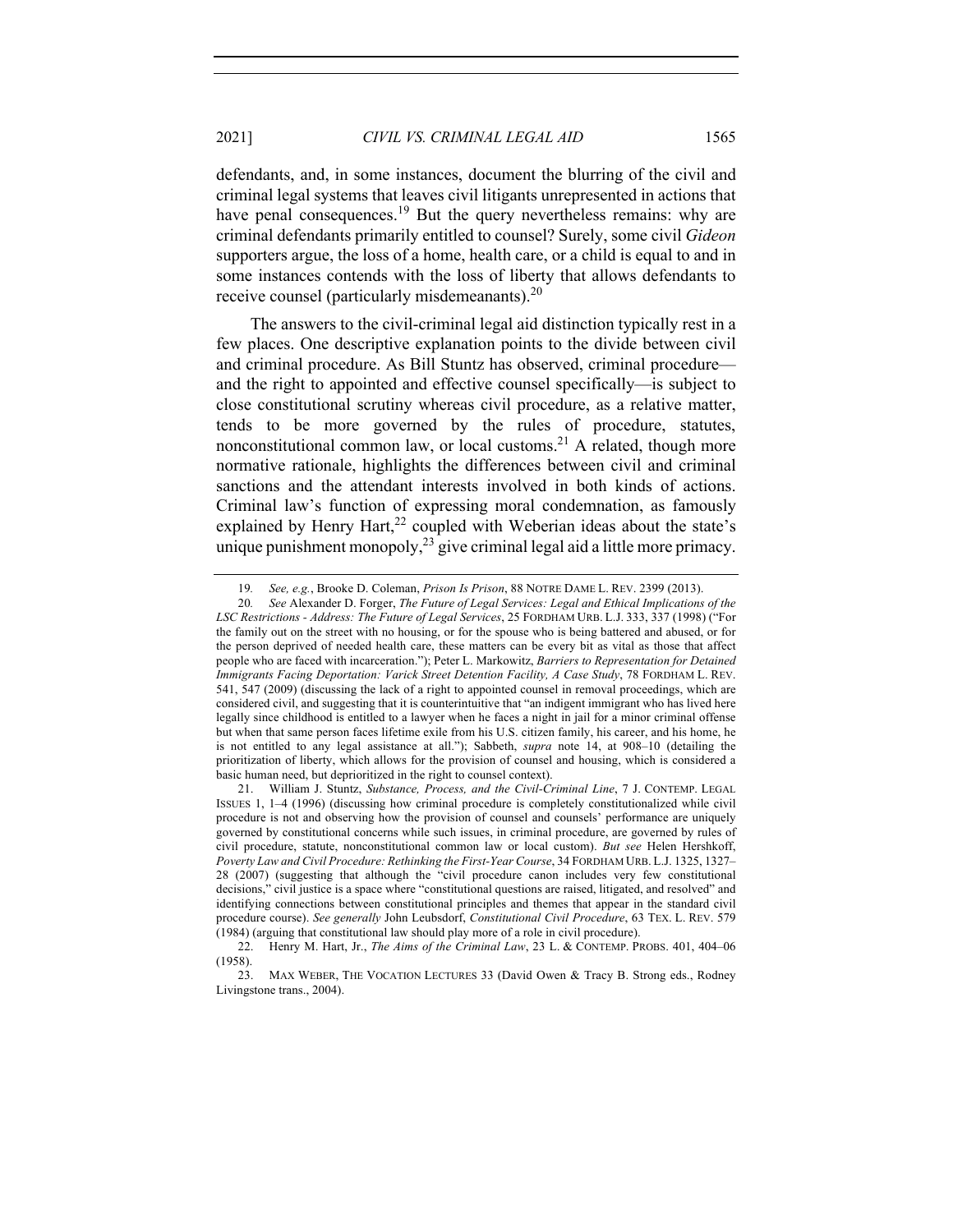defendants, and, in some instances, document the blurring of the civil and criminal legal systems that leaves civil litigants unrepresented in actions that have penal consequences.[19] But the query nevertheless remains: why are criminal defendants primarily entitled to counsel? Surely, some civil *Gideon* supporters argue, the loss of a home, health care, or a child is equal to and in some instances contends with the loss of liberty that allows defendants to receive counsel (particularly misdemeanants).[20]

The answers to the civil-criminal legal aid distinction typically rest in a few places. One descriptive explanation points to the divide between civil and criminal procedure. As Bill Stuntz has observed, criminal procedure—and the right to appointed and effective counsel specifically—is subject to close constitutional scrutiny whereas civil procedure, as a relative matter, tends to be more governed by the rules of procedure, statutes, nonconstitutional common law, or local customs.[21] A related, though more normative rationale, highlights the differences between civil and criminal sanctions and the attendant interests involved in both kinds of actions. Criminal law's function of expressing moral condemnation, as famously explained by Henry Hart,[22] coupled with Weberian ideas about the state's unique punishment monopoly,[23] give criminal legal aid a little more primacy.

---

19. *See, e.g.*, Brooke D. Coleman, *Prison Is Prison*, 88 NOTRE DAME L. REV. 2399 (2013).

20. *See* Alexander D. Forger, *The Future of Legal Services: Legal and Ethical Implications of the LSC Restrictions - Address: The Future of Legal Services*, 25 FORDHAM URB. L.J. 333, 337 (1998) ("For the family out on the street with no housing, or for the spouse who is being battered and abused, or for the person deprived of needed health care, these matters can be every bit as vital as those that affect people who are faced with incarceration."); Peter L. Markowitz, *Barriers to Representation for Detained Immigrants Facing Deportation: Varick Street Detention Facility, A Case Study*, 78 FORDHAM L. REV. 541, 547 (2009) (discussing the lack of a right to appointed counsel in removal proceedings, which are considered civil, and suggesting that it is counterintuitive that "an indigent immigrant who has lived here legally since childhood is entitled to a lawyer when he faces a night in jail for a minor criminal offense but when that same person faces lifetime exile from his U.S. citizen family, his career, and his home, he is not entitled to any legal assistance at all."); Sabbeth, *supra* note 14, at 908–10 (detailing the prioritization of liberty, which allows for the provision of counsel and housing, which is considered a basic human need, but deprioritized in the right to counsel context).

21. William J. Stuntz, *Substance, Process, and the Civil-Criminal Line*, 7 J. CONTEMP. LEGAL ISSUES 1, 1–4 (1996) (discussing how criminal procedure is completely constitutionalized while civil procedure is not and observing how the provision of counsel and counsels' performance are uniquely governed by constitutional concerns while such issues, in criminal procedure, are governed by rules of civil procedure, statute, nonconstitutional common law or local custom). *But see* Helen Hershkoff, *Poverty Law and Civil Procedure: Rethinking the First-Year Course*, 34 FORDHAM URB. L.J. 1325, 1327–28 (2007) (suggesting that although the "civil procedure canon includes very few constitutional decisions," civil justice is a space where "constitutional questions are raised, litigated, and resolved" and identifying connections between constitutional principles and themes that appear in the standard civil procedure course). *See generally* John Leubsdorf, *Constitutional Civil Procedure*, 63 TEX. L. REV. 579 (1984) (arguing that constitutional law should play more of a role in civil procedure).

22. Henry M. Hart, Jr., *The Aims of the Criminal Law*, 23 L. & CONTEMP. PROBS. 401, 404–06 (1958).

23. MAX WEBER, THE VOCATION LECTURES 33 (David Owen & Tracy B. Strong eds., Rodney Livingstone trans., 2004).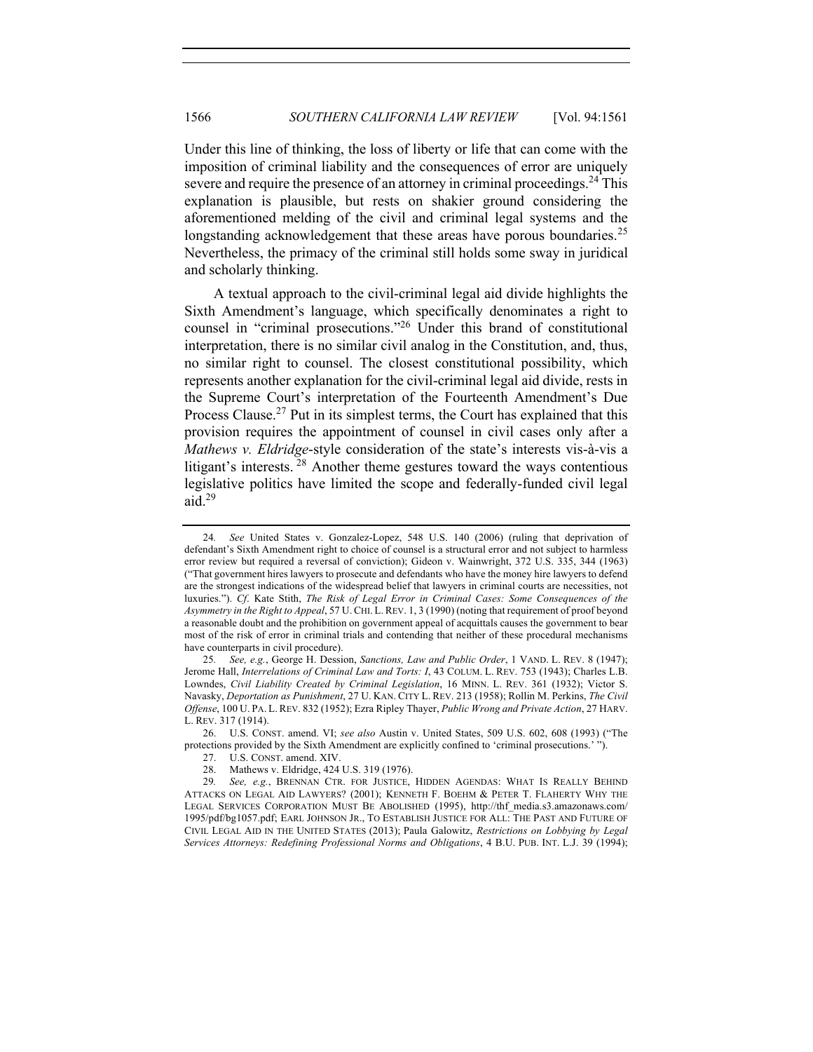Under this line of thinking, the loss of liberty or life that can come with the imposition of criminal liability and the consequences of error are uniquely severe and require the presence of an attorney in criminal proceedings.[24] This explanation is plausible, but rests on shakier ground considering the aforementioned melding of the civil and criminal legal systems and the longstanding acknowledgement that these areas have porous boundaries.[25] Nevertheless, the primacy of the criminal still holds some sway in juridical and scholarly thinking.

A textual approach to the civil-criminal legal aid divide highlights the Sixth Amendment's language, which specifically denominates a right to counsel in "criminal prosecutions."[26] Under this brand of constitutional interpretation, there is no similar civil analog in the Constitution, and, thus, no similar right to counsel. The closest constitutional possibility, which represents another explanation for the civil-criminal legal aid divide, rests in the Supreme Court's interpretation of the Fourteenth Amendment's Due Process Clause.[27] Put in its simplest terms, the Court has explained that this provision requires the appointment of counsel in civil cases only after a *Mathews v. Eldridge*-style consideration of the state's interests vis-à-vis a litigant's interests.[28] Another theme gestures toward the ways contentious legislative politics have limited the scope and federally-funded civil legal aid.[29]

---

24. *See* United States v. Gonzalez-Lopez, 548 U.S. 140 (2006) (ruling that deprivation of defendant's Sixth Amendment right to choice of counsel is a structural error and not subject to harmless error review but required a reversal of conviction); Gideon v. Wainwright, 372 U.S. 335, 344 (1963) ("That government hires lawyers to prosecute and defendants who have the money hire lawyers to defend are the strongest indications of the widespread belief that lawyers in criminal courts are necessities, not luxuries."). *Cf.* Kate Stith, *The Risk of Legal Error in Criminal Cases: Some Consequences of the Asymmetry in the Right to Appeal*, 57 U. CHI. L. REV. 1, 3 (1990) (noting that requirement of proof beyond a reasonable doubt and the prohibition on government appeal of acquittals causes the government to bear most of the risk of error in criminal trials and contending that neither of these procedural mechanisms have counterparts in civil procedure).

25. *See, e.g.*, George H. Dession, *Sanctions, Law and Public Order*, 1 VAND. L. REV. 8 (1947); Jerome Hall, *Interrelations of Criminal Law and Torts: I*, 43 COLUM. L. REV. 753 (1943); Charles L.B. Lowndes, *Civil Liability Created by Criminal Legislation*, 16 MINN. L. REV. 361 (1932); Victor S. Navasky, *Deportation as Punishment*, 27 U. KAN. CITY L. REV. 213 (1958); Rollin M. Perkins, *The Civil Offense*, 100 U. PA. L. REV. 832 (1952); Ezra Ripley Thayer, *Public Wrong and Private Action*, 27 HARV. L. REV. 317 (1914).

26. U.S. CONST. amend. VI; *see also* Austin v. United States, 509 U.S. 602, 608 (1993) ("The protections provided by the Sixth Amendment are explicitly confined to 'criminal prosecutions.' ").

27. U.S. CONST. amend. XIV.

28. Mathews v. Eldridge, 424 U.S. 319 (1976).

29. *See, e.g.*, BRENNAN CTR. FOR JUSTICE, HIDDEN AGENDAS: WHAT IS REALLY BEHIND ATTACKS ON LEGAL AID LAWYERS? (2001); KENNETH F. BOEHM & PETER T. FLAHERTY WHY THE LEGAL SERVICES CORPORATION MUST BE ABOLISHED (1995), http://thf_media.s3.amazonaws.com/1995/pdf/bg1057.pdf; EARL JOHNSON JR., TO ESTABLISH JUSTICE FOR ALL: THE PAST AND FUTURE OF CIVIL LEGAL AID IN THE UNITED STATES (2013); Paula Galowitz, *Restrictions on Lobbying by Legal Services Attorneys: Redefining Professional Norms and Obligations*, 4 B.U. PUB. INT. L.J. 39 (1994);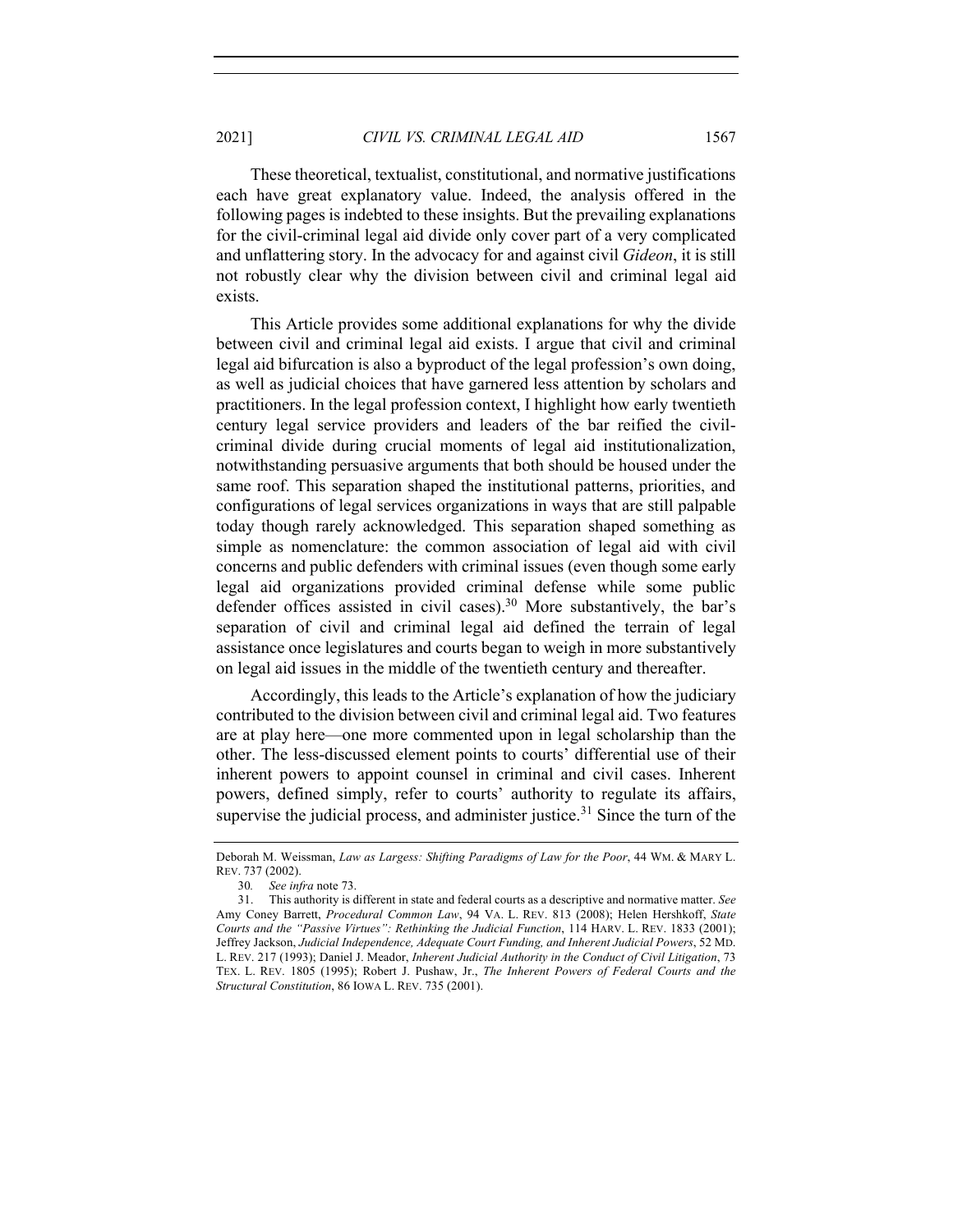These theoretical, textualist, constitutional, and normative justifications each have great explanatory value. Indeed, the analysis offered in the following pages is indebted to these insights. But the prevailing explanations for the civil-criminal legal aid divide only cover part of a very complicated and unflattering story. In the advocacy for and against civil *Gideon*, it is still not robustly clear why the division between civil and criminal legal aid exists.

This Article provides some additional explanations for why the divide between civil and criminal legal aid exists. I argue that civil and criminal legal aid bifurcation is also a byproduct of the legal profession's own doing, as well as judicial choices that have garnered less attention by scholars and practitioners. In the legal profession context, I highlight how early twentieth century legal service providers and leaders of the bar reified the civil-criminal divide during crucial moments of legal aid institutionalization, notwithstanding persuasive arguments that both should be housed under the same roof. This separation shaped the institutional patterns, priorities, and configurations of legal services organizations in ways that are still palpable today though rarely acknowledged. This separation shaped something as simple as nomenclature: the common association of legal aid with civil concerns and public defenders with criminal issues (even though some early legal aid organizations provided criminal defense while some public defender offices assisted in civil cases).[30] More substantively, the bar's separation of civil and criminal legal aid defined the terrain of legal assistance once legislatures and courts began to weigh in more substantively on legal aid issues in the middle of the twentieth century and thereafter.

Accordingly, this leads to the Article's explanation of how the judiciary contributed to the division between civil and criminal legal aid. Two features are at play here—one more commented upon in legal scholarship than the other. The less-discussed element points to courts' differential use of their inherent powers to appoint counsel in criminal and civil cases. Inherent powers, defined simply, refer to courts' authority to regulate its affairs, supervise the judicial process, and administer justice.[31] Since the turn of the

---

Deborah M. Weissman, *Law as Largess: Shifting Paradigms of Law for the Poor*, 44 WM. & MARY L. REV. 737 (2002).

30. *See infra* note 73.

31. This authority is different in state and federal courts as a descriptive and normative matter. *See* Amy Coney Barrett, *Procedural Common Law*, 94 VA. L. REV. 813 (2008); Helen Hershkoff, *State Courts and the "Passive Virtues": Rethinking the Judicial Function*, 114 HARV. L. REV. 1833 (2001); Jeffrey Jackson, *Judicial Independence, Adequate Court Funding, and Inherent Judicial Powers*, 52 MD. L. REV. 217 (1993); Daniel J. Meador, *Inherent Judicial Authority in the Conduct of Civil Litigation*, 73 TEX. L. REV. 1805 (1995); Robert J. Pushaw, Jr., *The Inherent Powers of Federal Courts and the Structural Constitution*, 86 IOWA L. REV. 735 (2001).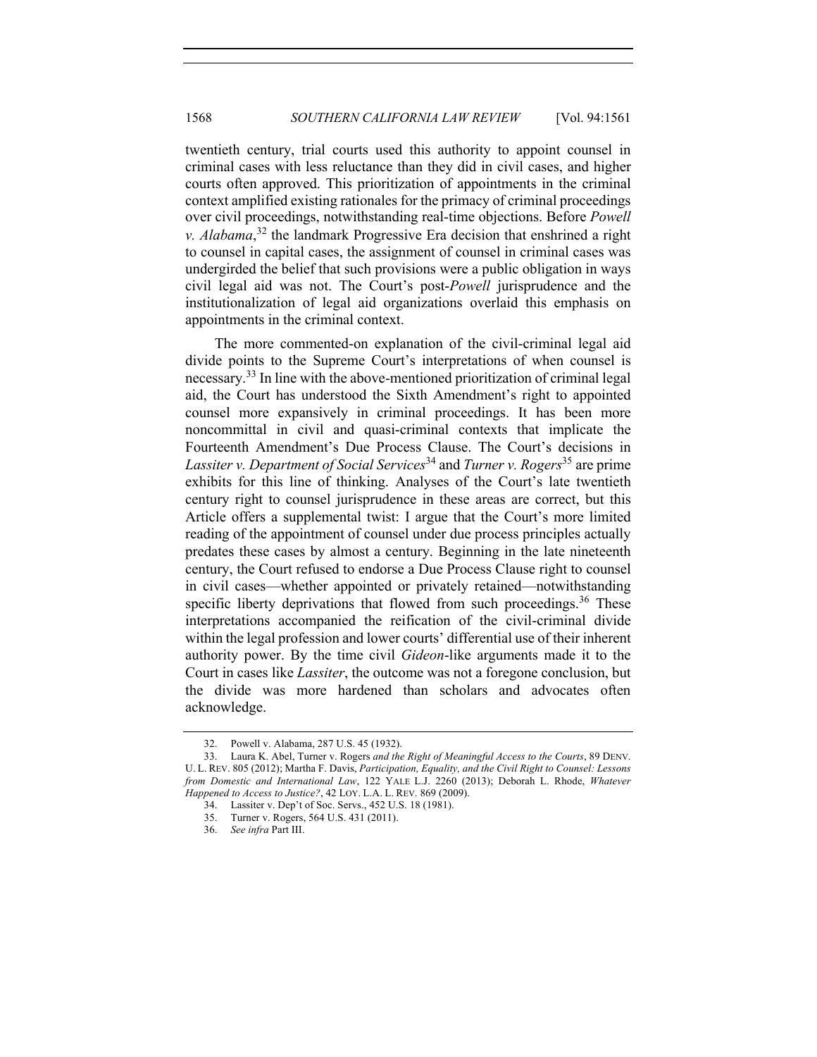twentieth century, trial courts used this authority to appoint counsel in criminal cases with less reluctance than they did in civil cases, and higher courts often approved. This prioritization of appointments in the criminal context amplified existing rationales for the primacy of criminal proceedings over civil proceedings, notwithstanding real-time objections. Before *Powell v. Alabama*,[32] the landmark Progressive Era decision that enshrined a right to counsel in capital cases, the assignment of counsel in criminal cases was undergirded the belief that such provisions were a public obligation in ways civil legal aid was not. The Court's post-*Powell* jurisprudence and the institutionalization of legal aid organizations overlaid this emphasis on appointments in the criminal context.

The more commented-on explanation of the civil-criminal legal aid divide points to the Supreme Court's interpretations of when counsel is necessary.[33] In line with the above-mentioned prioritization of criminal legal aid, the Court has understood the Sixth Amendment's right to appointed counsel more expansively in criminal proceedings. It has been more noncommittal in civil and quasi-criminal contexts that implicate the Fourteenth Amendment's Due Process Clause. The Court's decisions in *Lassiter v. Department of Social Services*[34] and *Turner v. Rogers*[35] are prime exhibits for this line of thinking. Analyses of the Court's late twentieth century right to counsel jurisprudence in these areas are correct, but this Article offers a supplemental twist: I argue that the Court's more limited reading of the appointment of counsel under due process principles actually predates these cases by almost a century. Beginning in the late nineteenth century, the Court refused to endorse a Due Process Clause right to counsel in civil cases—whether appointed or privately retained—notwithstanding specific liberty deprivations that flowed from such proceedings.[36] These interpretations accompanied the reification of the civil-criminal divide within the legal profession and lower courts' differential use of their inherent authority power. By the time civil *Gideon*-like arguments made it to the Court in cases like *Lassiter*, the outcome was not a foregone conclusion, but the divide was more hardened than scholars and advocates often acknowledge.

---

32. Powell v. Alabama, 287 U.S. 45 (1932).

33. Laura K. Abel, Turner v. Rogers *and the Right of Meaningful Access to the Courts*, 89 DENV. U. L. REV. 805 (2012); Martha F. Davis, *Participation, Equality, and the Civil Right to Counsel: Lessons from Domestic and International Law*, 122 YALE L.J. 2260 (2013); Deborah L. Rhode, *Whatever Happened to Access to Justice?*, 42 LOY. L.A. L. REV. 869 (2009).

34. Lassiter v. Dep't of Soc. Servs., 452 U.S. 18 (1981).

35. Turner v. Rogers, 564 U.S. 431 (2011).

36. *See infra* Part III.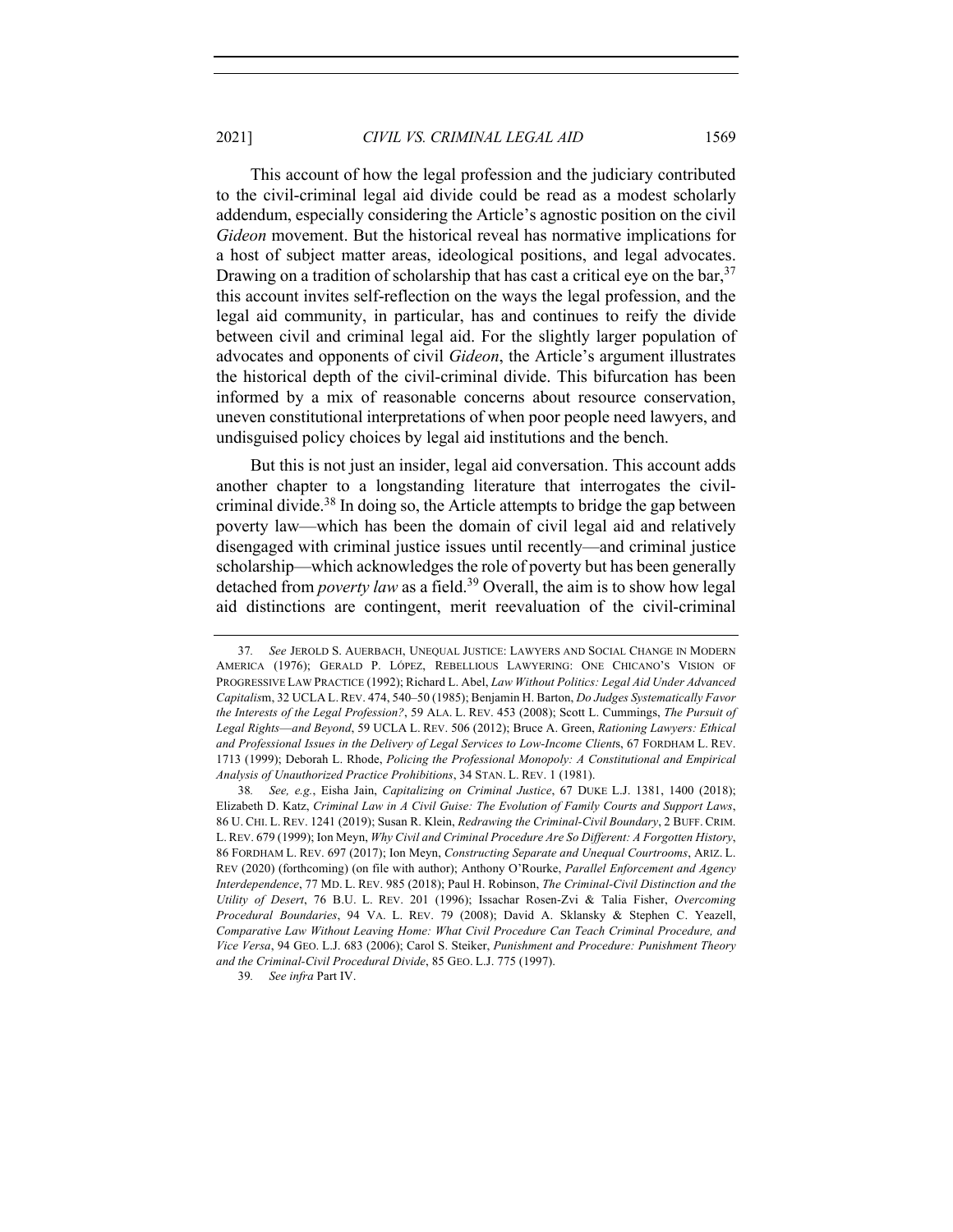This account of how the legal profession and the judiciary contributed to the civil-criminal legal aid divide could be read as a modest scholarly addendum, especially considering the Article's agnostic position on the civil *Gideon* movement. But the historical reveal has normative implications for a host of subject matter areas, ideological positions, and legal advocates. Drawing on a tradition of scholarship that has cast a critical eye on the bar,[37] this account invites self-reflection on the ways the legal profession, and the legal aid community, in particular, has and continues to reify the divide between civil and criminal legal aid. For the slightly larger population of advocates and opponents of civil *Gideon*, the Article's argument illustrates the historical depth of the civil-criminal divide. This bifurcation has been informed by a mix of reasonable concerns about resource conservation, uneven constitutional interpretations of when poor people need lawyers, and undisguised policy choices by legal aid institutions and the bench.

But this is not just an insider, legal aid conversation. This account adds another chapter to a longstanding literature that interrogates the civil-criminal divide.[38] In doing so, the Article attempts to bridge the gap between poverty law—which has been the domain of civil legal aid and relatively disengaged with criminal justice issues until recently—and criminal justice scholarship—which acknowledges the role of poverty but has been generally detached from *poverty law* as a field.[39] Overall, the aim is to show how legal aid distinctions are contingent, merit reevaluation of the civil-criminal

---

37. *See* JEROLD S. AUERBACH, UNEQUAL JUSTICE: LAWYERS AND SOCIAL CHANGE IN MODERN AMERICA (1976); GERALD P. LÓPEZ, REBELLIOUS LAWYERING: ONE CHICANO'S VISION OF PROGRESSIVE LAW PRACTICE (1992); Richard L. Abel, *Law Without Politics: Legal Aid Under Advanced Capitalism*, 32 UCLA L. REV. 474, 540–50 (1985); Benjamin H. Barton, *Do Judges Systematically Favor the Interests of the Legal Profession?*, 59 ALA. L. REV. 453 (2008); Scott L. Cummings, *The Pursuit of Legal Rights—and Beyond*, 59 UCLA L. REV. 506 (2012); Bruce A. Green, *Rationing Lawyers: Ethical and Professional Issues in the Delivery of Legal Services to Low-Income Clients*, 67 FORDHAM L. REV. 1713 (1999); Deborah L. Rhode, *Policing the Professional Monopoly: A Constitutional and Empirical Analysis of Unauthorized Practice Prohibitions*, 34 STAN. L. REV. 1 (1981).

38. *See, e.g.*, Eisha Jain, *Capitalizing on Criminal Justice*, 67 DUKE L.J. 1381, 1400 (2018); Elizabeth D. Katz, *Criminal Law in A Civil Guise: The Evolution of Family Courts and Support Laws*, 86 U. CHI. L. REV. 1241 (2019); Susan R. Klein, *Redrawing the Criminal-Civil Boundary*, 2 BUFF. CRIM. L. REV. 679 (1999); Ion Meyn, *Why Civil and Criminal Procedure Are So Different: A Forgotten History*, 86 FORDHAM L. REV. 697 (2017); Ion Meyn, *Constructing Separate and Unequal Courtrooms*, ARIZ. L. REV (2020) (forthcoming) (on file with author); Anthony O'Rourke, *Parallel Enforcement and Agency Interdependence*, 77 MD. L. REV. 985 (2018); Paul H. Robinson, *The Criminal-Civil Distinction and the Utility of Desert*, 76 B.U. L. REV. 201 (1996); Issachar Rosen-Zvi & Talia Fisher, *Overcoming Procedural Boundaries*, 94 VA. L. REV. 79 (2008); David A. Sklansky & Stephen C. Yeazell, *Comparative Law Without Leaving Home: What Civil Procedure Can Teach Criminal Procedure, and Vice Versa*, 94 GEO. L.J. 683 (2006); Carol S. Steiker, *Punishment and Procedure: Punishment Theory and the Criminal-Civil Procedural Divide*, 85 GEO. L.J. 775 (1997).

39. *See infra* Part IV.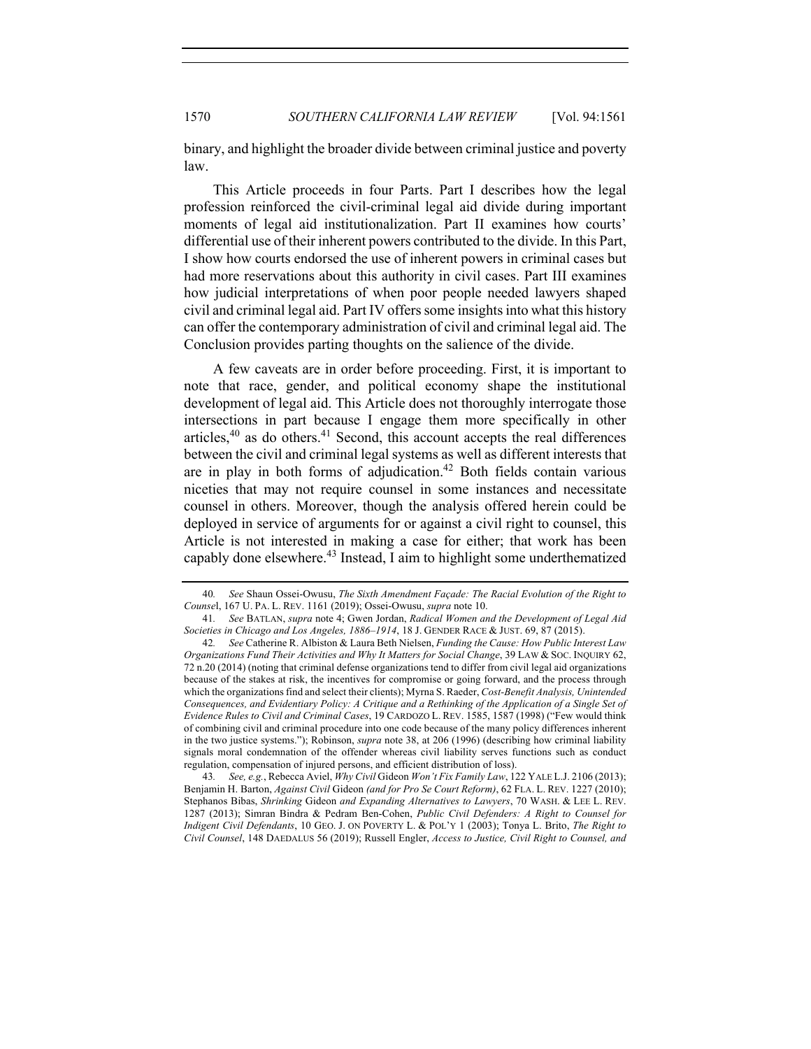binary, and highlight the broader divide between criminal justice and poverty law.

This Article proceeds in four Parts. Part I describes how the legal profession reinforced the civil-criminal legal aid divide during important moments of legal aid institutionalization. Part II examines how courts' differential use of their inherent powers contributed to the divide. In this Part, I show how courts endorsed the use of inherent powers in criminal cases but had more reservations about this authority in civil cases. Part III examines how judicial interpretations of when poor people needed lawyers shaped civil and criminal legal aid. Part IV offers some insights into what this history can offer the contemporary administration of civil and criminal legal aid. The Conclusion provides parting thoughts on the salience of the divide.

A few caveats are in order before proceeding. First, it is important to note that race, gender, and political economy shape the institutional development of legal aid. This Article does not thoroughly interrogate those intersections in part because I engage them more specifically in other articles,[40] as do others.[41] Second, this account accepts the real differences between the civil and criminal legal systems as well as different interests that are in play in both forms of adjudication.[42] Both fields contain various niceties that may not require counsel in some instances and necessitate counsel in others. Moreover, though the analysis offered herein could be deployed in service of arguments for or against a civil right to counsel, this Article is not interested in making a case for either; that work has been capably done elsewhere.[43] Instead, I aim to highlight some underthematized

---

40. *See* Shaun Ossei-Owusu, *The Sixth Amendment Façade: The Racial Evolution of the Right to Counsel*, 167 U. PA. L. REV. 1161 (2019); Ossei-Owusu, *supra* note 10.

41. *See* BATLAN, *supra* note 4; Gwen Jordan, *Radical Women and the Development of Legal Aid Societies in Chicago and Los Angeles, 1886–1914*, 18 J. GENDER RACE & JUST. 69, 87 (2015).

42. *See* Catherine R. Albiston & Laura Beth Nielsen, *Funding the Cause: How Public Interest Law Organizations Fund Their Activities and Why It Matters for Social Change*, 39 LAW & SOC. INQUIRY 62, 72 n.20 (2014) (noting that criminal defense organizations tend to differ from civil legal aid organizations because of the stakes at risk, the incentives for compromise or going forward, and the process through which the organizations find and select their clients); Myrna S. Raeder, *Cost-Benefit Analysis, Unintended Consequences, and Evidentiary Policy: A Critique and a Rethinking of the Application of a Single Set of Evidence Rules to Civil and Criminal Cases*, 19 CARDOZO L. REV. 1585, 1587 (1998) ("Few would think of combining civil and criminal procedure into one code because of the many policy differences inherent in the two justice systems."); Robinson, *supra* note 38, at 206 (1996) (describing how criminal liability signals moral condemnation of the offender whereas civil liability serves functions such as conduct regulation, compensation of injured persons, and efficient distribution of loss).

43. *See, e.g.*, Rebecca Aviel, *Why Civil* Gideon *Won't Fix Family Law*, 122 YALE L.J. 2106 (2013); Benjamin H. Barton, *Against Civil* Gideon *(and for Pro Se Court Reform)*, 62 FLA. L. REV. 1227 (2010); Stephanos Bibas, *Shrinking* Gideon *and Expanding Alternatives to Lawyers*, 70 WASH. & LEE L. REV. 1287 (2013); Simran Bindra & Pedram Ben-Cohen, *Public Civil Defenders: A Right to Counsel for Indigent Civil Defendants*, 10 GEO. J. ON POVERTY L. & POL'Y 1 (2003); Tonya L. Brito, *The Right to Civil Counsel*, 148 DAEDALUS 56 (2019); Russell Engler, *Access to Justice, Civil Right to Counsel, and*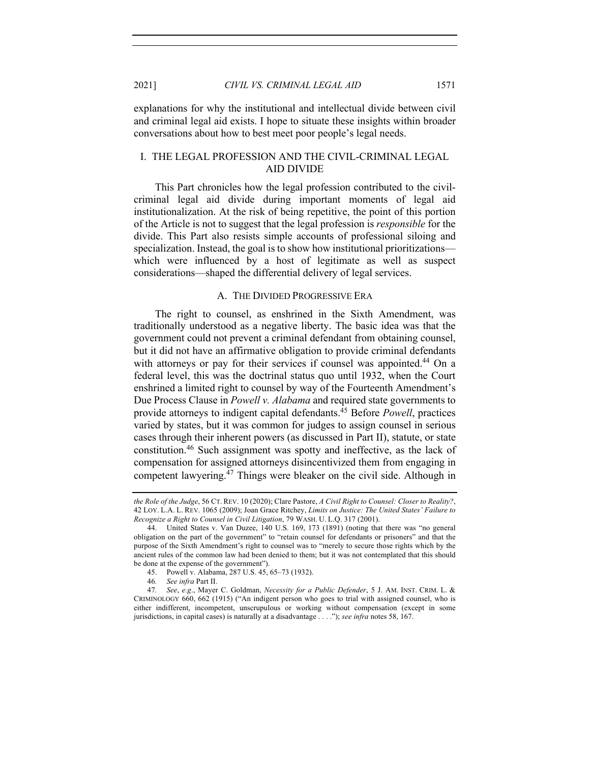explanations for why the institutional and intellectual divide between civil and criminal legal aid exists. I hope to situate these insights within broader conversations about how to best meet poor people's legal needs.

## I. THE LEGAL PROFESSION AND THE CIVIL-CRIMINAL LEGAL AID DIVIDE

This Part chronicles how the legal profession contributed to the civil-criminal legal aid divide during important moments of legal aid institutionalization. At the risk of being repetitive, the point of this portion of the Article is not to suggest that the legal profession is *responsible* for the divide. This Part also resists simple accounts of professional siloing and specialization. Instead, the goal is to show how institutional prioritizations—which were influenced by a host of legitimate as well as suspect considerations—shaped the differential delivery of legal services.

### A. THE DIVIDED PROGRESSIVE ERA

The right to counsel, as enshrined in the Sixth Amendment, was traditionally understood as a negative liberty. The basic idea was that the government could not prevent a criminal defendant from obtaining counsel, but it did not have an affirmative obligation to provide criminal defendants with attorneys or pay for their services if counsel was appointed.[44] On a federal level, this was the doctrinal status quo until 1932, when the Court enshrined a limited right to counsel by way of the Fourteenth Amendment's Due Process Clause in *Powell v. Alabama* and required state governments to provide attorneys to indigent capital defendants.[45] Before *Powell*, practices varied by states, but it was common for judges to assign counsel in serious cases through their inherent powers (as discussed in Part II), statute, or state constitution.[46] Such assignment was spotty and ineffective, as the lack of compensation for assigned attorneys disincentivized them from engaging in competent lawyering.[47] Things were bleaker on the civil side. Although in

---

*the Role of the Judge*, 56 CT. REV. 10 (2020); Clare Pastore, *A Civil Right to Counsel: Closer to Reality?*, 42 LOY. L.A. L. REV. 1065 (2009); Joan Grace Ritchey, *Limits on Justice: The United States' Failure to Recognize a Right to Counsel in Civil Litigation*, 79 WASH. U. L.Q. 317 (2001).

44. United States v. Van Duzee, 140 U.S. 169, 173 (1891) (noting that there was "no general obligation on the part of the government" to "retain counsel for defendants or prisoners" and that the purpose of the Sixth Amendment's right to counsel was to "merely to secure those rights which by the ancient rules of the common law had been denied to them; but it was not contemplated that this should be done at the expense of the government").

45. Powell v. Alabama, 287 U.S. 45, 65–73 (1932).

46. *See infra* Part II.

47. *See*, *e.g.*, Mayer C. Goldman, *Necessity for a Public Defender*, 5 J. AM. INST. CRIM. L. & CRIMINOLOGY 660, 662 (1915) ("An indigent person who goes to trial with assigned counsel, who is either indifferent, incompetent, unscrupulous or working without compensation (except in some jurisdictions, in capital cases) is naturally at a disadvantage . . . ."); *see infra* notes 58, 167.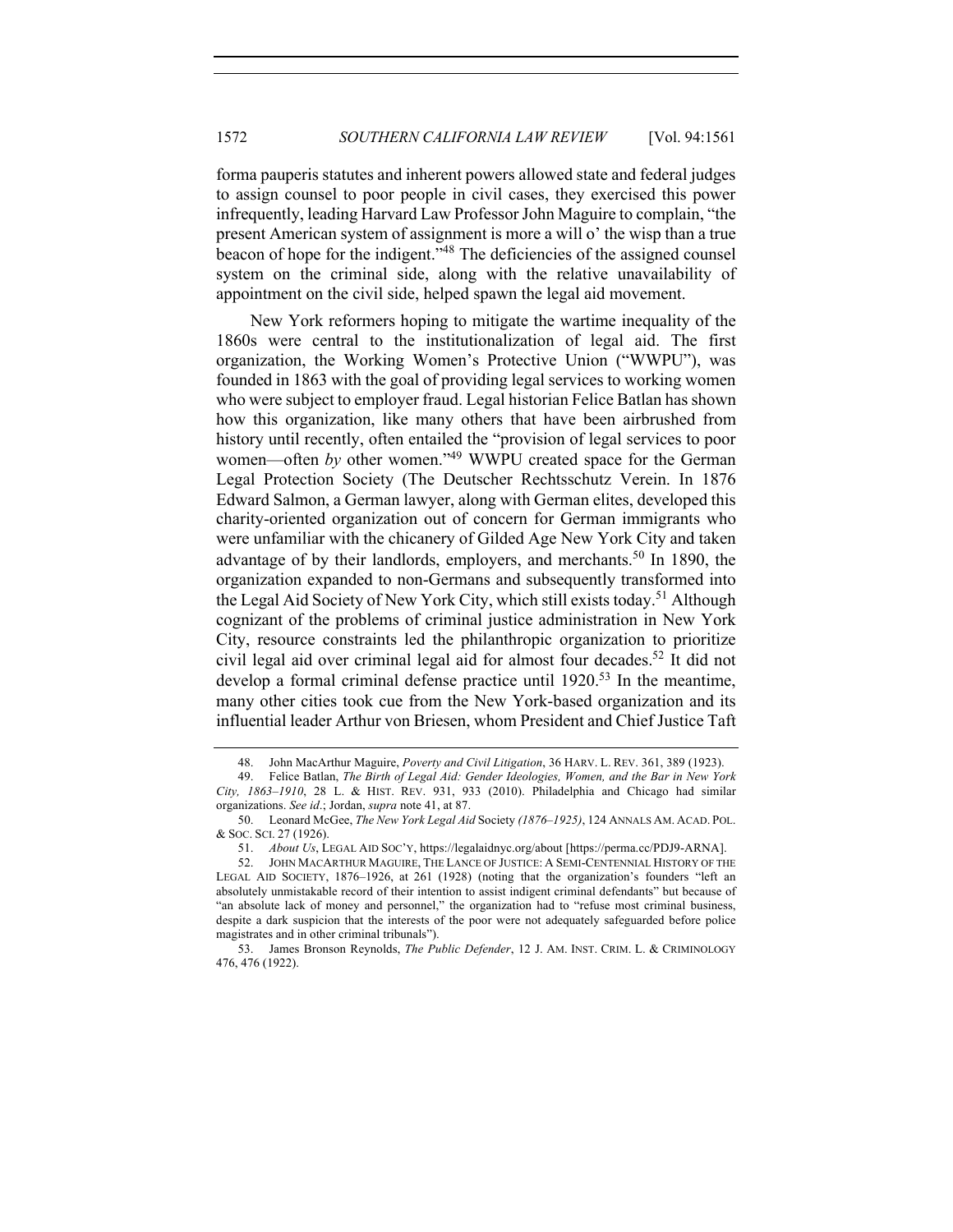forma pauperis statutes and inherent powers allowed state and federal judges to assign counsel to poor people in civil cases, they exercised this power infrequently, leading Harvard Law Professor John Maguire to complain, "the present American system of assignment is more a will o' the wisp than a true beacon of hope for the indigent."[48] The deficiencies of the assigned counsel system on the criminal side, along with the relative unavailability of appointment on the civil side, helped spawn the legal aid movement.

New York reformers hoping to mitigate the wartime inequality of the 1860s were central to the institutionalization of legal aid. The first organization, the Working Women's Protective Union ("WWPU"), was founded in 1863 with the goal of providing legal services to working women who were subject to employer fraud. Legal historian Felice Batlan has shown how this organization, like many others that have been airbrushed from history until recently, often entailed the "provision of legal services to poor women—often *by* other women."[49] WWPU created space for the German Legal Protection Society (The Deutscher Rechtsschutz Verein. In 1876 Edward Salmon, a German lawyer, along with German elites, developed this charity-oriented organization out of concern for German immigrants who were unfamiliar with the chicanery of Gilded Age New York City and taken advantage of by their landlords, employers, and merchants.[50] In 1890, the organization expanded to non-Germans and subsequently transformed into the Legal Aid Society of New York City, which still exists today.[51] Although cognizant of the problems of criminal justice administration in New York City, resource constraints led the philanthropic organization to prioritize civil legal aid over criminal legal aid for almost four decades.[52] It did not develop a formal criminal defense practice until 1920.[53] In the meantime, many other cities took cue from the New York-based organization and its influential leader Arthur von Briesen, whom President and Chief Justice Taft

48. John MacArthur Maguire, *Poverty and Civil Litigation*, 36 HARV. L. REV. 361, 389 (1923).

49. Felice Batlan, *The Birth of Legal Aid: Gender Ideologies, Women, and the Bar in New York City, 1863–1910*, 28 L. & HIST. REV. 931, 933 (2010). Philadelphia and Chicago had similar organizations. *See id.*; Jordan, *supra* note 41, at 87.

50. Leonard McGee, *The New York Legal Aid* Society *(1876–1925)*, 124 ANNALS AM. ACAD. POL. & SOC. SCI. 27 (1926).

51. *About Us*, LEGAL AID SOC'Y, https://legalaidnyc.org/about [https://perma.cc/PDJ9-ARNA].

52. JOHN MACARTHUR MAGUIRE, THE LANCE OF JUSTICE: A SEMI-CENTENNIAL HISTORY OF THE LEGAL AID SOCIETY, 1876–1926, at 261 (1928) (noting that the organization's founders "left an absolutely unmistakable record of their intention to assist indigent criminal defendants" but because of "an absolute lack of money and personnel," the organization had to "refuse most criminal business, despite a dark suspicion that the interests of the poor were not adequately safeguarded before police magistrates and in other criminal tribunals").

53. James Bronson Reynolds, *The Public Defender*, 12 J. AM. INST. CRIM. L. & CRIMINOLOGY 476, 476 (1922).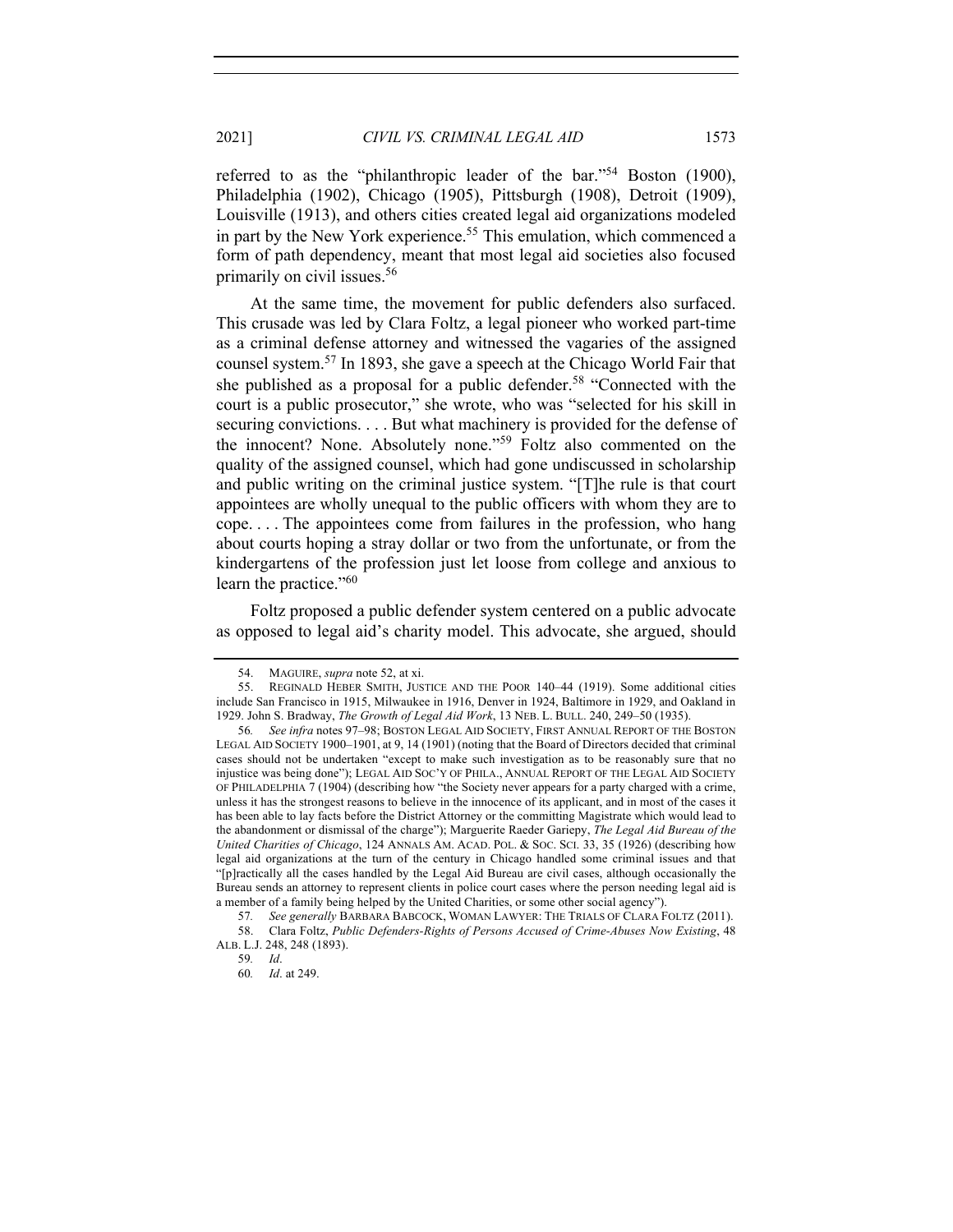referred to as the "philanthropic leader of the bar."[54] Boston (1900), Philadelphia (1902), Chicago (1905), Pittsburgh (1908), Detroit (1909), Louisville (1913), and others cities created legal aid organizations modeled in part by the New York experience.[55] This emulation, which commenced a form of path dependency, meant that most legal aid societies also focused primarily on civil issues.[56]

At the same time, the movement for public defenders also surfaced. This crusade was led by Clara Foltz, a legal pioneer who worked part-time as a criminal defense attorney and witnessed the vagaries of the assigned counsel system.[57] In 1893, she gave a speech at the Chicago World Fair that she published as a proposal for a public defender.[58] "Connected with the court is a public prosecutor," she wrote, who was "selected for his skill in securing convictions. . . . But what machinery is provided for the defense of the innocent? None. Absolutely none."[59] Foltz also commented on the quality of the assigned counsel, which had gone undiscussed in scholarship and public writing on the criminal justice system. "[T]he rule is that court appointees are wholly unequal to the public officers with whom they are to cope. . . . The appointees come from failures in the profession, who hang about courts hoping a stray dollar or two from the unfortunate, or from the kindergartens of the profession just let loose from college and anxious to learn the practice."[60]

Foltz proposed a public defender system centered on a public advocate as opposed to legal aid's charity model. This advocate, she argued, should

---

54. MAGUIRE, *supra* note 52, at xi.

55. REGINALD HEBER SMITH, JUSTICE AND THE POOR 140–44 (1919). Some additional cities include San Francisco in 1915, Milwaukee in 1916, Denver in 1924, Baltimore in 1929, and Oakland in 1929. John S. Bradway, *The Growth of Legal Aid Work*, 13 NEB. L. BULL. 240, 249–50 (1935).

56. *See infra* notes 97–98; BOSTON LEGAL AID SOCIETY, FIRST ANNUAL REPORT OF THE BOSTON LEGAL AID SOCIETY 1900–1901, at 9, 14 (1901) (noting that the Board of Directors decided that criminal cases should not be undertaken "except to make such investigation as to be reasonably sure that no injustice was being done"); LEGAL AID SOC'Y OF PHILA., ANNUAL REPORT OF THE LEGAL AID SOCIETY OF PHILADELPHIA 7 (1904) (describing how "the Society never appears for a party charged with a crime, unless it has the strongest reasons to believe in the innocence of its applicant, and in most of the cases it has been able to lay facts before the District Attorney or the committing Magistrate which would lead to the abandonment or dismissal of the charge"); Marguerite Raeder Gariepy, *The Legal Aid Bureau of the United Charities of Chicago*, 124 ANNALS AM. ACAD. POL. & SOC. SCI. 33, 35 (1926) (describing how legal aid organizations at the turn of the century in Chicago handled some criminal issues and that "[p]ractically all the cases handled by the Legal Aid Bureau are civil cases, although occasionally the Bureau sends an attorney to represent clients in police court cases where the person needing legal aid is a member of a family being helped by the United Charities, or some other social agency").

57. *See generally* BARBARA BABCOCK, WOMAN LAWYER: THE TRIALS OF CLARA FOLTZ (2011).

58. Clara Foltz, *Public Defenders-Rights of Persons Accused of Crime-Abuses Now Existing*, 48 ALB. L.J. 248, 248 (1893).

59. *Id*.

60. *Id*. at 249.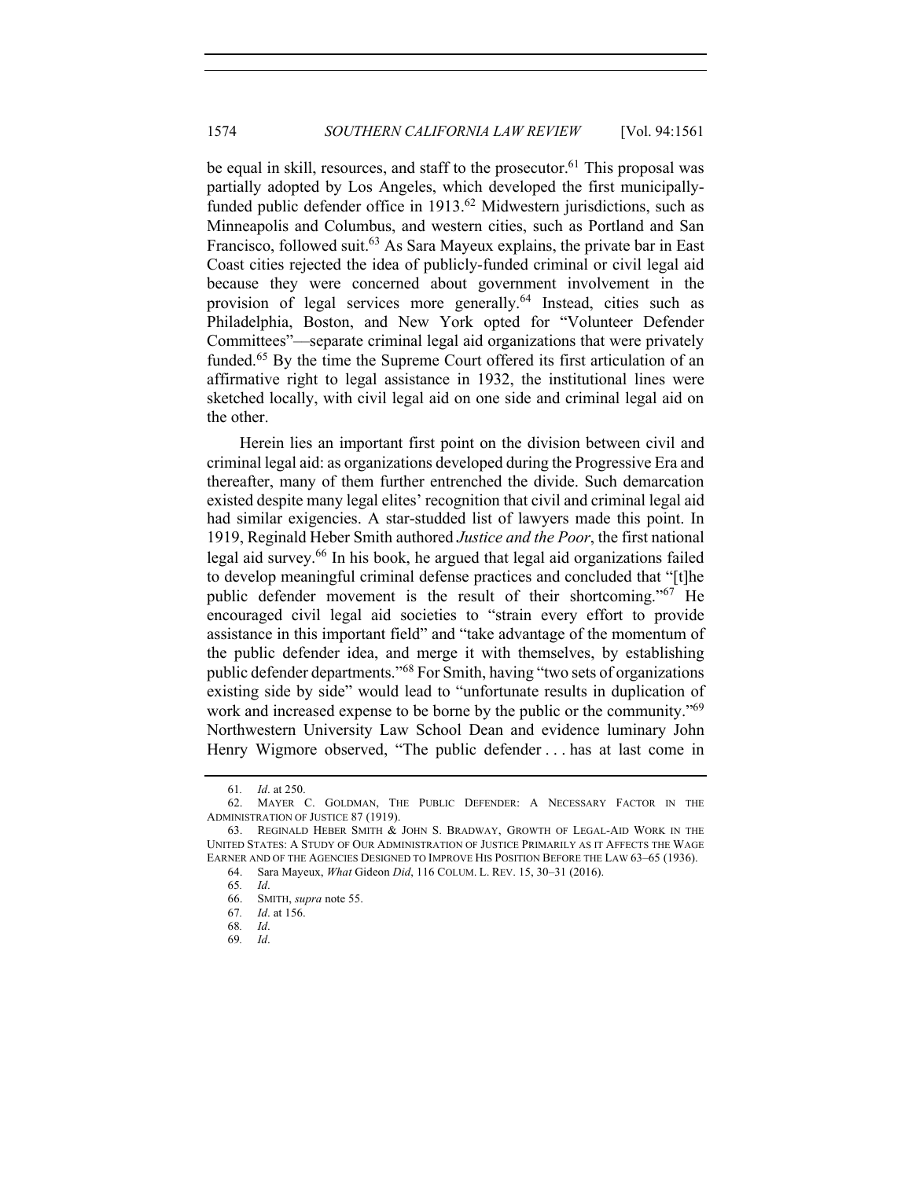be equal in skill, resources, and staff to the prosecutor.[61] This proposal was partially adopted by Los Angeles, which developed the first municipally-funded public defender office in 1913.[62] Midwestern jurisdictions, such as Minneapolis and Columbus, and western cities, such as Portland and San Francisco, followed suit.[63] As Sara Mayeux explains, the private bar in East Coast cities rejected the idea of publicly-funded criminal or civil legal aid because they were concerned about government involvement in the provision of legal services more generally.[64] Instead, cities such as Philadelphia, Boston, and New York opted for "Volunteer Defender Committees"—separate criminal legal aid organizations that were privately funded.[65] By the time the Supreme Court offered its first articulation of an affirmative right to legal assistance in 1932, the institutional lines were sketched locally, with civil legal aid on one side and criminal legal aid on the other.

Herein lies an important first point on the division between civil and criminal legal aid: as organizations developed during the Progressive Era and thereafter, many of them further entrenched the divide. Such demarcation existed despite many legal elites' recognition that civil and criminal legal aid had similar exigencies. A star-studded list of lawyers made this point. In 1919, Reginald Heber Smith authored *Justice and the Poor*, the first national legal aid survey.[66] In his book, he argued that legal aid organizations failed to develop meaningful criminal defense practices and concluded that "[t]he public defender movement is the result of their shortcoming."[67] He encouraged civil legal aid societies to "strain every effort to provide assistance in this important field" and "take advantage of the momentum of the public defender idea, and merge it with themselves, by establishing public defender departments."[68] For Smith, having "two sets of organizations existing side by side" would lead to "unfortunate results in duplication of work and increased expense to be borne by the public or the community."[69] Northwestern University Law School Dean and evidence luminary John Henry Wigmore observed, "The public defender . . . has at last come in

61. *Id*. at 250.

62. MAYER C. GOLDMAN, THE PUBLIC DEFENDER: A NECESSARY FACTOR IN THE ADMINISTRATION OF JUSTICE 87 (1919).

63. REGINALD HEBER SMITH & JOHN S. BRADWAY, GROWTH OF LEGAL-AID WORK IN THE UNITED STATES: A STUDY OF OUR ADMINISTRATION OF JUSTICE PRIMARILY AS IT AFFECTS THE WAGE EARNER AND OF THE AGENCIES DESIGNED TO IMPROVE HIS POSITION BEFORE THE LAW 63–65 (1936).

64. Sara Mayeux, *What* Gideon *Did*, 116 COLUM. L. REV. 15, 30–31 (2016).

65. *Id*.

66. SMITH, *supra* note 55.

67. *Id*. at 156.

68. *Id*.

69. *Id*.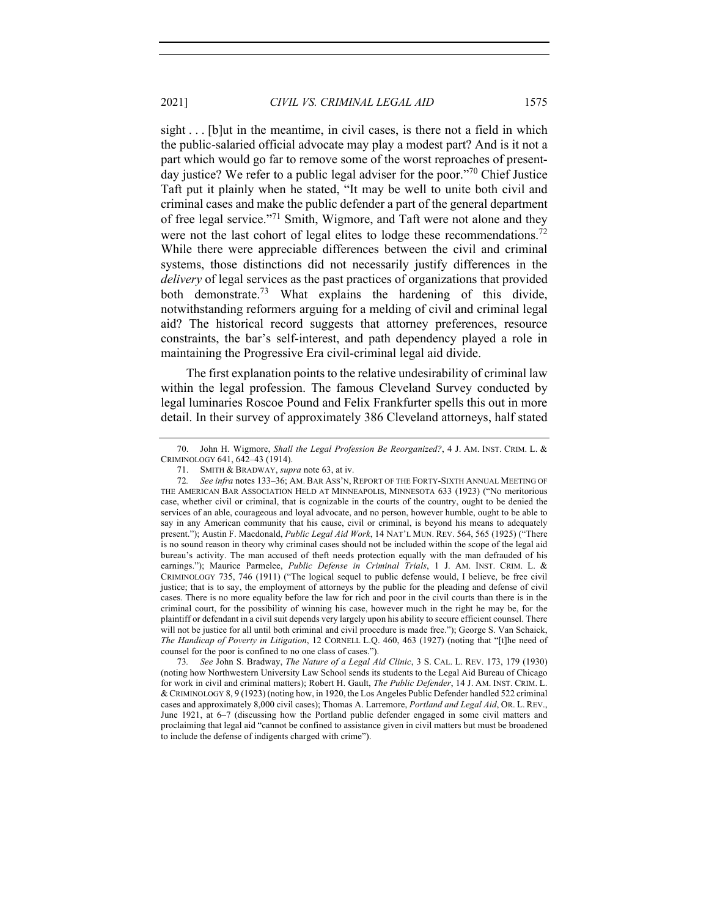sight . . . [b]ut in the meantime, in civil cases, is there not a field in which the public-salaried official advocate may play a modest part? And is it not a part which would go far to remove some of the worst reproaches of present-day justice? We refer to a public legal adviser for the poor."[70] Chief Justice Taft put it plainly when he stated, "It may be well to unite both civil and criminal cases and make the public defender a part of the general department of free legal service."[71] Smith, Wigmore, and Taft were not alone and they were not the last cohort of legal elites to lodge these recommendations.[72] While there were appreciable differences between the civil and criminal systems, those distinctions did not necessarily justify differences in the *delivery* of legal services as the past practices of organizations that provided both demonstrate.[73] What explains the hardening of this divide, notwithstanding reformers arguing for a melding of civil and criminal legal aid? The historical record suggests that attorney preferences, resource constraints, the bar's self-interest, and path dependency played a role in maintaining the Progressive Era civil-criminal legal aid divide.

The first explanation points to the relative undesirability of criminal law within the legal profession. The famous Cleveland Survey conducted by legal luminaries Roscoe Pound and Felix Frankfurter spells this out in more detail. In their survey of approximately 386 Cleveland attorneys, half stated

---

70. John H. Wigmore, *Shall the Legal Profession Be Reorganized?*, 4 J. AM. INST. CRIM. L. & CRIMINOLOGY 641, 642–43 (1914).

71. SMITH & BRADWAY, *supra* note 63, at iv.

72. *See infra* notes 133–36; AM. BAR ASS'N, REPORT OF THE FORTY-SIXTH ANNUAL MEETING OF THE AMERICAN BAR ASSOCIATION HELD AT MINNEAPOLIS, MINNESOTA 633 (1923) ("No meritorious case, whether civil or criminal, that is cognizable in the courts of the country, ought to be denied the services of an able, courageous and loyal advocate, and no person, however humble, ought to be able to say in any American community that his cause, civil or criminal, is beyond his means to adequately present."); Austin F. Macdonald, *Public Legal Aid Work*, 14 NAT'L MUN. REV. 564, 565 (1925) ("There is no sound reason in theory why criminal cases should not be included within the scope of the legal aid bureau's activity. The man accused of theft needs protection equally with the man defrauded of his earnings."); Maurice Parmelee, *Public Defense in Criminal Trials*, 1 J. AM. INST. CRIM. L. & CRIMINOLOGY 735, 746 (1911) ("The logical sequel to public defense would, I believe, be free civil justice; that is to say, the employment of attorneys by the public for the pleading and defense of civil cases. There is no more equality before the law for rich and poor in the civil courts than there is in the criminal court, for the possibility of winning his case, however much in the right he may be, for the plaintiff or defendant in a civil suit depends very largely upon his ability to secure efficient counsel. There will not be justice for all until both criminal and civil procedure is made free."); George S. Van Schaick, *The Handicap of Poverty in Litigation*, 12 CORNELL L.Q. 460, 463 (1927) (noting that "[t]he need of counsel for the poor is confined to no one class of cases.").

73. *See* John S. Bradway, *The Nature of a Legal Aid Clinic*, 3 S. CAL. L. REV. 173, 179 (1930) (noting how Northwestern University Law School sends its students to the Legal Aid Bureau of Chicago for work in civil and criminal matters); Robert H. Gault, *The Public Defender*, 14 J. AM. INST. CRIM. L. & CRIMINOLOGY 8, 9 (1923) (noting how, in 1920, the Los Angeles Public Defender handled 522 criminal cases and approximately 8,000 civil cases); Thomas A. Larremore, *Portland and Legal Aid*, OR. L. REV., June 1921, at 6–7 (discussing how the Portland public defender engaged in some civil matters and proclaiming that legal aid "cannot be confined to assistance given in civil matters but must be broadened to include the defense of indigents charged with crime").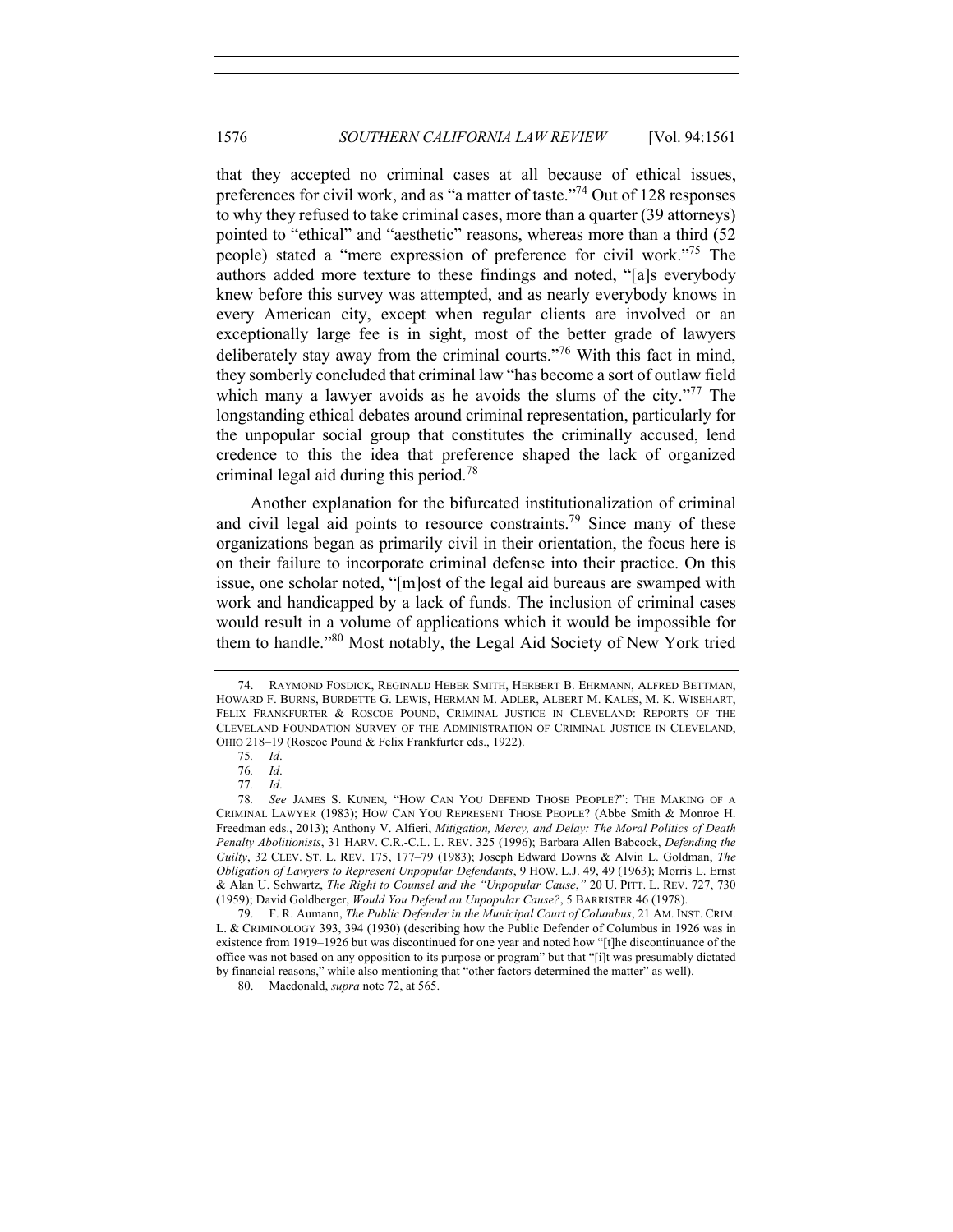that they accepted no criminal cases at all because of ethical issues, preferences for civil work, and as "a matter of taste."[74] Out of 128 responses to why they refused to take criminal cases, more than a quarter (39 attorneys) pointed to "ethical" and "aesthetic" reasons, whereas more than a third (52 people) stated a "mere expression of preference for civil work."[75] The authors added more texture to these findings and noted, "[a]s everybody knew before this survey was attempted, and as nearly everybody knows in every American city, except when regular clients are involved or an exceptionally large fee is in sight, most of the better grade of lawyers deliberately stay away from the criminal courts."[76] With this fact in mind, they somberly concluded that criminal law "has become a sort of outlaw field which many a lawyer avoids as he avoids the slums of the city."[77] The longstanding ethical debates around criminal representation, particularly for the unpopular social group that constitutes the criminally accused, lend credence to this the idea that preference shaped the lack of organized criminal legal aid during this period.[78]

Another explanation for the bifurcated institutionalization of criminal and civil legal aid points to resource constraints.[79] Since many of these organizations began as primarily civil in their orientation, the focus here is on their failure to incorporate criminal defense into their practice. On this issue, one scholar noted, "[m]ost of the legal aid bureaus are swamped with work and handicapped by a lack of funds. The inclusion of criminal cases would result in a volume of applications which it would be impossible for them to handle."[80] Most notably, the Legal Aid Society of New York tried

---

74. RAYMOND FOSDICK, REGINALD HEBER SMITH, HERBERT B. EHRMANN, ALFRED BETTMAN, HOWARD F. BURNS, BURDETTE G. LEWIS, HERMAN M. ADLER, ALBERT M. KALES, M. K. WISEHART, FELIX FRANKFURTER & ROSCOE POUND, CRIMINAL JUSTICE IN CLEVELAND: REPORTS OF THE CLEVELAND FOUNDATION SURVEY OF THE ADMINISTRATION OF CRIMINAL JUSTICE IN CLEVELAND, OHIO 218–19 (Roscoe Pound & Felix Frankfurter eds., 1922).

75. *Id*.

76. *Id*.

77. *Id*.

78. *See* JAMES S. KUNEN, "HOW CAN YOU DEFEND THOSE PEOPLE?": THE MAKING OF A CRIMINAL LAWYER (1983); HOW CAN YOU REPRESENT THOSE PEOPLE? (Abbe Smith & Monroe H. Freedman eds., 2013); Anthony V. Alfieri, *Mitigation, Mercy, and Delay: The Moral Politics of Death Penalty Abolitionists*, 31 HARV. C.R.-C.L. L. REV. 325 (1996); Barbara Allen Babcock, *Defending the Guilty*, 32 CLEV. ST. L. REV. 175, 177–79 (1983); Joseph Edward Downs & Alvin L. Goldman, *The Obligation of Lawyers to Represent Unpopular Defendants*, 9 HOW. L.J. 49, 49 (1963); Morris L. Ernst & Alan U. Schwartz, *The Right to Counsel and the "Unpopular Cause*,*"* 20 U. PITT. L. REV. 727, 730 (1959); David Goldberger, *Would You Defend an Unpopular Cause?*, 5 BARRISTER 46 (1978).

79. F. R. Aumann, *The Public Defender in the Municipal Court of Columbus*, 21 AM. INST. CRIM. L. & CRIMINOLOGY 393, 394 (1930) (describing how the Public Defender of Columbus in 1926 was in existence from 1919–1926 but was discontinued for one year and noted how "[t]he discontinuance of the office was not based on any opposition to its purpose or program" but that "[i]t was presumably dictated by financial reasons," while also mentioning that "other factors determined the matter" as well).

80. Macdonald, *supra* note 72, at 565.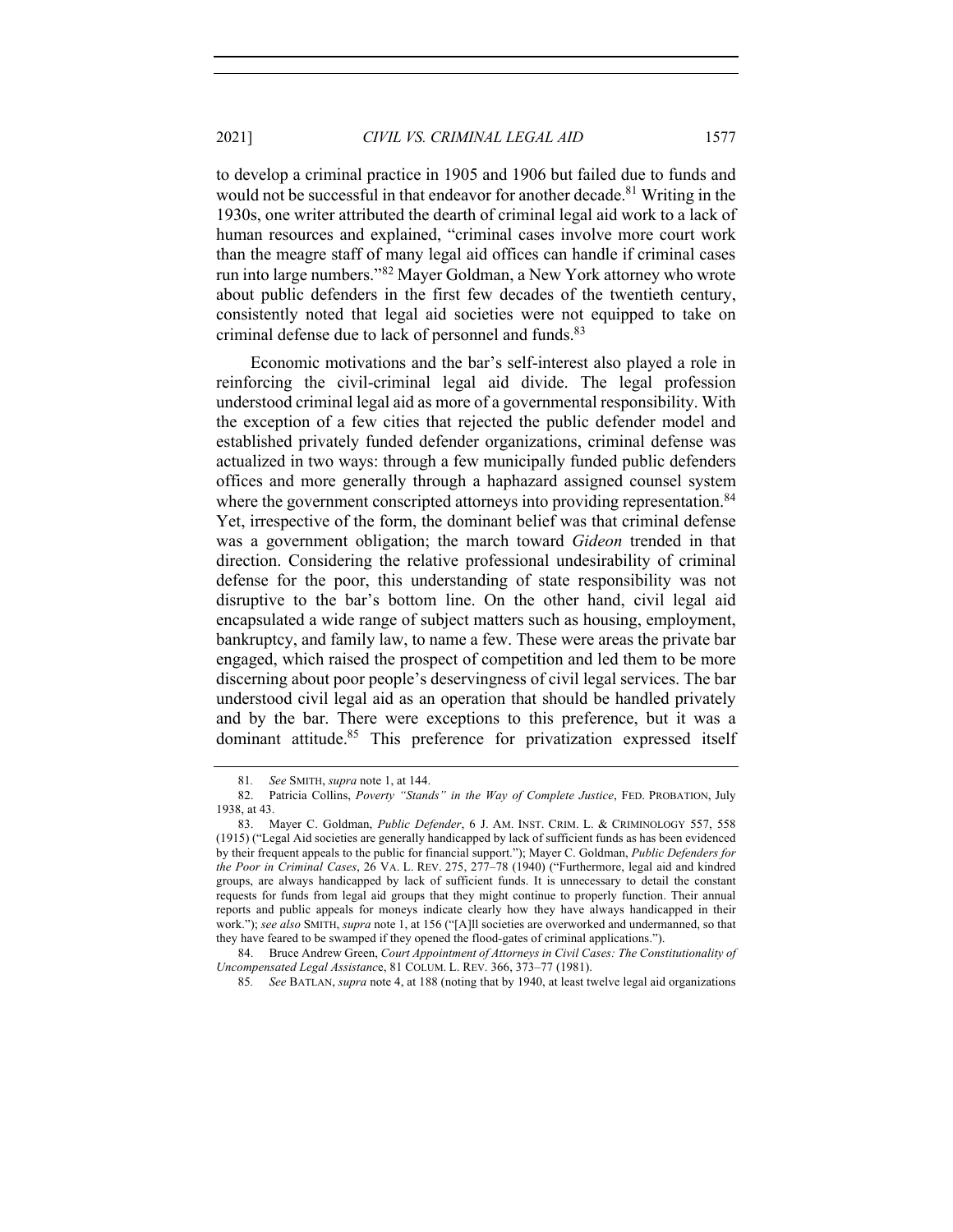to develop a criminal practice in 1905 and 1906 but failed due to funds and would not be successful in that endeavor for another decade.[81] Writing in the 1930s, one writer attributed the dearth of criminal legal aid work to a lack of human resources and explained, "criminal cases involve more court work than the meagre staff of many legal aid offices can handle if criminal cases run into large numbers."[82] Mayer Goldman, a New York attorney who wrote about public defenders in the first few decades of the twentieth century, consistently noted that legal aid societies were not equipped to take on criminal defense due to lack of personnel and funds.[83]

Economic motivations and the bar's self-interest also played a role in reinforcing the civil-criminal legal aid divide. The legal profession understood criminal legal aid as more of a governmental responsibility. With the exception of a few cities that rejected the public defender model and established privately funded defender organizations, criminal defense was actualized in two ways: through a few municipally funded public defenders offices and more generally through a haphazard assigned counsel system where the government conscripted attorneys into providing representation.[84] Yet, irrespective of the form, the dominant belief was that criminal defense was a government obligation; the march toward *Gideon* trended in that direction. Considering the relative professional undesirability of criminal defense for the poor, this understanding of state responsibility was not disruptive to the bar's bottom line. On the other hand, civil legal aid encapsulated a wide range of subject matters such as housing, employment, bankruptcy, and family law, to name a few. These were areas the private bar engaged, which raised the prospect of competition and led them to be more discerning about poor people's deservingness of civil legal services. The bar understood civil legal aid as an operation that should be handled privately and by the bar. There were exceptions to this preference, but it was a dominant attitude.[85] This preference for privatization expressed itself

---

81. *See* SMITH, *supra* note 1, at 144.

82. Patricia Collins, *Poverty "Stands" in the Way of Complete Justice*, FED. PROBATION, July 1938, at 43.

83. Mayer C. Goldman, *Public Defender*, 6 J. AM. INST. CRIM. L. & CRIMINOLOGY 557, 558 (1915) ("Legal Aid societies are generally handicapped by lack of sufficient funds as has been evidenced by their frequent appeals to the public for financial support."); Mayer C. Goldman, *Public Defenders for the Poor in Criminal Cases*, 26 VA. L. REV. 275, 277–78 (1940) ("Furthermore, legal aid and kindred groups, are always handicapped by lack of sufficient funds. It is unnecessary to detail the constant requests for funds from legal aid groups that they might continue to properly function. Their annual reports and public appeals for moneys indicate clearly how they have always handicapped in their work."); *see also* SMITH, *supra* note 1, at 156 ("[A]ll societies are overworked and undermanned, so that they have feared to be swamped if they opened the flood-gates of criminal applications.").

84. Bruce Andrew Green, *Court Appointment of Attorneys in Civil Cases: The Constitutionality of Uncompensated Legal Assistance*, 81 COLUM. L. REV. 366, 373–77 (1981).

85. *See* BATLAN, *supra* note 4, at 188 (noting that by 1940, at least twelve legal aid organizations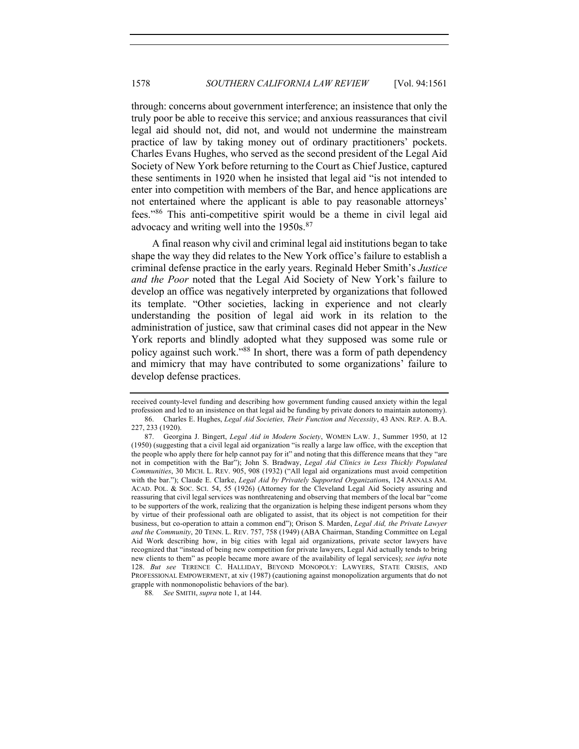through: concerns about government interference; an insistence that only the truly poor be able to receive this service; and anxious reassurances that civil legal aid should not, did not, and would not undermine the mainstream practice of law by taking money out of ordinary practitioners' pockets. Charles Evans Hughes, who served as the second president of the Legal Aid Society of New York before returning to the Court as Chief Justice, captured these sentiments in 1920 when he insisted that legal aid "is not intended to enter into competition with members of the Bar, and hence applications are not entertained where the applicant is able to pay reasonable attorneys' fees."[86] This anti-competitive spirit would be a theme in civil legal aid advocacy and writing well into the 1950s.[87]

A final reason why civil and criminal legal aid institutions began to take shape the way they did relates to the New York office's failure to establish a criminal defense practice in the early years. Reginald Heber Smith's *Justice and the Poor* noted that the Legal Aid Society of New York's failure to develop an office was negatively interpreted by organizations that followed its template. "Other societies, lacking in experience and not clearly understanding the position of legal aid work in its relation to the administration of justice, saw that criminal cases did not appear in the New York reports and blindly adopted what they supposed was some rule or policy against such work."[88] In short, there was a form of path dependency and mimicry that may have contributed to some organizations' failure to develop defense practices.

---

received county-level funding and describing how government funding caused anxiety within the legal profession and led to an insistence on that legal aid be funding by private donors to maintain autonomy).

86. Charles E. Hughes, *Legal Aid Societies, Their Function and Necessity*, 43 ANN. REP. A. B.A. 227, 233 (1920).

87. Georgina J. Bingert, *Legal Aid in Modern Society*, WOMEN LAW. J., Summer 1950, at 12 (1950) (suggesting that a civil legal aid organization "is really a large law office, with the exception that the people who apply there for help cannot pay for it" and noting that this difference means that they "are not in competition with the Bar"); John S. Bradway, *Legal Aid Clinics in Less Thickly Populated Communities*, 30 MICH. L. REV. 905, 908 (1932) ("All legal aid organizations must avoid competition with the bar."); Claude E. Clarke, *Legal Aid by Privately Supported Organizations*, 124 ANNALS AM. ACAD. POL. & SOC. SCI. 54, 55 (1926) (Attorney for the Cleveland Legal Aid Society assuring and reassuring that civil legal services was nonthreatening and observing that members of the local bar "come to be supporters of the work, realizing that the organization is helping these indigent persons whom they by virtue of their professional oath are obligated to assist, that its object is not competition for their business, but co-operation to attain a common end"); Orison S. Marden, *Legal Aid, the Private Lawyer and the Community*, 20 TENN. L. REV. 757, 758 (1949) (ABA Chairman, Standing Committee on Legal Aid Work describing how, in big cities with legal aid organizations, private sector lawyers have recognized that "instead of being new competition for private lawyers, Legal Aid actually tends to bring new clients to them" as people became more aware of the availability of legal services); *see infra* note 128. *But see* TERENCE C. HALLIDAY, BEYOND MONOPOLY: LAWYERS, STATE CRISES, AND PROFESSIONAL EMPOWERMENT, at xiv (1987) (cautioning against monopolization arguments that do not grapple with nonmonopolistic behaviors of the bar).

88. *See* SMITH, *supra* note 1, at 144.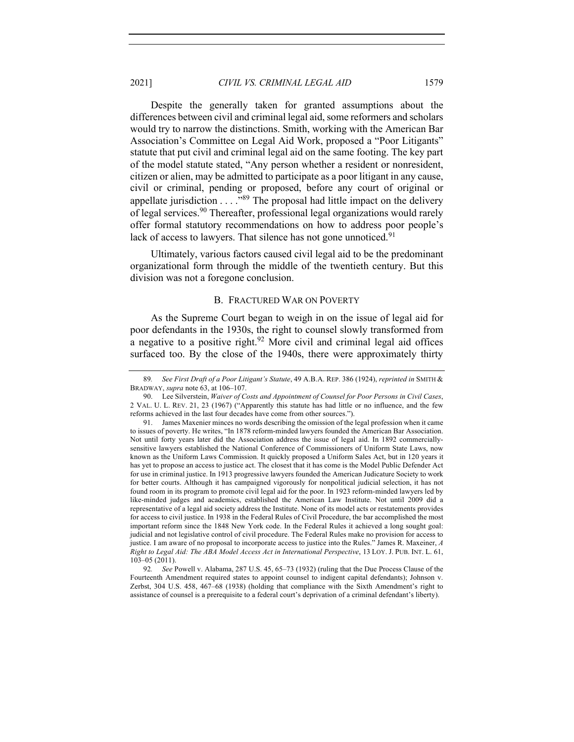Despite the generally taken for granted assumptions about the differences between civil and criminal legal aid, some reformers and scholars would try to narrow the distinctions. Smith, working with the American Bar Association's Committee on Legal Aid Work, proposed a "Poor Litigants" statute that put civil and criminal legal aid on the same footing. The key part of the model statute stated, "Any person whether a resident or nonresident, citizen or alien, may be admitted to participate as a poor litigant in any cause, civil or criminal, pending or proposed, before any court of original or appellate jurisdiction . . . ."[89] The proposal had little impact on the delivery of legal services.[90] Thereafter, professional legal organizations would rarely offer formal statutory recommendations on how to address poor people's lack of access to lawyers. That silence has not gone unnoticed.[91]

Ultimately, various factors caused civil legal aid to be the predominant organizational form through the middle of the twentieth century. But this division was not a foregone conclusion.

### B. FRACTURED WAR ON POVERTY

As the Supreme Court began to weigh in on the issue of legal aid for poor defendants in the 1930s, the right to counsel slowly transformed from a negative to a positive right.[92] More civil and criminal legal aid offices surfaced too. By the close of the 1940s, there were approximately thirty

---

89. *See First Draft of a Poor Litigant's Statute*, 49 A.B.A. REP. 386 (1924), *reprinted in* SMITH & BRADWAY, *supra* note 63, at 106–107.

90. Lee Silverstein, *Waiver of Costs and Appointment of Counsel for Poor Persons in Civil Cases*, 2 VAL. U. L. REV. 21, 23 (1967) ("Apparently this statute has had little or no influence, and the few reforms achieved in the last four decades have come from other sources.").

91. James Maxenier minces no words describing the omission of the legal profession when it came to issues of poverty. He writes, "In 1878 reform-minded lawyers founded the American Bar Association. Not until forty years later did the Association address the issue of legal aid. In 1892 commercially-sensitive lawyers established the National Conference of Commissioners of Uniform State Laws, now known as the Uniform Laws Commission. It quickly proposed a Uniform Sales Act, but in 120 years it has yet to propose an access to justice act. The closest that it has come is the Model Public Defender Act for use in criminal justice. In 1913 progressive lawyers founded the American Judicature Society to work for better courts. Although it has campaigned vigorously for nonpolitical judicial selection, it has not found room in its program to promote civil legal aid for the poor. In 1923 reform-minded lawyers led by like-minded judges and academics, established the American Law Institute. Not until 2009 did a representative of a legal aid society address the Institute. None of its model acts or restatements provides for access to civil justice. In 1938 in the Federal Rules of Civil Procedure, the bar accomplished the most important reform since the 1848 New York code. In the Federal Rules it achieved a long sought goal: judicial and not legislative control of civil procedure. The Federal Rules make no provision for access to justice. I am aware of no proposal to incorporate access to justice into the Rules." James R. Maxeiner, *A Right to Legal Aid: The ABA Model Access Act in International Perspective*, 13 LOY. J. PUB. INT. L. 61, 103–05 (2011).

92. *See* Powell v. Alabama, 287 U.S. 45, 65–73 (1932) (ruling that the Due Process Clause of the Fourteenth Amendment required states to appoint counsel to indigent capital defendants); Johnson v. Zerbst, 304 U.S. 458, 467–68 (1938) (holding that compliance with the Sixth Amendment's right to assistance of counsel is a prerequisite to a federal court's deprivation of a criminal defendant's liberty).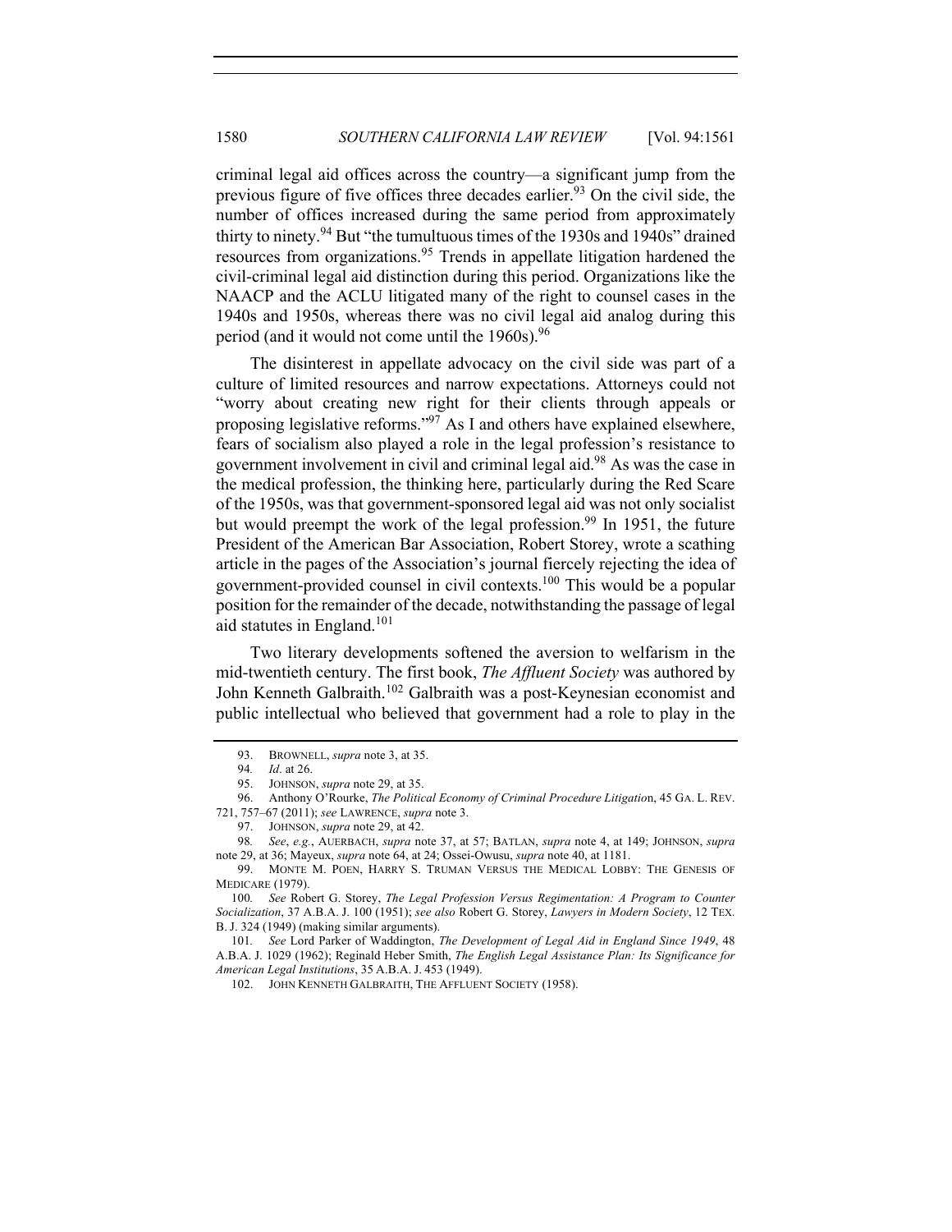criminal legal aid offices across the country—a significant jump from the previous figure of five offices three decades earlier.[93] On the civil side, the number of offices increased during the same period from approximately thirty to ninety.[94] But "the tumultuous times of the 1930s and 1940s" drained resources from organizations.[95] Trends in appellate litigation hardened the civil-criminal legal aid distinction during this period. Organizations like the NAACP and the ACLU litigated many of the right to counsel cases in the 1940s and 1950s, whereas there was no civil legal aid analog during this period (and it would not come until the 1960s).[96]

The disinterest in appellate advocacy on the civil side was part of a culture of limited resources and narrow expectations. Attorneys could not "worry about creating new right for their clients through appeals or proposing legislative reforms."[97] As I and others have explained elsewhere, fears of socialism also played a role in the legal profession's resistance to government involvement in civil and criminal legal aid.[98] As was the case in the medical profession, the thinking here, particularly during the Red Scare of the 1950s, was that government-sponsored legal aid was not only socialist but would preempt the work of the legal profession.[99] In 1951, the future President of the American Bar Association, Robert Storey, wrote a scathing article in the pages of the Association's journal fiercely rejecting the idea of government-provided counsel in civil contexts.[100] This would be a popular position for the remainder of the decade, notwithstanding the passage of legal aid statutes in England.[101]

Two literary developments softened the aversion to welfarism in the mid-twentieth century. The first book, *The Affluent Society* was authored by John Kenneth Galbraith.[102] Galbraith was a post-Keynesian economist and public intellectual who believed that government had a role to play in the

---

93. BROWNELL, *supra* note 3, at 35.

94. *Id*. at 26.

95. JOHNSON, *supra* note 29, at 35.

96. Anthony O'Rourke, *The Political Economy of Criminal Procedure Litigation*, 45 GA. L. REV. 721, 757–67 (2011); *see* LAWRENCE, *supra* note 3.

97. JOHNSON, *supra* note 29, at 42.

98. *See*, *e.g.*, AUERBACH, *supra* note 37, at 57; BATLAN, *supra* note 4, at 149; JOHNSON, *supra* note 29, at 36; Mayeux, *supra* note 64, at 24; Ossei-Owusu, *supra* note 40, at 1181.

99. MONTE M. POEN, HARRY S. TRUMAN VERSUS THE MEDICAL LOBBY: THE GENESIS OF MEDICARE (1979).

100. *See* Robert G. Storey, *The Legal Profession Versus Regimentation: A Program to Counter Socialization*, 37 A.B.A. J. 100 (1951); *see also* Robert G. Storey, *Lawyers in Modern Society*, 12 TEX. B. J. 324 (1949) (making similar arguments).

101. *See* Lord Parker of Waddington, *The Development of Legal Aid in England Since 1949*, 48 A.B.A. J. 1029 (1962); Reginald Heber Smith, *The English Legal Assistance Plan: Its Significance for American Legal Institutions*, 35 A.B.A. J. 453 (1949).

102. JOHN KENNETH GALBRAITH, THE AFFLUENT SOCIETY (1958).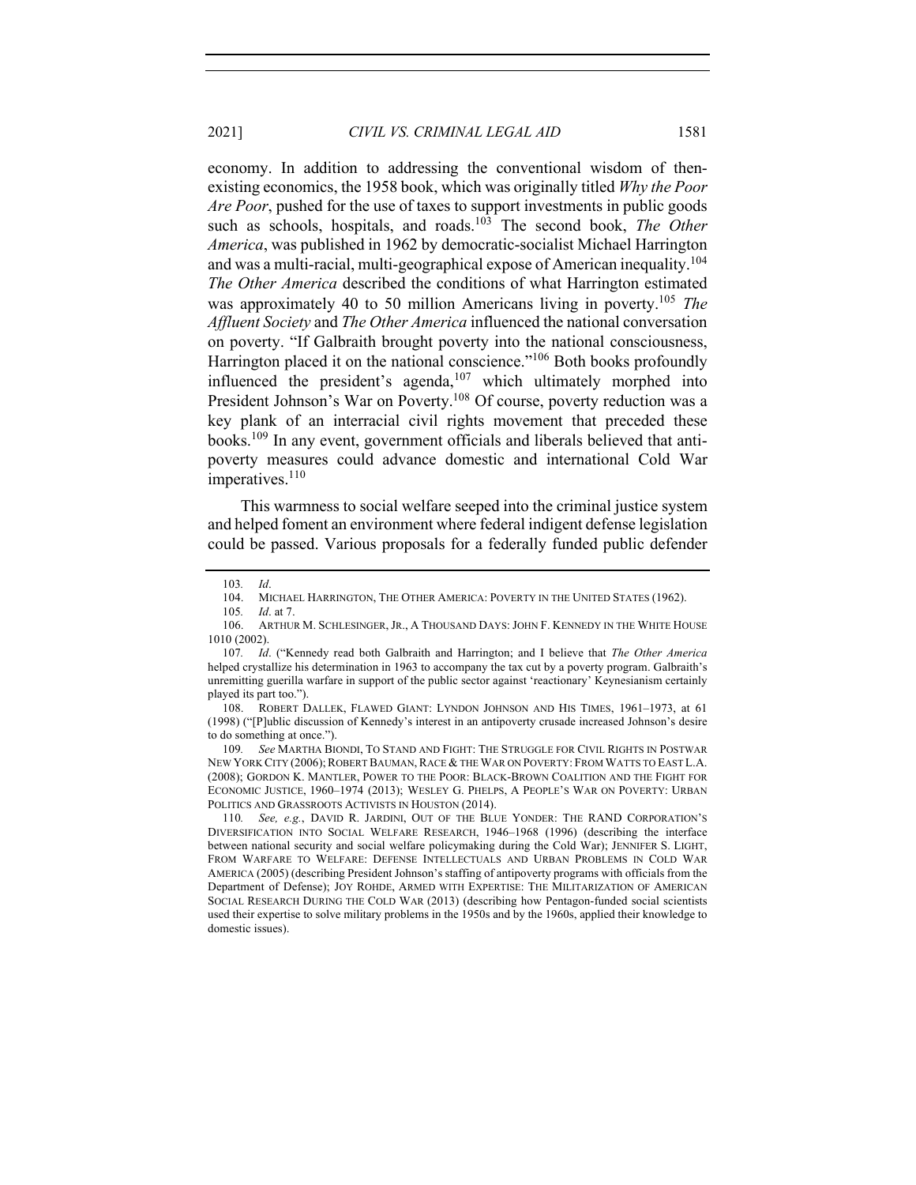economy. In addition to addressing the conventional wisdom of then-existing economics, the 1958 book, which was originally titled *Why the Poor Are Poor*, pushed for the use of taxes to support investments in public goods such as schools, hospitals, and roads.[103] The second book, *The Other America*, was published in 1962 by democratic-socialist Michael Harrington and was a multi-racial, multi-geographical expose of American inequality.[104] *The Other America* described the conditions of what Harrington estimated was approximately 40 to 50 million Americans living in poverty.[105] *The Affluent Society* and *The Other America* influenced the national conversation on poverty. "If Galbraith brought poverty into the national consciousness, Harrington placed it on the national conscience."[106] Both books profoundly influenced the president's agenda,[107] which ultimately morphed into President Johnson's War on Poverty.[108] Of course, poverty reduction was a key plank of an interracial civil rights movement that preceded these books.[109] In any event, government officials and liberals believed that anti-poverty measures could advance domestic and international Cold War imperatives.[110]

This warmness to social welfare seeped into the criminal justice system and helped foment an environment where federal indigent defense legislation could be passed. Various proposals for a federally funded public defender

---

103. *Id*.

104. MICHAEL HARRINGTON, THE OTHER AMERICA: POVERTY IN THE UNITED STATES (1962).

105. *Id*. at 7.

106. ARTHUR M. SCHLESINGER, JR., A THOUSAND DAYS: JOHN F. KENNEDY IN THE WHITE HOUSE 1010 (2002).

107. *Id*. ("Kennedy read both Galbraith and Harrington; and I believe that *The Other America* helped crystallize his determination in 1963 to accompany the tax cut by a poverty program. Galbraith's unremitting guerilla warfare in support of the public sector against 'reactionary' Keynesianism certainly played its part too.").

108. ROBERT DALLEK, FLAWED GIANT: LYNDON JOHNSON AND HIS TIMES, 1961–1973, at 61 (1998) ("[P]ublic discussion of Kennedy's interest in an antipoverty crusade increased Johnson's desire to do something at once.").

109. *See* MARTHA BIONDI, TO STAND AND FIGHT: THE STRUGGLE FOR CIVIL RIGHTS IN POSTWAR NEW YORK CITY (2006); ROBERT BAUMAN, RACE & THE WAR ON POVERTY: FROM WATTS TO EAST L.A. (2008); GORDON K. MANTLER, POWER TO THE POOR: BLACK-BROWN COALITION AND THE FIGHT FOR ECONOMIC JUSTICE, 1960–1974 (2013); WESLEY G. PHELPS, A PEOPLE'S WAR ON POVERTY: URBAN POLITICS AND GRASSROOTS ACTIVISTS IN HOUSTON (2014).

110. *See, e.g.*, DAVID R. JARDINI, OUT OF THE BLUE YONDER: THE RAND CORPORATION'S DIVERSIFICATION INTO SOCIAL WELFARE RESEARCH, 1946–1968 (1996) (describing the interface between national security and social welfare policymaking during the Cold War); JENNIFER S. LIGHT, FROM WARFARE TO WELFARE: DEFENSE INTELLECTUALS AND URBAN PROBLEMS IN COLD WAR AMERICA (2005) (describing President Johnson's staffing of antipoverty programs with officials from the Department of Defense); JOY ROHDE, ARMED WITH EXPERTISE: THE MILITARIZATION OF AMERICAN SOCIAL RESEARCH DURING THE COLD WAR (2013) (describing how Pentagon-funded social scientists used their expertise to solve military problems in the 1950s and by the 1960s, applied their knowledge to domestic issues).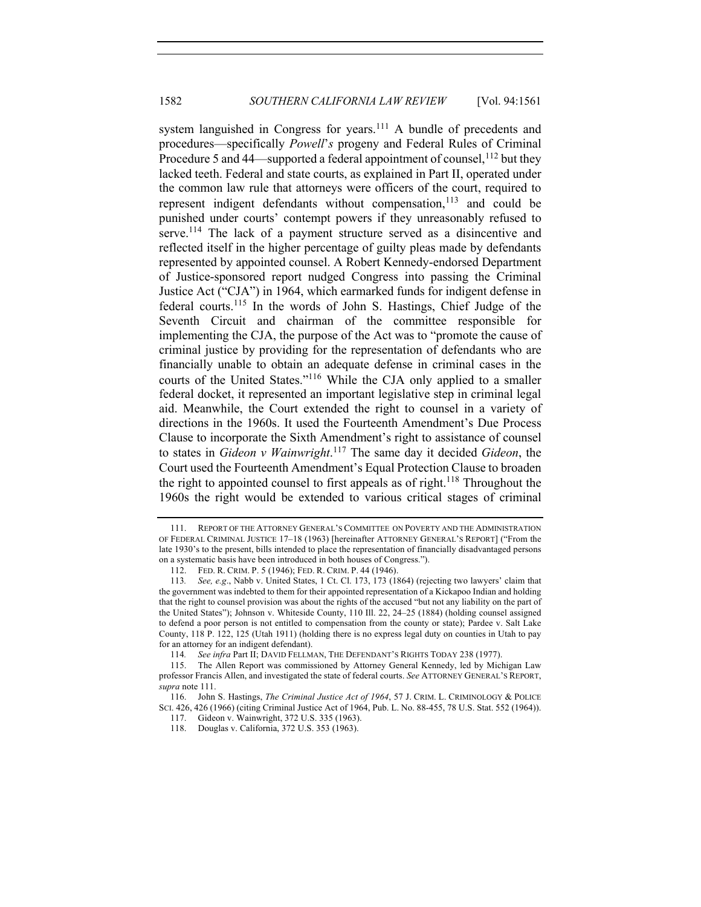system languished in Congress for years.[111] A bundle of precedents and procedures—specifically *Powell*'*s* progeny and Federal Rules of Criminal Procedure 5 and 44—supported a federal appointment of counsel,[112] but they lacked teeth. Federal and state courts, as explained in Part II, operated under the common law rule that attorneys were officers of the court, required to represent indigent defendants without compensation,[113] and could be punished under courts' contempt powers if they unreasonably refused to serve.[114] The lack of a payment structure served as a disincentive and reflected itself in the higher percentage of guilty pleas made by defendants represented by appointed counsel. A Robert Kennedy-endorsed Department of Justice-sponsored report nudged Congress into passing the Criminal Justice Act ("CJA") in 1964, which earmarked funds for indigent defense in federal courts.[115] In the words of John S. Hastings, Chief Judge of the Seventh Circuit and chairman of the committee responsible for implementing the CJA, the purpose of the Act was to "promote the cause of criminal justice by providing for the representation of defendants who are financially unable to obtain an adequate defense in criminal cases in the courts of the United States."[116] While the CJA only applied to a smaller federal docket, it represented an important legislative step in criminal legal aid. Meanwhile, the Court extended the right to counsel in a variety of directions in the 1960s. It used the Fourteenth Amendment's Due Process Clause to incorporate the Sixth Amendment's right to assistance of counsel to states in *Gideon v Wainwright*.[117] The same day it decided *Gideon*, the Court used the Fourteenth Amendment's Equal Protection Clause to broaden the right to appointed counsel to first appeals as of right.[118] Throughout the 1960s the right would be extended to various critical stages of criminal

---

111. REPORT OF THE ATTORNEY GENERAL'S COMMITTEE ON POVERTY AND THE ADMINISTRATION OF FEDERAL CRIMINAL JUSTICE 17–18 (1963) [hereinafter ATTORNEY GENERAL'S REPORT] ("From the late 1930's to the present, bills intended to place the representation of financially disadvantaged persons on a systematic basis have been introduced in both houses of Congress.").

112. FED. R. CRIM. P. 5 (1946); FED. R. CRIM. P. 44 (1946).

113. *See, e.g*., Nabb v. United States, 1 Ct. Cl. 173, 173 (1864) (rejecting two lawyers' claim that the government was indebted to them for their appointed representation of a Kickapoo Indian and holding that the right to counsel provision was about the rights of the accused "but not any liability on the part of the United States"); Johnson v. Whiteside County, 110 Ill. 22, 24–25 (1884) (holding counsel assigned to defend a poor person is not entitled to compensation from the county or state); Pardee v. Salt Lake County, 118 P. 122, 125 (Utah 1911) (holding there is no express legal duty on counties in Utah to pay for an attorney for an indigent defendant).

114. *See infra* Part II; DAVID FELLMAN, THE DEFENDANT'S RIGHTS TODAY 238 (1977).

115. The Allen Report was commissioned by Attorney General Kennedy, led by Michigan Law professor Francis Allen, and investigated the state of federal courts. *See* ATTORNEY GENERAL'S REPORT, *supra* note 111.

116. John S. Hastings, *The Criminal Justice Act of 1964*, 57 J. CRIM. L. CRIMINOLOGY & POLICE SCI. 426, 426 (1966) (citing Criminal Justice Act of 1964, Pub. L. No. 88-455, 78 U.S. Stat. 552 (1964)).

117. Gideon v. Wainwright, 372 U.S. 335 (1963).

118. Douglas v. California, 372 U.S. 353 (1963).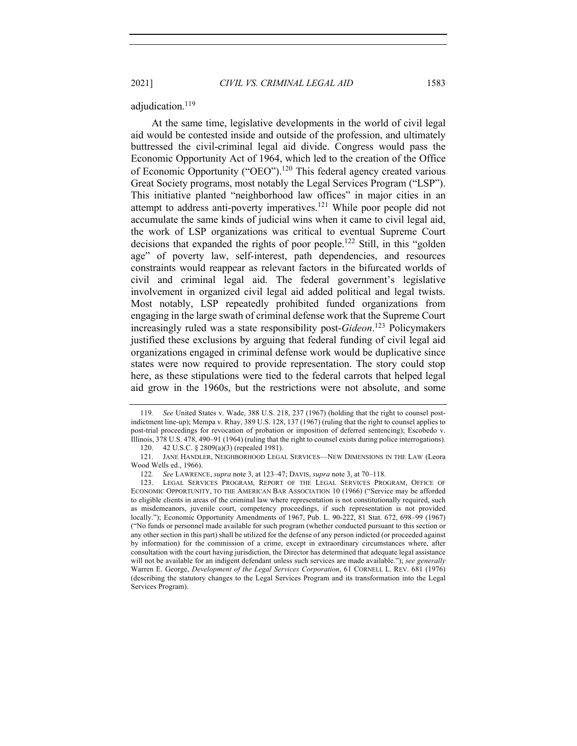adjudication.[119]

At the same time, legislative developments in the world of civil legal aid would be contested inside and outside of the profession, and ultimately buttressed the civil-criminal legal aid divide. Congress would pass the Economic Opportunity Act of 1964, which led to the creation of the Office of Economic Opportunity ("OEO").[120] This federal agency created various Great Society programs, most notably the Legal Services Program ("LSP"). This initiative planted "neighborhood law offices" in major cities in an attempt to address anti-poverty imperatives.[121] While poor people did not accumulate the same kinds of judicial wins when it came to civil legal aid, the work of LSP organizations was critical to eventual Supreme Court decisions that expanded the rights of poor people.[122] Still, in this "golden age" of poverty law, self-interest, path dependencies, and resources constraints would reappear as relevant factors in the bifurcated worlds of civil and criminal legal aid. The federal government's legislative involvement in organized civil legal aid added political and legal twists. Most notably, LSP repeatedly prohibited funded organizations from engaging in the large swath of criminal defense work that the Supreme Court increasingly ruled was a state responsibility post-*Gideon*.[123] Policymakers justified these exclusions by arguing that federal funding of civil legal aid organizations engaged in criminal defense work would be duplicative since states were now required to provide representation. The story could stop here, as these stipulations were tied to the federal carrots that helped legal aid grow in the 1960s, but the restrictions were not absolute, and some

---

119. *See* United States v. Wade, 388 U.S. 218, 237 (1967) (holding that the right to counsel post-indictment line-up); Mempa v. Rhay, 389 U.S. 128, 137 (1967) (ruling that the right to counsel applies to post-trial proceedings for revocation of probation or imposition of deferred sentencing); Escobedo v. Illinois, 378 U.S. 478, 490–91 (1964) (ruling that the right to counsel exists during police interrogations).

120. 42 U.S.C. § 2809(a)(3) (repealed 1981).

121. JANE HANDLER, NEIGHBORHOOD LEGAL SERVICES—NEW DIMENSIONS IN THE LAW (Leora Wood Wells ed., 1966).

122. *See* LAWRENCE, *supra* note 3, at 123–47; DAVIS, *supra* note 3, at 70–118.

123. LEGAL SERVICES PROGRAM, REPORT OF THE LEGAL SERVICES PROGRAM, OFFICE OF ECONOMIC OPPORTUNITY, TO THE AMERICAN BAR ASSOCIATION 10 (1966) ("Service may be afforded to eligible clients in areas of the criminal law where representation is not constitutionally required, such as misdemeanors, juvenile court, competency proceedings, if such representation is not provided locally."); Economic Opportunity Amendments of 1967, Pub. L. 90-222, 81 Stat. 672, 698–99 (1967) ("No funds or personnel made available for such program (whether conducted pursuant to this section or any other section in this part) shall be utilized for the defense of any person indicted (or proceeded against by information) for the commission of a crime, except in extraordinary circumstances where, after consultation with the court having jurisdiction, the Director has determined that adequate legal assistance will not be available for an indigent defendant unless such services are made available."); *see generally* Warren E. George, *Development of the Legal Services Corporation*, 61 CORNELL L. REV. 681 (1976) (describing the statutory changes to the Legal Services Program and its transformation into the Legal Services Program).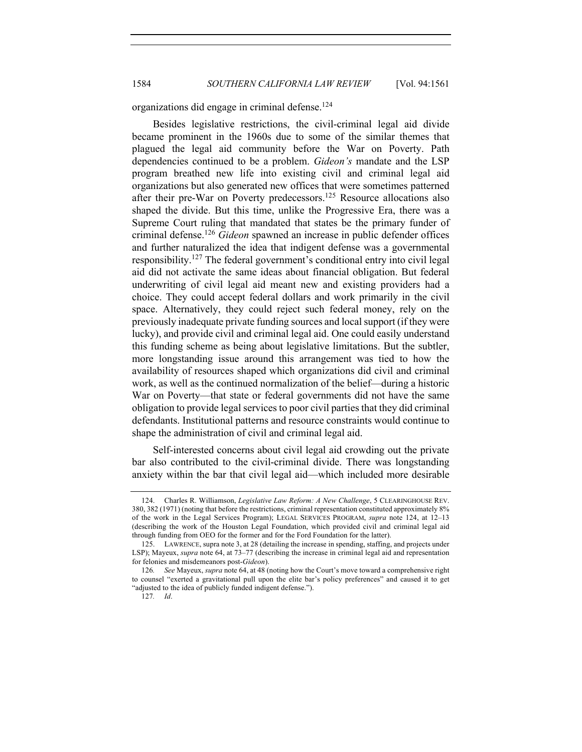organizations did engage in criminal defense.[124]

Besides legislative restrictions, the civil-criminal legal aid divide became prominent in the 1960s due to some of the similar themes that plagued the legal aid community before the War on Poverty. Path dependencies continued to be a problem. *Gideon's* mandate and the LSP program breathed new life into existing civil and criminal legal aid organizations but also generated new offices that were sometimes patterned after their pre-War on Poverty predecessors.[125] Resource allocations also shaped the divide. But this time, unlike the Progressive Era, there was a Supreme Court ruling that mandated that states be the primary funder of criminal defense.[126] *Gideon* spawned an increase in public defender offices and further naturalized the idea that indigent defense was a governmental responsibility.[127] The federal government's conditional entry into civil legal aid did not activate the same ideas about financial obligation. But federal underwriting of civil legal aid meant new and existing providers had a choice. They could accept federal dollars and work primarily in the civil space. Alternatively, they could reject such federal money, rely on the previously inadequate private funding sources and local support (if they were lucky), and provide civil and criminal legal aid. One could easily understand this funding scheme as being about legislative limitations. But the subtler, more longstanding issue around this arrangement was tied to how the availability of resources shaped which organizations did civil and criminal work, as well as the continued normalization of the belief—during a historic War on Poverty—that state or federal governments did not have the same obligation to provide legal services to poor civil parties that they did criminal defendants. Institutional patterns and resource constraints would continue to shape the administration of civil and criminal legal aid.

Self-interested concerns about civil legal aid crowding out the private bar also contributed to the civil-criminal divide. There was longstanding anxiety within the bar that civil legal aid—which included more desirable

---

124. Charles R. Williamson, *Legislative Law Reform: A New Challenge*, 5 CLEARINGHOUSE REV. 380, 382 (1971) (noting that before the restrictions, criminal representation constituted approximately 8% of the work in the Legal Services Program); LEGAL SERVICES PROGRAM, *supra* note 124, at 12–13 (describing the work of the Houston Legal Foundation, which provided civil and criminal legal aid through funding from OEO for the former and for the Ford Foundation for the latter).

125. LAWRENCE, supra note 3, at 28 (detailing the increase in spending, staffing, and projects under LSP); Mayeux, *supra* note 64, at 73–77 (describing the increase in criminal legal aid and representation for felonies and misdemeanors post-*Gideon*).

126. *See* Mayeux, *supra* note 64, at 48 (noting how the Court's move toward a comprehensive right to counsel "exerted a gravitational pull upon the elite bar's policy preferences" and caused it to get "adjusted to the idea of publicly funded indigent defense.").

127. *Id*.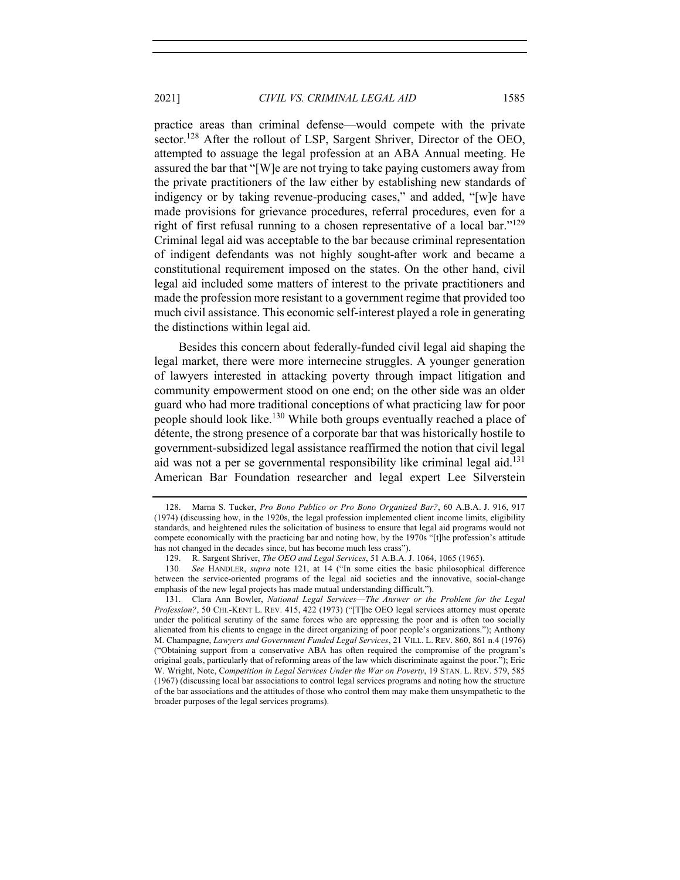practice areas than criminal defense—would compete with the private sector.[128] After the rollout of LSP, Sargent Shriver, Director of the OEO, attempted to assuage the legal profession at an ABA Annual meeting. He assured the bar that "[W]e are not trying to take paying customers away from the private practitioners of the law either by establishing new standards of indigency or by taking revenue-producing cases," and added, "[w]e have made provisions for grievance procedures, referral procedures, even for a right of first refusal running to a chosen representative of a local bar."[129] Criminal legal aid was acceptable to the bar because criminal representation of indigent defendants was not highly sought-after work and became a constitutional requirement imposed on the states. On the other hand, civil legal aid included some matters of interest to the private practitioners and made the profession more resistant to a government regime that provided too much civil assistance. This economic self-interest played a role in generating the distinctions within legal aid.

Besides this concern about federally-funded civil legal aid shaping the legal market, there were more internecine struggles. A younger generation of lawyers interested in attacking poverty through impact litigation and community empowerment stood on one end; on the other side was an older guard who had more traditional conceptions of what practicing law for poor people should look like.[130] While both groups eventually reached a place of détente, the strong presence of a corporate bar that was historically hostile to government-subsidized legal assistance reaffirmed the notion that civil legal aid was not a per se governmental responsibility like criminal legal aid.[131] American Bar Foundation researcher and legal expert Lee Silverstein

---

128. Marna S. Tucker, *Pro Bono Publico or Pro Bono Organized Bar?*, 60 A.B.A. J. 916, 917 (1974) (discussing how, in the 1920s, the legal profession implemented client income limits, eligibility standards, and heightened rules the solicitation of business to ensure that legal aid programs would not compete economically with the practicing bar and noting how, by the 1970s "[t]he profession's attitude has not changed in the decades since, but has become much less crass").

129. R. Sargent Shriver, *The OEO and Legal Services*, 51 A.B.A. J. 1064, 1065 (1965).

130. *See* HANDLER, *supra* note 121, at 14 ("In some cities the basic philosophical difference between the service-oriented programs of the legal aid societies and the innovative, social-change emphasis of the new legal projects has made mutual understanding difficult.").

131. Clara Ann Bowler, *National Legal Services—The Answer or the Problem for the Legal Profession?*, 50 CHI.-KENT L. REV. 415, 422 (1973) ("[T]he OEO legal services attorney must operate under the political scrutiny of the same forces who are oppressing the poor and is often too socially alienated from his clients to engage in the direct organizing of poor people's organizations."); Anthony M. Champagne, *Lawyers and Government Funded Legal Services*, 21 VILL. L. REV. 860, 861 n.4 (1976) ("Obtaining support from a conservative ABA has often required the compromise of the program's original goals, particularly that of reforming areas of the law which discriminate against the poor."); Eric W. Wright, Note, *Competition in Legal Services Under the War on Poverty*, 19 STAN. L. REV. 579, 585 (1967) (discussing local bar associations to control legal services programs and noting how the structure of the bar associations and the attitudes of those who control them may make them unsympathetic to the broader purposes of the legal services programs).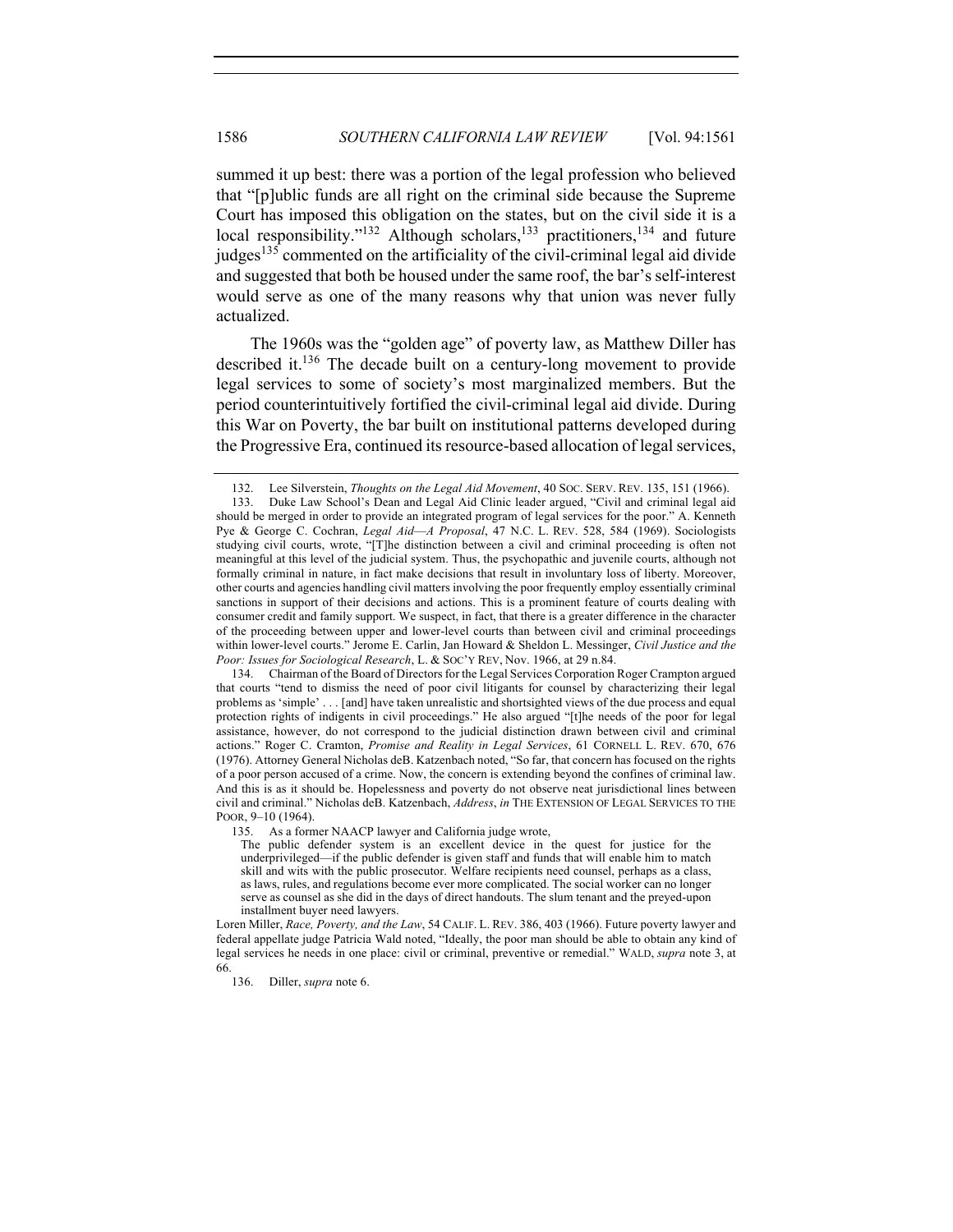summed it up best: there was a portion of the legal profession who believed that "[p]ublic funds are all right on the criminal side because the Supreme Court has imposed this obligation on the states, but on the civil side it is a local responsibility."[132] Although scholars,[133] practitioners,[134] and future judges[135] commented on the artificiality of the civil-criminal legal aid divide and suggested that both be housed under the same roof, the bar's self-interest would serve as one of the many reasons why that union was never fully actualized.

The 1960s was the "golden age" of poverty law, as Matthew Diller has described it.[136] The decade built on a century-long movement to provide legal services to some of society's most marginalized members. But the period counterintuitively fortified the civil-criminal legal aid divide. During this War on Poverty, the bar built on institutional patterns developed during the Progressive Era, continued its resource-based allocation of legal services,

---

132. Lee Silverstein, *Thoughts on the Legal Aid Movement*, 40 SOC. SERV. REV. 135, 151 (1966).

133. Duke Law School's Dean and Legal Aid Clinic leader argued, "Civil and criminal legal aid should be merged in order to provide an integrated program of legal services for the poor." A. Kenneth Pye & George C. Cochran, *Legal Aid—A Proposal*, 47 N.C. L. REV. 528, 584 (1969). Sociologists studying civil courts, wrote, "[T]he distinction between a civil and criminal proceeding is often not meaningful at this level of the judicial system. Thus, the psychopathic and juvenile courts, although not formally criminal in nature, in fact make decisions that result in involuntary loss of liberty. Moreover, other courts and agencies handling civil matters involving the poor frequently employ essentially criminal sanctions in support of their decisions and actions. This is a prominent feature of courts dealing with consumer credit and family support. We suspect, in fact, that there is a greater difference in the character of the proceeding between upper and lower-level courts than between civil and criminal proceedings within lower-level courts." Jerome E. Carlin, Jan Howard & Sheldon L. Messinger, *Civil Justice and the Poor: Issues for Sociological Research*, L. & SOC'Y REV, Nov. 1966, at 29 n.84.

134. Chairman of the Board of Directors for the Legal Services Corporation Roger Crampton argued that courts "tend to dismiss the need of poor civil litigants for counsel by characterizing their legal problems as 'simple' . . . [and] have taken unrealistic and shortsighted views of the due process and equal protection rights of indigents in civil proceedings." He also argued "[t]he needs of the poor for legal assistance, however, do not correspond to the judicial distinction drawn between civil and criminal actions." Roger C. Cramton, *Promise and Reality in Legal Services*, 61 CORNELL L. REV. 670, 676 (1976). Attorney General Nicholas deB. Katzenbach noted, "So far, that concern has focused on the rights of a poor person accused of a crime. Now, the concern is extending beyond the confines of criminal law. And this is as it should be. Hopelessness and poverty do not observe neat jurisdictional lines between civil and criminal." Nicholas deB. Katzenbach, *Address*, *in* THE EXTENSION OF LEGAL SERVICES TO THE POOR, 9–10 (1964).

135. As a former NAACP lawyer and California judge wrote,

> The public defender system is an excellent device in the quest for justice for the underprivileged—if the public defender is given staff and funds that will enable him to match skill and wits with the public prosecutor. Welfare recipients need counsel, perhaps as a class, as laws, rules, and regulations become ever more complicated. The social worker can no longer serve as counsel as she did in the days of direct handouts. The slum tenant and the preyed-upon installment buyer need lawyers.

Loren Miller, *Race, Poverty, and the Law*, 54 CALIF. L. REV. 386, 403 (1966). Future poverty lawyer and federal appellate judge Patricia Wald noted, "Ideally, the poor man should be able to obtain any kind of legal services he needs in one place: civil or criminal, preventive or remedial." WALD, *supra* note 3, at 66.

136. Diller, *supra* note 6.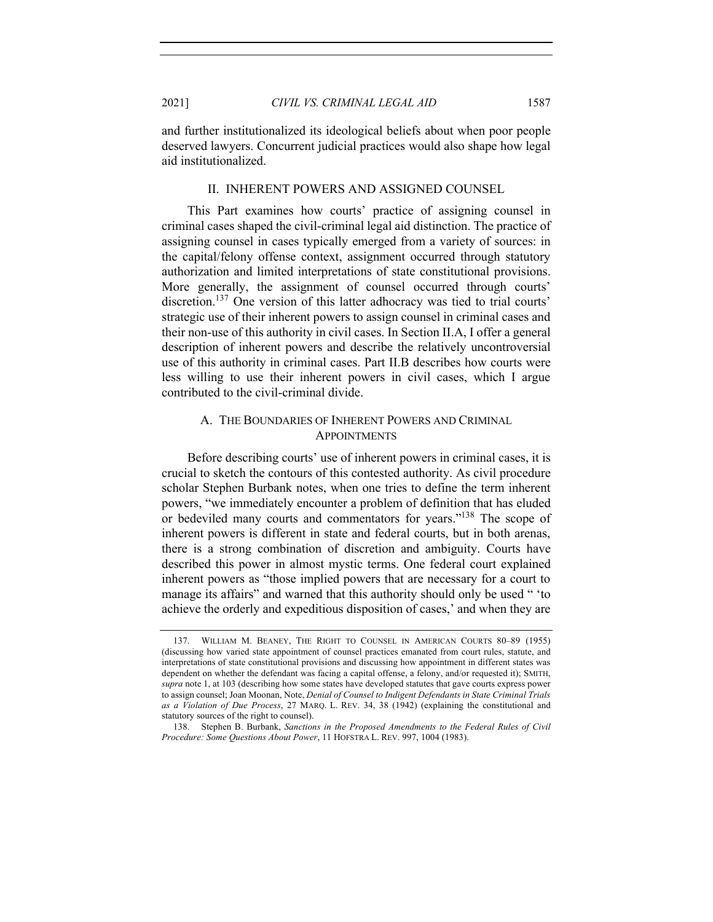and further institutionalized its ideological beliefs about when poor people deserved lawyers. Concurrent judicial practices would also shape how legal aid institutionalized.

## II. INHERENT POWERS AND ASSIGNED COUNSEL

This Part examines how courts' practice of assigning counsel in criminal cases shaped the civil-criminal legal aid distinction. The practice of assigning counsel in cases typically emerged from a variety of sources: in the capital/felony offense context, assignment occurred through statutory authorization and limited interpretations of state constitutional provisions. More generally, the assignment of counsel occurred through courts' discretion.[137] One version of this latter adhocracy was tied to trial courts' strategic use of their inherent powers to assign counsel in criminal cases and their non-use of this authority in civil cases. In Section II.A, I offer a general description of inherent powers and describe the relatively uncontroversial use of this authority in criminal cases. Part II.B describes how courts were less willing to use their inherent powers in civil cases, which I argue contributed to the civil-criminal divide.

### A. THE BOUNDARIES OF INHERENT POWERS AND CRIMINAL APPOINTMENTS

Before describing courts' use of inherent powers in criminal cases, it is crucial to sketch the contours of this contested authority. As civil procedure scholar Stephen Burbank notes, when one tries to define the term inherent powers, "we immediately encounter a problem of definition that has eluded or bedeviled many courts and commentators for years."[138] The scope of inherent powers is different in state and federal courts, but in both arenas, there is a strong combination of discretion and ambiguity. Courts have described this power in almost mystic terms. One federal court explained inherent powers as "those implied powers that are necessary for a court to manage its affairs" and warned that this authority should only be used " 'to achieve the orderly and expeditious disposition of cases,' and when they are

---

137. WILLIAM M. BEANEY, THE RIGHT TO COUNSEL IN AMERICAN COURTS 80–89 (1955) (discussing how varied state appointment of counsel practices emanated from court rules, statute, and interpretations of state constitutional provisions and discussing how appointment in different states was dependent on whether the defendant was facing a capital offense, a felony, and/or requested it); SMITH, *supra* note 1, at 103 (describing how some states have developed statutes that gave courts express power to assign counsel; Joan Moonan, Note, *Denial of Counsel to Indigent Defendants in State Criminal Trials as a Violation of Due Process*, 27 MARQ. L. REV. 34, 38 (1942) (explaining the constitutional and statutory sources of the right to counsel).

138. Stephen B. Burbank, *Sanctions in the Proposed Amendments to the Federal Rules of Civil Procedure: Some Questions About Power*, 11 HOFSTRA L. REV. 997, 1004 (1983).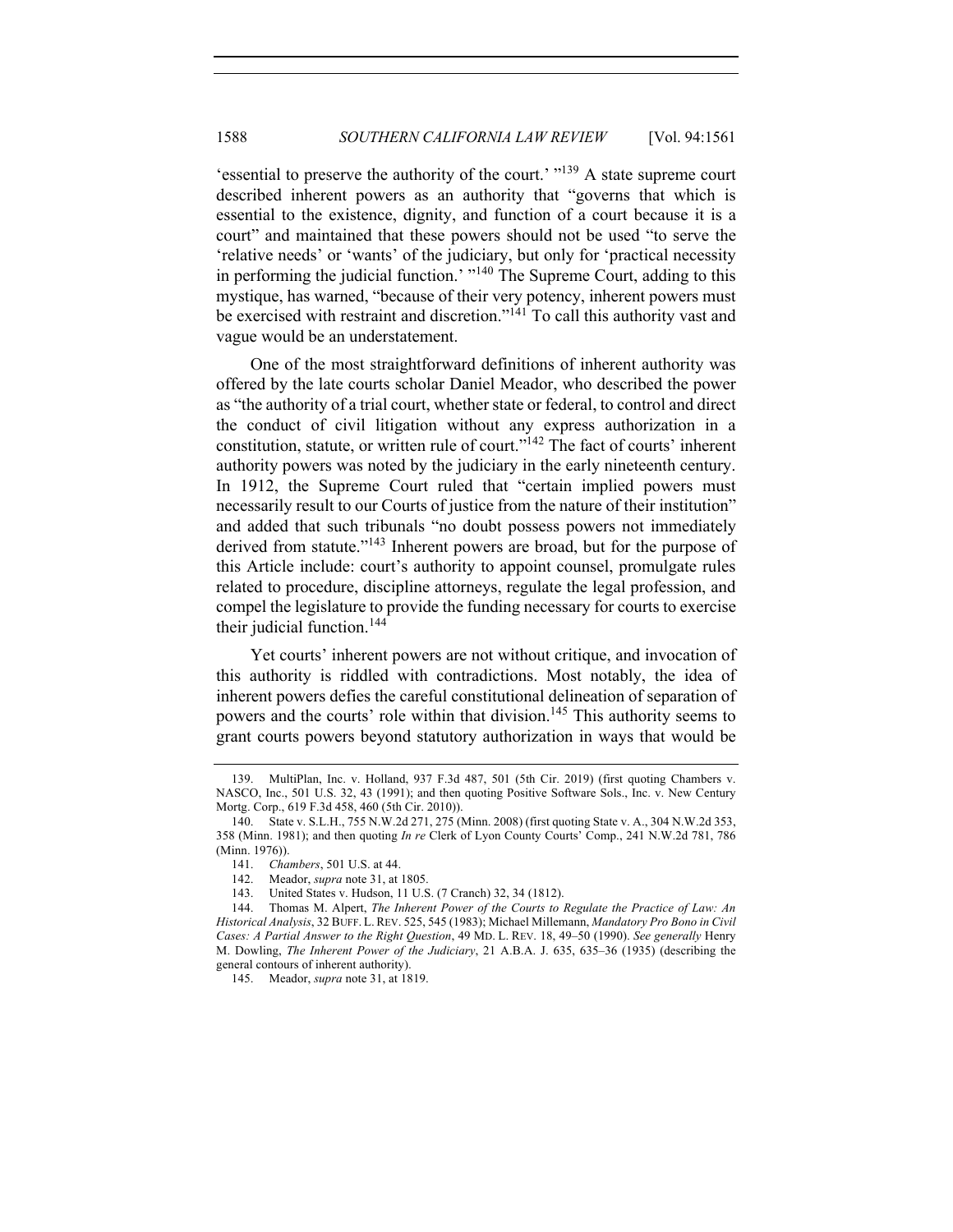'essential to preserve the authority of the court.' "[139] A state supreme court described inherent powers as an authority that "governs that which is essential to the existence, dignity, and function of a court because it is a court" and maintained that these powers should not be used "to serve the 'relative needs' or 'wants' of the judiciary, but only for 'practical necessity in performing the judicial function.' "[140] The Supreme Court, adding to this mystique, has warned, "because of their very potency, inherent powers must be exercised with restraint and discretion."[141] To call this authority vast and vague would be an understatement.

One of the most straightforward definitions of inherent authority was offered by the late courts scholar Daniel Meador, who described the power as "the authority of a trial court, whether state or federal, to control and direct the conduct of civil litigation without any express authorization in a constitution, statute, or written rule of court."[142] The fact of courts' inherent authority powers was noted by the judiciary in the early nineteenth century. In 1912, the Supreme Court ruled that "certain implied powers must necessarily result to our Courts of justice from the nature of their institution" and added that such tribunals "no doubt possess powers not immediately derived from statute."[143] Inherent powers are broad, but for the purpose of this Article include: court's authority to appoint counsel, promulgate rules related to procedure, discipline attorneys, regulate the legal profession, and compel the legislature to provide the funding necessary for courts to exercise their judicial function.[144]

Yet courts' inherent powers are not without critique, and invocation of this authority is riddled with contradictions. Most notably, the idea of inherent powers defies the careful constitutional delineation of separation of powers and the courts' role within that division.[145] This authority seems to grant courts powers beyond statutory authorization in ways that would be

---

139. MultiPlan, Inc. v. Holland, 937 F.3d 487, 501 (5th Cir. 2019) (first quoting Chambers v. NASCO, Inc., 501 U.S. 32, 43 (1991); and then quoting Positive Software Sols., Inc. v. New Century Mortg. Corp., 619 F.3d 458, 460 (5th Cir. 2010)).

140. State v. S.L.H., 755 N.W.2d 271, 275 (Minn. 2008) (first quoting State v. A., 304 N.W.2d 353, 358 (Minn. 1981); and then quoting *In re* Clerk of Lyon County Courts' Comp., 241 N.W.2d 781, 786 (Minn. 1976)).

141. *Chambers*, 501 U.S. at 44.

142. Meador, *supra* note 31, at 1805.

143. United States v. Hudson, 11 U.S. (7 Cranch) 32, 34 (1812).

144. Thomas M. Alpert, *The Inherent Power of the Courts to Regulate the Practice of Law: An Historical Analysis*, 32 BUFF. L. REV. 525, 545 (1983); Michael Millemann, *Mandatory Pro Bono in Civil Cases: A Partial Answer to the Right Question*, 49 MD. L. REV. 18, 49–50 (1990). *See generally* Henry M. Dowling, *The Inherent Power of the Judiciary*, 21 A.B.A. J. 635, 635–36 (1935) (describing the general contours of inherent authority).

145. Meador, *supra* note 31, at 1819.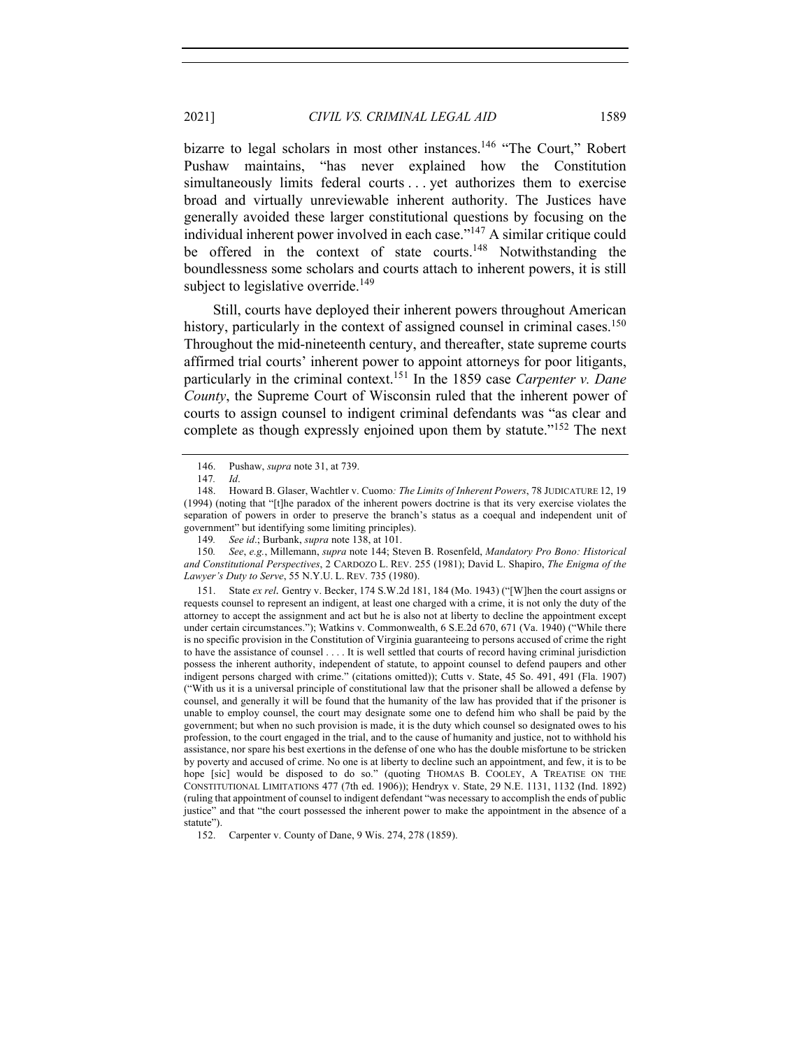bizarre to legal scholars in most other instances.[146] "The Court," Robert Pushaw maintains, "has never explained how the Constitution simultaneously limits federal courts . . . yet authorizes them to exercise broad and virtually unreviewable inherent authority. The Justices have generally avoided these larger constitutional questions by focusing on the individual inherent power involved in each case."[147] A similar critique could be offered in the context of state courts.[148] Notwithstanding the boundlessness some scholars and courts attach to inherent powers, it is still subject to legislative override.[149]

Still, courts have deployed their inherent powers throughout American history, particularly in the context of assigned counsel in criminal cases.[150] Throughout the mid-nineteenth century, and thereafter, state supreme courts affirmed trial courts' inherent power to appoint attorneys for poor litigants, particularly in the criminal context.[151] In the 1859 case *Carpenter v. Dane County*, the Supreme Court of Wisconsin ruled that the inherent power of courts to assign counsel to indigent criminal defendants was "as clear and complete as though expressly enjoined upon them by statute."[152] The next

---

146. Pushaw, *supra* note 31, at 739.

147. *Id*.

148. Howard B. Glaser, Wachtler v. Cuomo*: The Limits of Inherent Powers*, 78 JUDICATURE 12, 19 (1994) (noting that "[t]he paradox of the inherent powers doctrine is that its very exercise violates the separation of powers in order to preserve the branch's status as a coequal and independent unit of government" but identifying some limiting principles).

149. *See id.*; Burbank, *supra* note 138, at 101.

150. *See*, *e.g.*, Millemann, *supra* note 144; Steven B. Rosenfeld, *Mandatory Pro Bono: Historical and Constitutional Perspectives*, 2 CARDOZO L. REV. 255 (1981); David L. Shapiro, *The Enigma of the Lawyer's Duty to Serve*, 55 N.Y.U. L. REV. 735 (1980).

151. State *ex rel.* Gentry v. Becker, 174 S.W.2d 181, 184 (Mo. 1943) ("[W]hen the court assigns or requests counsel to represent an indigent, at least one charged with a crime, it is not only the duty of the attorney to accept the assignment and act but he is also not at liberty to decline the appointment except under certain circumstances."); Watkins v. Commonwealth, 6 S.E.2d 670, 671 (Va. 1940) ("While there is no specific provision in the Constitution of Virginia guaranteeing to persons accused of crime the right to have the assistance of counsel . . . . It is well settled that courts of record having criminal jurisdiction possess the inherent authority, independent of statute, to appoint counsel to defend paupers and other indigent persons charged with crime." (citations omitted)); Cutts v. State, 45 So. 491, 491 (Fla. 1907) ("With us it is a universal principle of constitutional law that the prisoner shall be allowed a defense by counsel, and generally it will be found that the humanity of the law has provided that if the prisoner is unable to employ counsel, the court may designate some one to defend him who shall be paid by the government; but when no such provision is made, it is the duty which counsel so designated owes to his profession, to the court engaged in the trial, and to the cause of humanity and justice, not to withhold his assistance, nor spare his best exertions in the defense of one who has the double misfortune to be stricken by poverty and accused of crime. No one is at liberty to decline such an appointment, and few, it is to be hope [sic] would be disposed to do so." (quoting THOMAS B. COOLEY, A TREATISE ON THE CONSTITUTIONAL LIMITATIONS 477 (7th ed. 1906)); Hendryx v. State, 29 N.E. 1131, 1132 (Ind. 1892) (ruling that appointment of counsel to indigent defendant "was necessary to accomplish the ends of public justice" and that "the court possessed the inherent power to make the appointment in the absence of a statute").

152. Carpenter v. County of Dane, 9 Wis. 274, 278 (1859).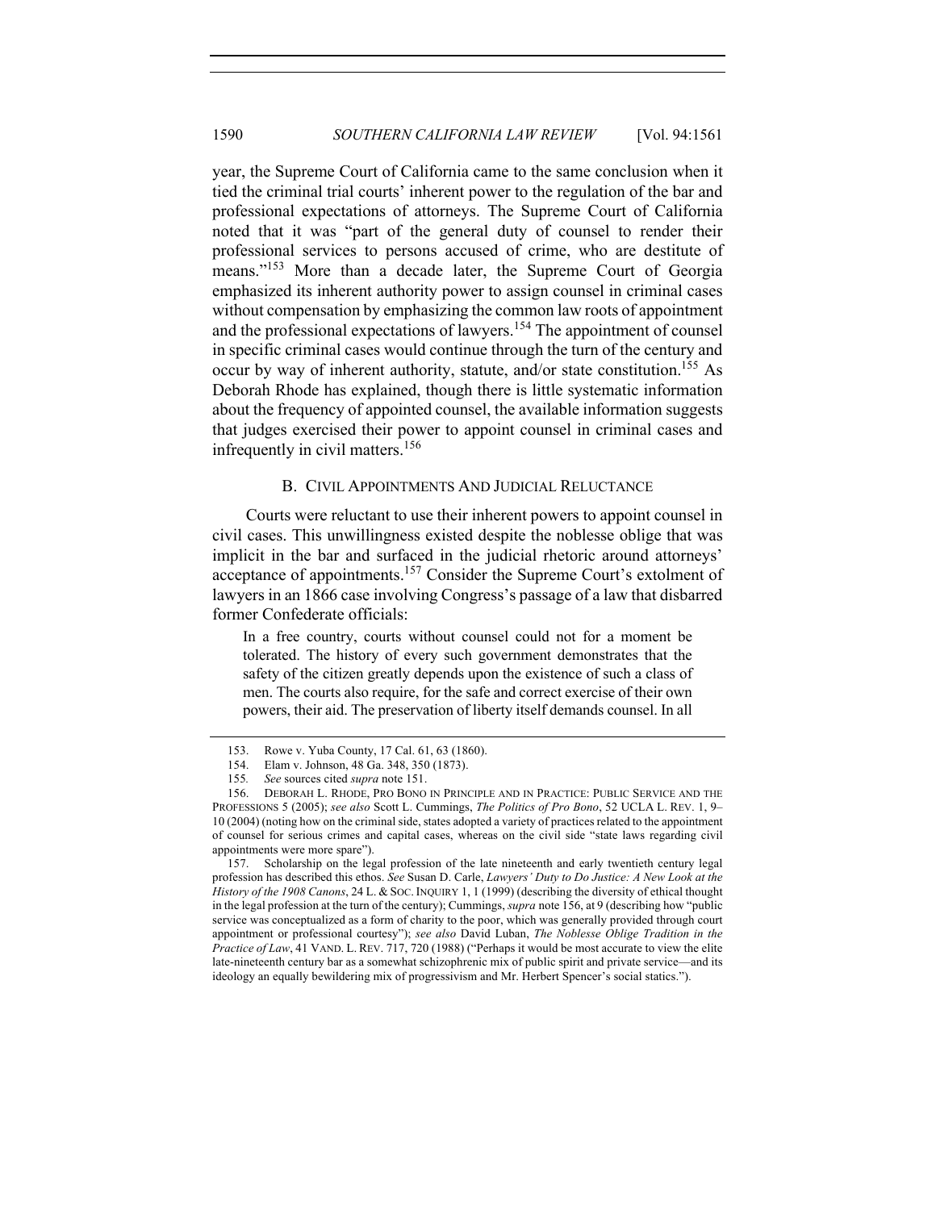year, the Supreme Court of California came to the same conclusion when it tied the criminal trial courts' inherent power to the regulation of the bar and professional expectations of attorneys. The Supreme Court of California noted that it was "part of the general duty of counsel to render their professional services to persons accused of crime, who are destitute of means."[153] More than a decade later, the Supreme Court of Georgia emphasized its inherent authority power to assign counsel in criminal cases without compensation by emphasizing the common law roots of appointment and the professional expectations of lawyers.[154] The appointment of counsel in specific criminal cases would continue through the turn of the century and occur by way of inherent authority, statute, and/or state constitution.[155] As Deborah Rhode has explained, though there is little systematic information about the frequency of appointed counsel, the available information suggests that judges exercised their power to appoint counsel in criminal cases and infrequently in civil matters.[156]

### B. CIVIL APPOINTMENTS AND JUDICIAL RELUCTANCE

Courts were reluctant to use their inherent powers to appoint counsel in civil cases. This unwillingness existed despite the noblesse oblige that was implicit in the bar and surfaced in the judicial rhetoric around attorneys' acceptance of appointments.[157] Consider the Supreme Court's extolment of lawyers in an 1866 case involving Congress's passage of a law that disbarred former Confederate officials:

> In a free country, courts without counsel could not for a moment be tolerated. The history of every such government demonstrates that the safety of the citizen greatly depends upon the existence of such a class of men. The courts also require, for the safe and correct exercise of their own powers, their aid. The preservation of liberty itself demands counsel. In all

---

153. Rowe v. Yuba County, 17 Cal. 61, 63 (1860).

154. Elam v. Johnson, 48 Ga. 348, 350 (1873).

155. *See* sources cited *supra* note 151.

156. DEBORAH L. RHODE, PRO BONO IN PRINCIPLE AND IN PRACTICE: PUBLIC SERVICE AND THE PROFESSIONS 5 (2005); *see also* Scott L. Cummings, *The Politics of Pro Bono*, 52 UCLA L. REV. 1, 9–10 (2004) (noting how on the criminal side, states adopted a variety of practices related to the appointment of counsel for serious crimes and capital cases, whereas on the civil side "state laws regarding civil appointments were more spare").

157. Scholarship on the legal profession of the late nineteenth and early twentieth century legal profession has described this ethos. *See* Susan D. Carle, *Lawyers' Duty to Do Justice: A New Look at the History of the 1908 Canons*, 24 L. & SOC. INQUIRY 1, 1 (1999) (describing the diversity of ethical thought in the legal profession at the turn of the century); Cummings, *supra* note 156, at 9 (describing how "public service was conceptualized as a form of charity to the poor, which was generally provided through court appointment or professional courtesy"); *see also* David Luban, *The Noblesse Oblige Tradition in the Practice of Law*, 41 VAND. L. REV. 717, 720 (1988) ("Perhaps it would be most accurate to view the elite late-nineteenth century bar as a somewhat schizophrenic mix of public spirit and private service—and its ideology an equally bewildering mix of progressivism and Mr. Herbert Spencer's social statics.").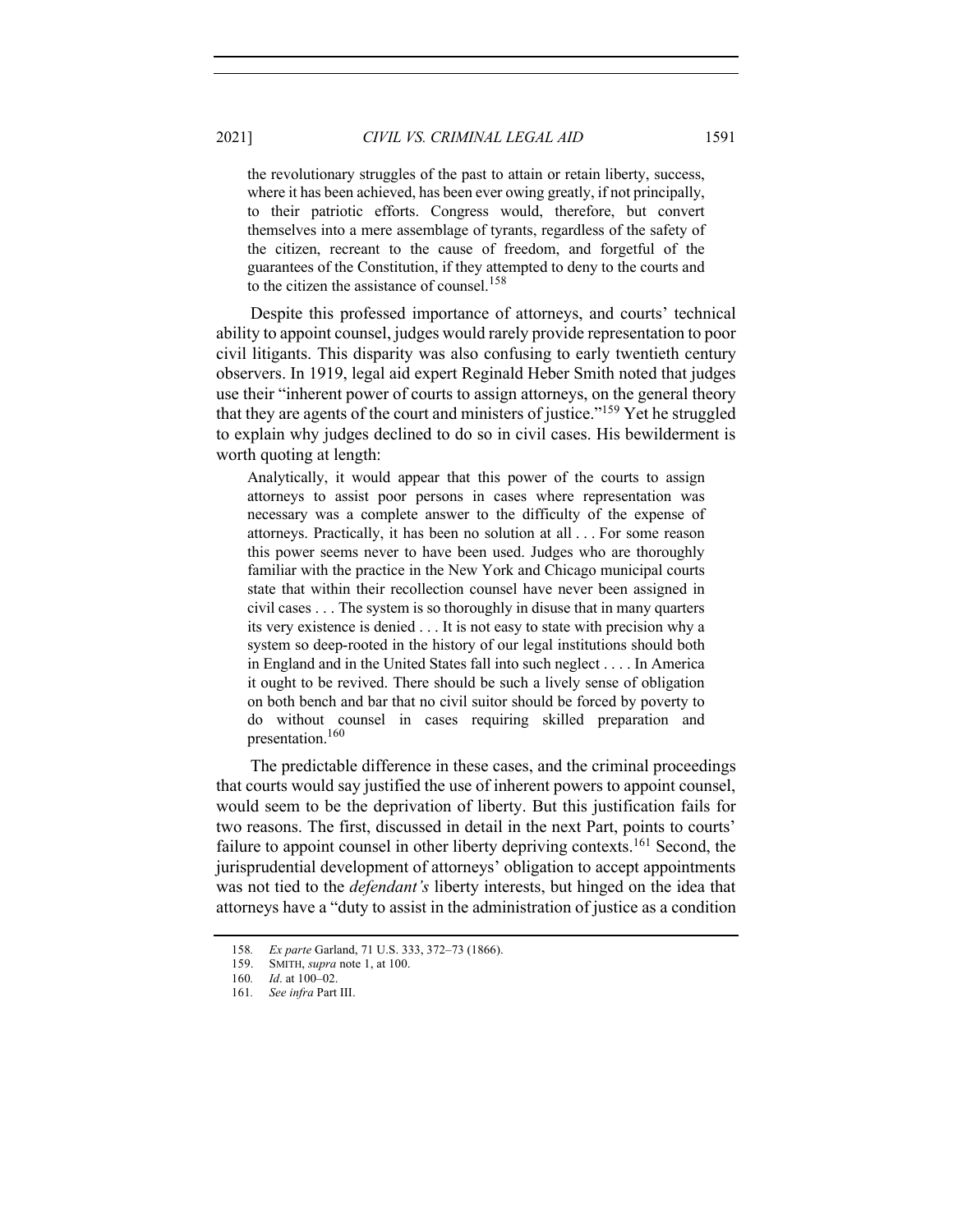> the revolutionary struggles of the past to attain or retain liberty, success, where it has been achieved, has been ever owing greatly, if not principally, to their patriotic efforts. Congress would, therefore, but convert themselves into a mere assemblage of tyrants, regardless of the safety of the citizen, recreant to the cause of freedom, and forgetful of the guarantees of the Constitution, if they attempted to deny to the courts and to the citizen the assistance of counsel.[158]

Despite this professed importance of attorneys, and courts' technical ability to appoint counsel, judges would rarely provide representation to poor civil litigants. This disparity was also confusing to early twentieth century observers. In 1919, legal aid expert Reginald Heber Smith noted that judges use their "inherent power of courts to assign attorneys, on the general theory that they are agents of the court and ministers of justice."[159] Yet he struggled to explain why judges declined to do so in civil cases. His bewilderment is worth quoting at length:

> Analytically, it would appear that this power of the courts to assign attorneys to assist poor persons in cases where representation was necessary was a complete answer to the difficulty of the expense of attorneys. Practically, it has been no solution at all . . . For some reason this power seems never to have been used. Judges who are thoroughly familiar with the practice in the New York and Chicago municipal courts state that within their recollection counsel have never been assigned in civil cases . . . The system is so thoroughly in disuse that in many quarters its very existence is denied . . . It is not easy to state with precision why a system so deep-rooted in the history of our legal institutions should both in England and in the United States fall into such neglect . . . . In America it ought to be revived. There should be such a lively sense of obligation on both bench and bar that no civil suitor should be forced by poverty to do without counsel in cases requiring skilled preparation and presentation.[160]

The predictable difference in these cases, and the criminal proceedings that courts would say justified the use of inherent powers to appoint counsel, would seem to be the deprivation of liberty. But this justification fails for two reasons. The first, discussed in detail in the next Part, points to courts' failure to appoint counsel in other liberty depriving contexts.[161] Second, the jurisprudential development of attorneys' obligation to accept appointments was not tied to the *defendant's* liberty interests, but hinged on the idea that attorneys have a "duty to assist in the administration of justice as a condition

158. *Ex parte* Garland, 71 U.S. 333, 372–73 (1866).

159. SMITH, *supra* note 1, at 100.

160. *Id*. at 100–02.

161. *See infra* Part III.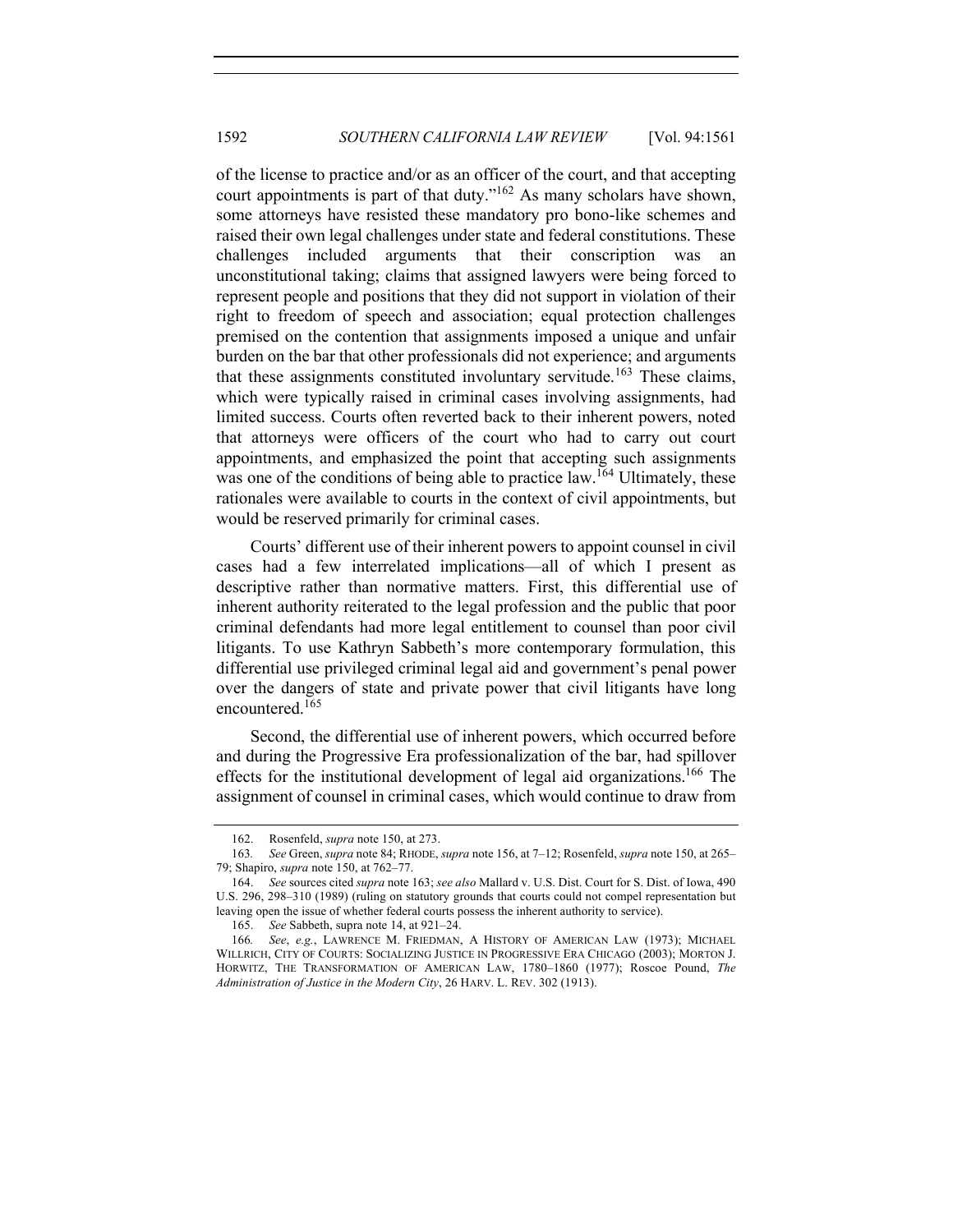of the license to practice and/or as an officer of the court, and that accepting court appointments is part of that duty."[162] As many scholars have shown, some attorneys have resisted these mandatory pro bono-like schemes and raised their own legal challenges under state and federal constitutions. These challenges included arguments that their conscription was an unconstitutional taking; claims that assigned lawyers were being forced to represent people and positions that they did not support in violation of their right to freedom of speech and association; equal protection challenges premised on the contention that assignments imposed a unique and unfair burden on the bar that other professionals did not experience; and arguments that these assignments constituted involuntary servitude.[163] These claims, which were typically raised in criminal cases involving assignments, had limited success. Courts often reverted back to their inherent powers, noted that attorneys were officers of the court who had to carry out court appointments, and emphasized the point that accepting such assignments was one of the conditions of being able to practice law.[164] Ultimately, these rationales were available to courts in the context of civil appointments, but would be reserved primarily for criminal cases.

Courts' different use of their inherent powers to appoint counsel in civil cases had a few interrelated implications—all of which I present as descriptive rather than normative matters. First, this differential use of inherent authority reiterated to the legal profession and the public that poor criminal defendants had more legal entitlement to counsel than poor civil litigants. To use Kathryn Sabbeth's more contemporary formulation, this differential use privileged criminal legal aid and government's penal power over the dangers of state and private power that civil litigants have long encountered.[165]

Second, the differential use of inherent powers, which occurred before and during the Progressive Era professionalization of the bar, had spillover effects for the institutional development of legal aid organizations.[166] The assignment of counsel in criminal cases, which would continue to draw from

---

162. Rosenfeld, *supra* note 150, at 273.

163. *See* Green, *supra* note 84; RHODE, *supra* note 156, at 7–12; Rosenfeld, *supra* note 150, at 265–79; Shapiro, *supra* note 150, at 762–77.

164. *See* sources cited *supra* note 163; *see also* Mallard v. U.S. Dist. Court for S. Dist. of Iowa, 490 U.S. 296, 298–310 (1989) (ruling on statutory grounds that courts could not compel representation but leaving open the issue of whether federal courts possess the inherent authority to service).

165. *See* Sabbeth, supra note 14, at 921–24.

166. *See, e.g.*, LAWRENCE M. FRIEDMAN, A HISTORY OF AMERICAN LAW (1973); MICHAEL WILLRICH, CITY OF COURTS: SOCIALIZING JUSTICE IN PROGRESSIVE ERA CHICAGO (2003); MORTON J. HORWITZ, THE TRANSFORMATION OF AMERICAN LAW, 1780–1860 (1977); Roscoe Pound, *The Administration of Justice in the Modern City*, 26 HARV. L. REV. 302 (1913).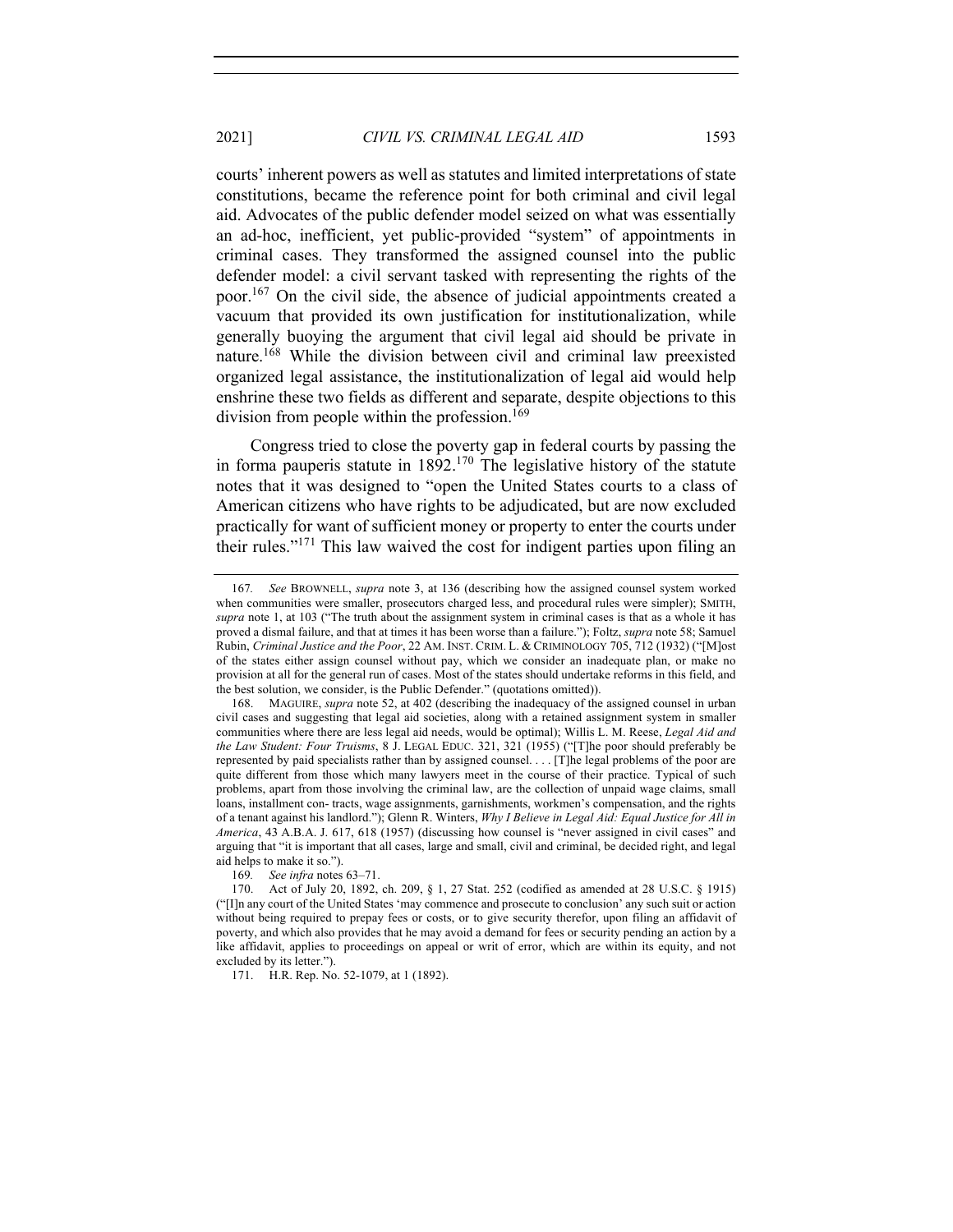courts' inherent powers as well as statutes and limited interpretations of state constitutions, became the reference point for both criminal and civil legal aid. Advocates of the public defender model seized on what was essentially an ad-hoc, inefficient, yet public-provided "system" of appointments in criminal cases. They transformed the assigned counsel into the public defender model: a civil servant tasked with representing the rights of the poor.[167] On the civil side, the absence of judicial appointments created a vacuum that provided its own justification for institutionalization, while generally buoying the argument that civil legal aid should be private in nature.[168] While the division between civil and criminal law preexisted organized legal assistance, the institutionalization of legal aid would help enshrine these two fields as different and separate, despite objections to this division from people within the profession.[169]

Congress tried to close the poverty gap in federal courts by passing the in forma pauperis statute in 1892.[170] The legislative history of the statute notes that it was designed to "open the United States courts to a class of American citizens who have rights to be adjudicated, but are now excluded practically for want of sufficient money or property to enter the courts under their rules."[171] This law waived the cost for indigent parties upon filing an

---

167. *See* BROWNELL, *supra* note 3, at 136 (describing how the assigned counsel system worked when communities were smaller, prosecutors charged less, and procedural rules were simpler); SMITH, *supra* note 1, at 103 ("The truth about the assignment system in criminal cases is that as a whole it has proved a dismal failure, and that at times it has been worse than a failure."); Foltz, *supra* note 58; Samuel Rubin, *Criminal Justice and the Poor*, 22 AM. INST. CRIM. L. & CRIMINOLOGY 705, 712 (1932) ("[M]ost of the states either assign counsel without pay, which we consider an inadequate plan, or make no provision at all for the general run of cases. Most of the states should undertake reforms in this field, and the best solution, we consider, is the Public Defender." (quotations omitted)).

168. MAGUIRE, *supra* note 52, at 402 (describing the inadequacy of the assigned counsel in urban civil cases and suggesting that legal aid societies, along with a retained assignment system in smaller communities where there are less legal aid needs, would be optimal); Willis L. M. Reese, *Legal Aid and the Law Student: Four Truisms*, 8 J. LEGAL EDUC. 321, 321 (1955) ("[T]he poor should preferably be represented by paid specialists rather than by assigned counsel. . . . [T]he legal problems of the poor are quite different from those which many lawyers meet in the course of their practice. Typical of such problems, apart from those involving the criminal law, are the collection of unpaid wage claims, small loans, installment con- tracts, wage assignments, garnishments, workmen's compensation, and the rights of a tenant against his landlord."); Glenn R. Winters, *Why I Believe in Legal Aid: Equal Justice for All in America*, 43 A.B.A. J. 617, 618 (1957) (discussing how counsel is "never assigned in civil cases" and arguing that "it is important that all cases, large and small, civil and criminal, be decided right, and legal aid helps to make it so.").

169. *See infra* notes 63–71.

170. Act of July 20, 1892, ch. 209, § 1, 27 Stat. 252 (codified as amended at 28 U.S.C. § 1915) ("[I]n any court of the United States 'may commence and prosecute to conclusion' any such suit or action without being required to prepay fees or costs, or to give security therefor, upon filing an affidavit of poverty, and which also provides that he may avoid a demand for fees or security pending an action by a like affidavit, applies to proceedings on appeal or writ of error, which are within its equity, and not excluded by its letter.").

171. H.R. Rep. No. 52-1079, at 1 (1892).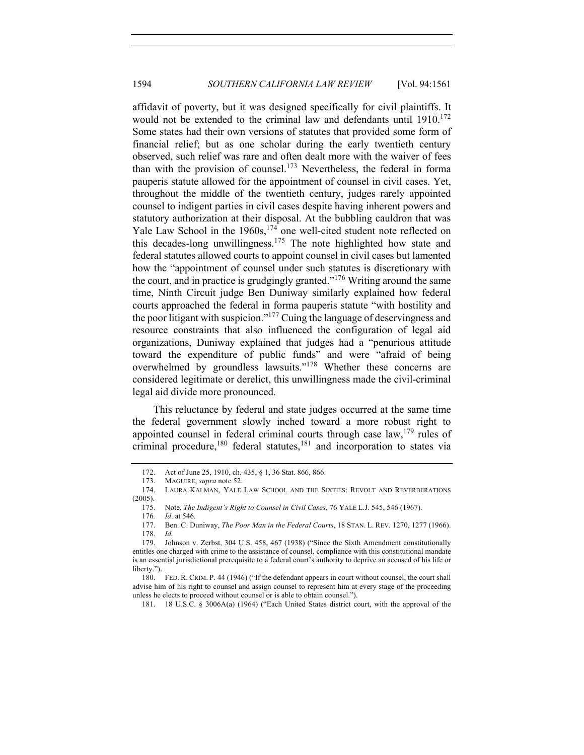affidavit of poverty, but it was designed specifically for civil plaintiffs. It would not be extended to the criminal law and defendants until 1910.[172] Some states had their own versions of statutes that provided some form of financial relief; but as one scholar during the early twentieth century observed, such relief was rare and often dealt more with the waiver of fees than with the provision of counsel.[173] Nevertheless, the federal in forma pauperis statute allowed for the appointment of counsel in civil cases. Yet, throughout the middle of the twentieth century, judges rarely appointed counsel to indigent parties in civil cases despite having inherent powers and statutory authorization at their disposal. At the bubbling cauldron that was Yale Law School in the 1960s,[174] one well-cited student note reflected on this decades-long unwillingness.[175] The note highlighted how state and federal statutes allowed courts to appoint counsel in civil cases but lamented how the "appointment of counsel under such statutes is discretionary with the court, and in practice is grudgingly granted."[176] Writing around the same time, Ninth Circuit judge Ben Duniway similarly explained how federal courts approached the federal in forma pauperis statute "with hostility and the poor litigant with suspicion."[177] Cuing the language of deservingness and resource constraints that also influenced the configuration of legal aid organizations, Duniway explained that judges had a "penurious attitude toward the expenditure of public funds" and were "afraid of being overwhelmed by groundless lawsuits."[178] Whether these concerns are considered legitimate or derelict, this unwillingness made the civil-criminal legal aid divide more pronounced.

This reluctance by federal and state judges occurred at the same time the federal government slowly inched toward a more robust right to appointed counsel in federal criminal courts through case law,[179] rules of criminal procedure,[180] federal statutes,[181] and incorporation to states via

---

172. Act of June 25, 1910, ch. 435, § 1, 36 Stat. 866, 866.

173. MAGUIRE, *supra* note 52.

174. LAURA KALMAN, YALE LAW SCHOOL AND THE SIXTIES: REVOLT AND REVERBERATIONS (2005).

175. Note, *The Indigent's Right to Counsel in Civil Cases*, 76 YALE L.J. 545, 546 (1967).

176. *Id*. at 546.

177. Ben. C. Duniway, *The Poor Man in the Federal Courts*, 18 STAN. L. REV. 1270, 1277 (1966).

178. *Id.*

179. Johnson v. Zerbst, 304 U.S. 458, 467 (1938) ("Since the Sixth Amendment constitutionally entitles one charged with crime to the assistance of counsel, compliance with this constitutional mandate is an essential jurisdictional prerequisite to a federal court's authority to deprive an accused of his life or liberty.").

180. FED. R. CRIM. P. 44 (1946) ("If the defendant appears in court without counsel, the court shall advise him of his right to counsel and assign counsel to represent him at every stage of the proceeding unless he elects to proceed without counsel or is able to obtain counsel.").

181. 18 U.S.C. § 3006A(a) (1964) ("Each United States district court, with the approval of the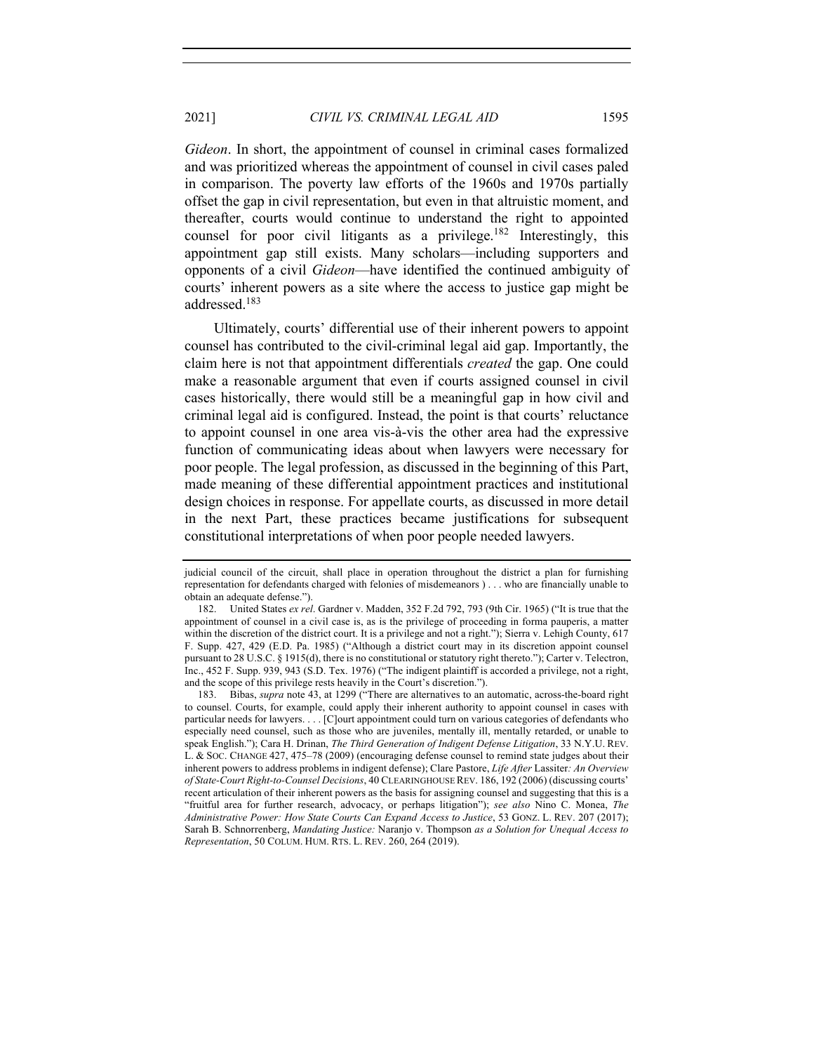*Gideon*. In short, the appointment of counsel in criminal cases formalized and was prioritized whereas the appointment of counsel in civil cases paled in comparison. The poverty law efforts of the 1960s and 1970s partially offset the gap in civil representation, but even in that altruistic moment, and thereafter, courts would continue to understand the right to appointed counsel for poor civil litigants as a privilege.[182] Interestingly, this appointment gap still exists. Many scholars—including supporters and opponents of a civil *Gideon*—have identified the continued ambiguity of courts' inherent powers as a site where the access to justice gap might be addressed.[183]

Ultimately, courts' differential use of their inherent powers to appoint counsel has contributed to the civil-criminal legal aid gap. Importantly, the claim here is not that appointment differentials *created* the gap. One could make a reasonable argument that even if courts assigned counsel in civil cases historically, there would still be a meaningful gap in how civil and criminal legal aid is configured. Instead, the point is that courts' reluctance to appoint counsel in one area vis-à-vis the other area had the expressive function of communicating ideas about when lawyers were necessary for poor people. The legal profession, as discussed in the beginning of this Part, made meaning of these differential appointment practices and institutional design choices in response. For appellate courts, as discussed in more detail in the next Part, these practices became justifications for subsequent constitutional interpretations of when poor people needed lawyers.

---

judicial council of the circuit, shall place in operation throughout the district a plan for furnishing representation for defendants charged with felonies of misdemeanors ) . . . who are financially unable to obtain an adequate defense.").

182. United States *ex rel*. Gardner v. Madden, 352 F.2d 792, 793 (9th Cir. 1965) ("It is true that the appointment of counsel in a civil case is, as is the privilege of proceeding in forma pauperis, a matter within the discretion of the district court. It is a privilege and not a right."); Sierra v. Lehigh County, 617 F. Supp. 427, 429 (E.D. Pa. 1985) ("Although a district court may in its discretion appoint counsel pursuant to 28 U.S.C. § 1915(d), there is no constitutional or statutory right thereto."); Carter v. Telectron, Inc., 452 F. Supp. 939, 943 (S.D. Tex. 1976) ("The indigent plaintiff is accorded a privilege, not a right, and the scope of this privilege rests heavily in the Court's discretion.").

183. Bibas, *supra* note 43, at 1299 ("There are alternatives to an automatic, across-the-board right to counsel. Courts, for example, could apply their inherent authority to appoint counsel in cases with particular needs for lawyers. . . . [C]ourt appointment could turn on various categories of defendants who especially need counsel, such as those who are juveniles, mentally ill, mentally retarded, or unable to speak English."); Cara H. Drinan, *The Third Generation of Indigent Defense Litigation*, 33 N.Y.U. REV. L. & SOC. CHANGE 427, 475–78 (2009) (encouraging defense counsel to remind state judges about their inherent powers to address problems in indigent defense); Clare Pastore, *Life After* Lassiter*: An Overview of State-Court Right-to-Counsel Decisions*, 40 CLEARINGHOUSE REV. 186, 192 (2006) (discussing courts' recent articulation of their inherent powers as the basis for assigning counsel and suggesting that this is a "fruitful area for further research, advocacy, or perhaps litigation"); *see also* Nino C. Monea, *The Administrative Power: How State Courts Can Expand Access to Justice*, 53 GONZ. L. REV. 207 (2017); Sarah B. Schnorrenberg, *Mandating Justice:* Naranjo v. Thompson *as a Solution for Unequal Access to Representation*, 50 COLUM. HUM. RTS. L. REV. 260, 264 (2019).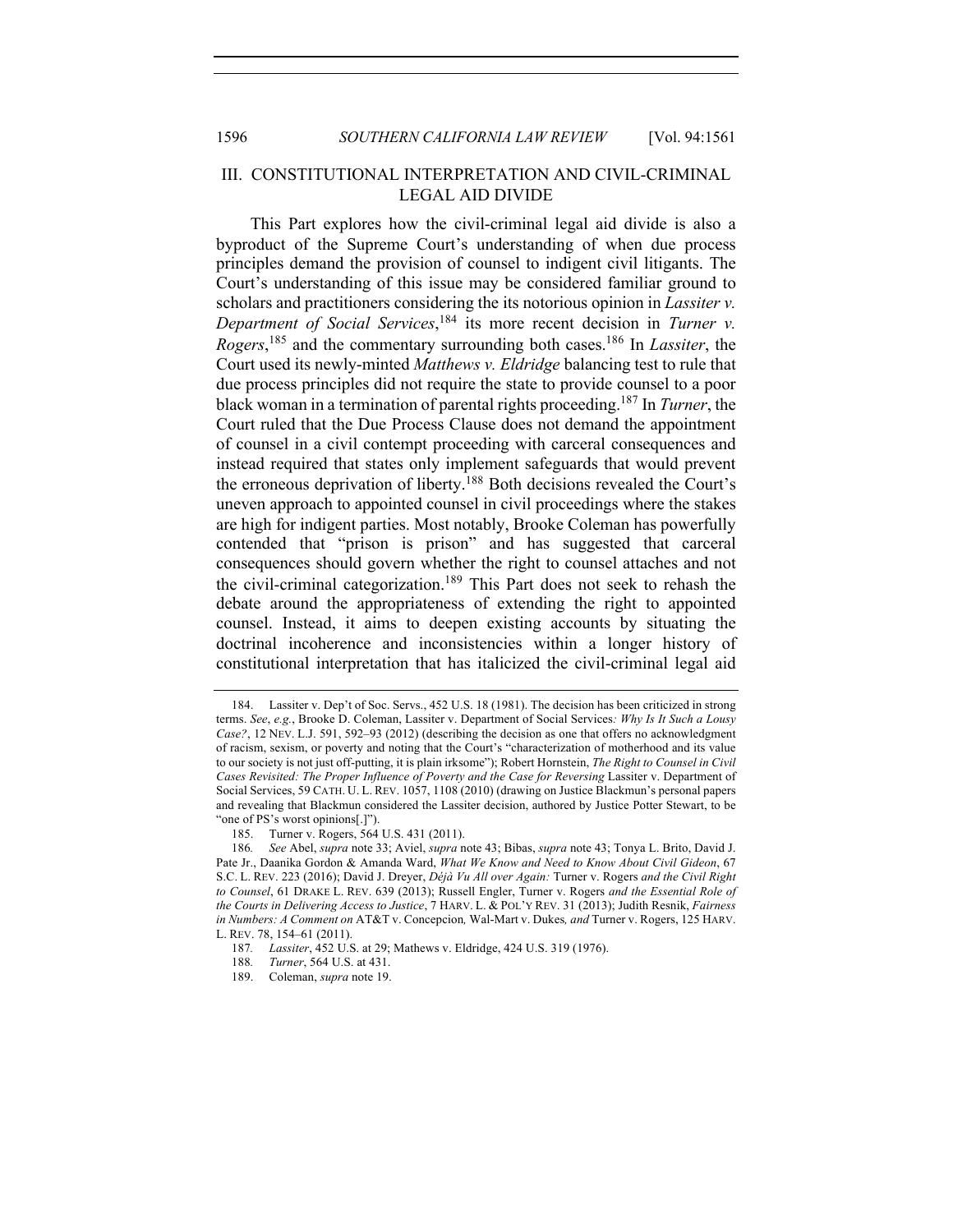## III. CONSTITUTIONAL INTERPRETATION AND CIVIL-CRIMINAL LEGAL AID DIVIDE

This Part explores how the civil-criminal legal aid divide is also a byproduct of the Supreme Court's understanding of when due process principles demand the provision of counsel to indigent civil litigants. The Court's understanding of this issue may be considered familiar ground to scholars and practitioners considering the its notorious opinion in *Lassiter v. Department of Social Services*,[184] its more recent decision in *Turner v. Rogers*,[185] and the commentary surrounding both cases.[186] In *Lassiter*, the Court used its newly-minted *Matthews v. Eldridge* balancing test to rule that due process principles did not require the state to provide counsel to a poor black woman in a termination of parental rights proceeding.[187] In *Turner*, the Court ruled that the Due Process Clause does not demand the appointment of counsel in a civil contempt proceeding with carceral consequences and instead required that states only implement safeguards that would prevent the erroneous deprivation of liberty.[188] Both decisions revealed the Court's uneven approach to appointed counsel in civil proceedings where the stakes are high for indigent parties. Most notably, Brooke Coleman has powerfully contended that "prison is prison" and has suggested that carceral consequences should govern whether the right to counsel attaches and not the civil-criminal categorization.[189] This Part does not seek to rehash the debate around the appropriateness of extending the right to appointed counsel. Instead, it aims to deepen existing accounts by situating the doctrinal incoherence and inconsistencies within a longer history of constitutional interpretation that has italicized the civil-criminal legal aid

---

184. Lassiter v. Dep't of Soc. Servs., 452 U.S. 18 (1981). The decision has been criticized in strong terms. *See*, *e.g.*, Brooke D. Coleman, Lassiter v. Department of Social Services*: Why Is It Such a Lousy Case?*, 12 NEV. L.J. 591, 592–93 (2012) (describing the decision as one that offers no acknowledgment of racism, sexism, or poverty and noting that the Court's "characterization of motherhood and its value to our society is not just off-putting, it is plain irksome"); Robert Hornstein, *The Right to Counsel in Civil Cases Revisited: The Proper Influence of Poverty and the Case for Reversing* Lassiter v. Department of Social Services, 59 CATH. U. L. REV. 1057, 1108 (2010) (drawing on Justice Blackmun's personal papers and revealing that Blackmun considered the Lassiter decision, authored by Justice Potter Stewart, to be "one of PS's worst opinions[.]").

185. Turner v. Rogers, 564 U.S. 431 (2011).

186. *See* Abel, *supra* note 33; Aviel, *supra* note 43; Bibas, *supra* note 43; Tonya L. Brito, David J. Pate Jr., Daanika Gordon & Amanda Ward, *What We Know and Need to Know About Civil Gideon*, 67 S.C. L. REV. 223 (2016); David J. Dreyer, *Déjà Vu All over Again:* Turner v. Rogers *and the Civil Right to Counsel*, 61 DRAKE L. REV. 639 (2013); Russell Engler, Turner v. Rogers *and the Essential Role of the Courts in Delivering Access to Justice*, 7 HARV. L. & POL'Y REV. 31 (2013); Judith Resnik, *Fairness in Numbers: A Comment on* AT&T v. Concepcion*,* Wal-Mart v. Dukes*, and* Turner v. Rogers, 125 HARV. L. REV. 78, 154–61 (2011).

187. *Lassiter*, 452 U.S. at 29; Mathews v. Eldridge, 424 U.S. 319 (1976).

188. *Turner*, 564 U.S. at 431.

189. Coleman, *supra* note 19.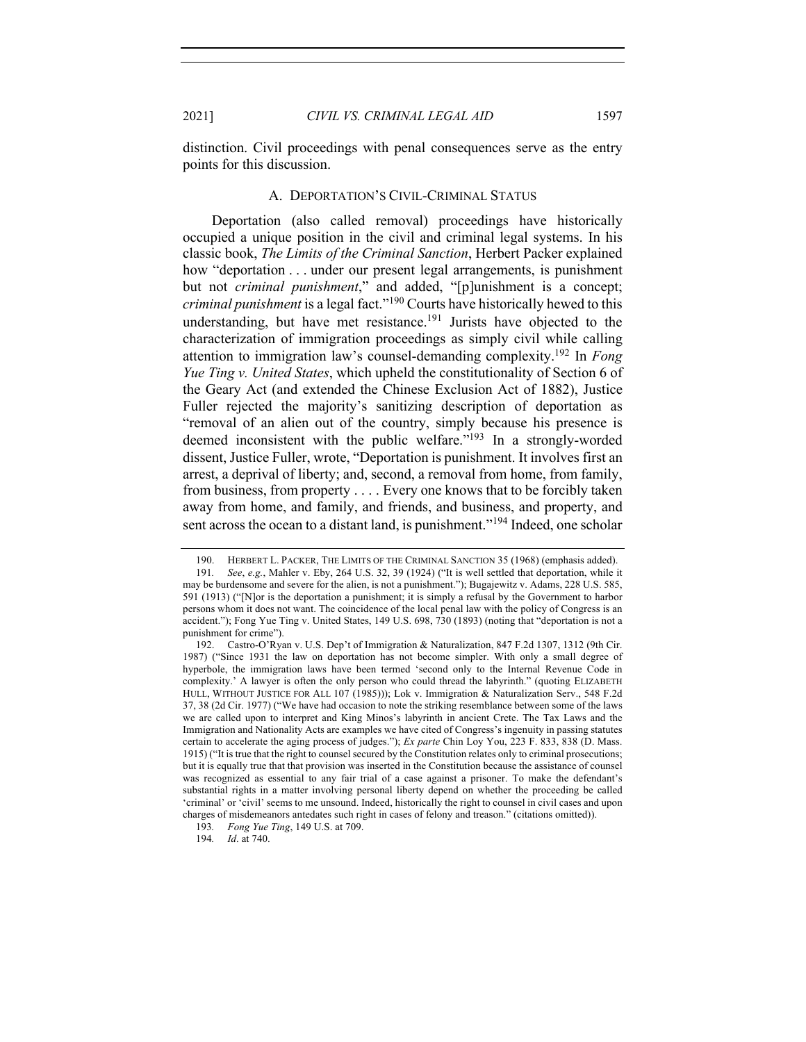distinction. Civil proceedings with penal consequences serve as the entry points for this discussion.

### A. DEPORTATION'S CIVIL-CRIMINAL STATUS

Deportation (also called removal) proceedings have historically occupied a unique position in the civil and criminal legal systems. In his classic book, *The Limits of the Criminal Sanction*, Herbert Packer explained how "deportation . . . under our present legal arrangements, is punishment but not *criminal punishment*," and added, "[p]unishment is a concept; *criminal punishment* is a legal fact."[190] Courts have historically hewed to this understanding, but have met resistance.[191] Jurists have objected to the characterization of immigration proceedings as simply civil while calling attention to immigration law's counsel-demanding complexity.[192] In *Fong Yue Ting v. United States*, which upheld the constitutionality of Section 6 of the Geary Act (and extended the Chinese Exclusion Act of 1882), Justice Fuller rejected the majority's sanitizing description of deportation as "removal of an alien out of the country, simply because his presence is deemed inconsistent with the public welfare."[193] In a strongly-worded dissent, Justice Fuller, wrote, "Deportation is punishment. It involves first an arrest, a deprival of liberty; and, second, a removal from home, from family, from business, from property . . . . Every one knows that to be forcibly taken away from home, and family, and friends, and business, and property, and sent across the ocean to a distant land, is punishment."[194] Indeed, one scholar

---

190. HERBERT L. PACKER, THE LIMITS OF THE CRIMINAL SANCTION 35 (1968) (emphasis added).

191. *See*, *e.g.*, Mahler v. Eby, 264 U.S. 32, 39 (1924) ("It is well settled that deportation, while it may be burdensome and severe for the alien, is not a punishment."); Bugajewitz v. Adams, 228 U.S. 585, 591 (1913) ("[N]or is the deportation a punishment; it is simply a refusal by the Government to harbor persons whom it does not want. The coincidence of the local penal law with the policy of Congress is an accident."); Fong Yue Ting v. United States, 149 U.S. 698, 730 (1893) (noting that "deportation is not a punishment for crime").

192. Castro-O'Ryan v. U.S. Dep't of Immigration & Naturalization, 847 F.2d 1307, 1312 (9th Cir. 1987) ("Since 1931 the law on deportation has not become simpler. With only a small degree of hyperbole, the immigration laws have been termed 'second only to the Internal Revenue Code in complexity.' A lawyer is often the only person who could thread the labyrinth." (quoting ELIZABETH HULL, WITHOUT JUSTICE FOR ALL 107 (1985))); Lok v. Immigration & Naturalization Serv., 548 F.2d 37, 38 (2d Cir. 1977) ("We have had occasion to note the striking resemblance between some of the laws we are called upon to interpret and King Minos's labyrinth in ancient Crete. The Tax Laws and the Immigration and Nationality Acts are examples we have cited of Congress's ingenuity in passing statutes certain to accelerate the aging process of judges."); *Ex parte* Chin Loy You, 223 F. 833, 838 (D. Mass. 1915) ("It is true that the right to counsel secured by the Constitution relates only to criminal prosecutions; but it is equally true that that provision was inserted in the Constitution because the assistance of counsel was recognized as essential to any fair trial of a case against a prisoner. To make the defendant's substantial rights in a matter involving personal liberty depend on whether the proceeding be called 'criminal' or 'civil' seems to me unsound. Indeed, historically the right to counsel in civil cases and upon charges of misdemeanors antedates such right in cases of felony and treason." (citations omitted)).

193. *Fong Yue Ting*, 149 U.S. at 709.

194. *Id*. at 740.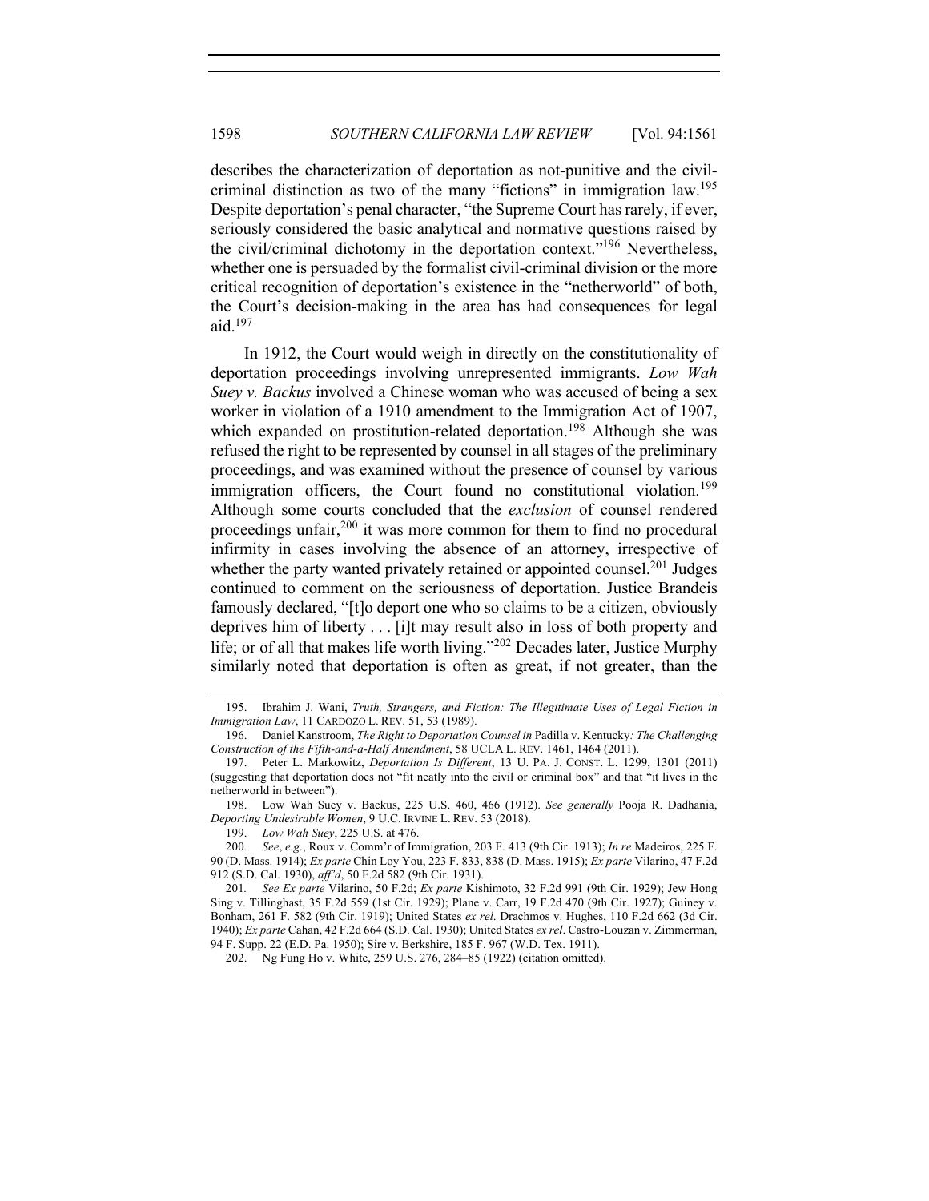describes the characterization of deportation as not-punitive and the civil-criminal distinction as two of the many "fictions" in immigration law.[195] Despite deportation's penal character, "the Supreme Court has rarely, if ever, seriously considered the basic analytical and normative questions raised by the civil/criminal dichotomy in the deportation context."[196] Nevertheless, whether one is persuaded by the formalist civil-criminal division or the more critical recognition of deportation's existence in the "netherworld" of both, the Court's decision-making in the area has had consequences for legal aid.[197]

In 1912, the Court would weigh in directly on the constitutionality of deportation proceedings involving unrepresented immigrants. *Low Wah Suey v. Backus* involved a Chinese woman who was accused of being a sex worker in violation of a 1910 amendment to the Immigration Act of 1907, which expanded on prostitution-related deportation.[198] Although she was refused the right to be represented by counsel in all stages of the preliminary proceedings, and was examined without the presence of counsel by various immigration officers, the Court found no constitutional violation.[199] Although some courts concluded that the *exclusion* of counsel rendered proceedings unfair,[200] it was more common for them to find no procedural infirmity in cases involving the absence of an attorney, irrespective of whether the party wanted privately retained or appointed counsel.[201] Judges continued to comment on the seriousness of deportation. Justice Brandeis famously declared, "[t]o deport one who so claims to be a citizen, obviously deprives him of liberty . . . [i]t may result also in loss of both property and life; or of all that makes life worth living."[202] Decades later, Justice Murphy similarly noted that deportation is often as great, if not greater, than the

---

195. Ibrahim J. Wani, *Truth, Strangers, and Fiction: The Illegitimate Uses of Legal Fiction in Immigration Law*, 11 CARDOZO L. REV. 51, 53 (1989).

196. Daniel Kanstroom, *The Right to Deportation Counsel in* Padilla v. Kentucky*: The Challenging Construction of the Fifth-and-a-Half Amendment*, 58 UCLA L. REV. 1461, 1464 (2011).

197. Peter L. Markowitz, *Deportation Is Different*, 13 U. PA. J. CONST. L. 1299, 1301 (2011) (suggesting that deportation does not "fit neatly into the civil or criminal box" and that "it lives in the netherworld in between").

198. Low Wah Suey v. Backus, 225 U.S. 460, 466 (1912). *See generally* Pooja R. Dadhania, *Deporting Undesirable Women*, 9 U.C. IRVINE L. REV. 53 (2018).

199. *Low Wah Suey*, 225 U.S. at 476.

200. *See*, *e.g.*, Roux v. Comm'r of Immigration, 203 F. 413 (9th Cir. 1913); *In re* Madeiros, 225 F. 90 (D. Mass. 1914); *Ex parte* Chin Loy You, 223 F. 833, 838 (D. Mass. 1915); *Ex parte* Vilarino, 47 F.2d 912 (S.D. Cal. 1930), *aff'd*, 50 F.2d 582 (9th Cir. 1931).

201. *See Ex parte* Vilarino, 50 F.2d; *Ex parte* Kishimoto, 32 F.2d 991 (9th Cir. 1929); Jew Hong Sing v. Tillinghast, 35 F.2d 559 (1st Cir. 1929); Plane v. Carr, 19 F.2d 470 (9th Cir. 1927); Guiney v. Bonham, 261 F. 582 (9th Cir. 1919); United States *ex rel.* Drachmos v. Hughes, 110 F.2d 662 (3d Cir. 1940); *Ex parte* Cahan, 42 F.2d 664 (S.D. Cal. 1930); United States *ex rel*. Castro-Louzan v. Zimmerman, 94 F. Supp. 22 (E.D. Pa. 1950); Sire v. Berkshire, 185 F. 967 (W.D. Tex. 1911).

202. Ng Fung Ho v. White, 259 U.S. 276, 284–85 (1922) (citation omitted).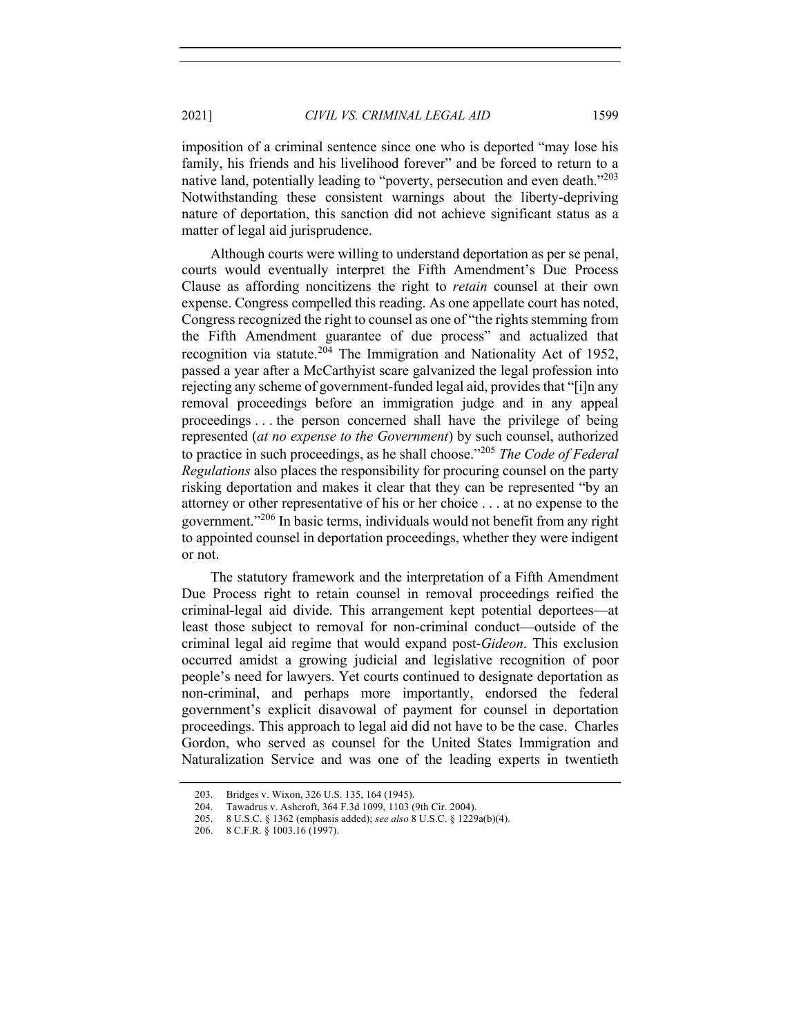imposition of a criminal sentence since one who is deported "may lose his family, his friends and his livelihood forever" and be forced to return to a native land, potentially leading to "poverty, persecution and even death."[203] Notwithstanding these consistent warnings about the liberty-depriving nature of deportation, this sanction did not achieve significant status as a matter of legal aid jurisprudence.

Although courts were willing to understand deportation as per se penal, courts would eventually interpret the Fifth Amendment's Due Process Clause as affording noncitizens the right to *retain* counsel at their own expense. Congress compelled this reading. As one appellate court has noted, Congress recognized the right to counsel as one of "the rights stemming from the Fifth Amendment guarantee of due process" and actualized that recognition via statute.[204] The Immigration and Nationality Act of 1952, passed a year after a McCarthyist scare galvanized the legal profession into rejecting any scheme of government-funded legal aid, provides that "[i]n any removal proceedings before an immigration judge and in any appeal proceedings . . . the person concerned shall have the privilege of being represented (*at no expense to the Government*) by such counsel, authorized to practice in such proceedings, as he shall choose."[205] *The Code of Federal Regulations* also places the responsibility for procuring counsel on the party risking deportation and makes it clear that they can be represented "by an attorney or other representative of his or her choice . . . at no expense to the government."[206] In basic terms, individuals would not benefit from any right to appointed counsel in deportation proceedings, whether they were indigent or not.

The statutory framework and the interpretation of a Fifth Amendment Due Process right to retain counsel in removal proceedings reified the criminal-legal aid divide. This arrangement kept potential deportees—at least those subject to removal for non-criminal conduct—outside of the criminal legal aid regime that would expand post-*Gideon*. This exclusion occurred amidst a growing judicial and legislative recognition of poor people's need for lawyers. Yet courts continued to designate deportation as non-criminal, and perhaps more importantly, endorsed the federal government's explicit disavowal of payment for counsel in deportation proceedings. This approach to legal aid did not have to be the case. Charles Gordon, who served as counsel for the United States Immigration and Naturalization Service and was one of the leading experts in twentieth

203. Bridges v. Wixon, 326 U.S. 135, 164 (1945).

204. Tawadrus v. Ashcroft, 364 F.3d 1099, 1103 (9th Cir. 2004).

205. 8 U.S.C. § 1362 (emphasis added); *see also* 8 U.S.C. § 1229a(b)(4).

206. 8 C.F.R. § 1003.16 (1997).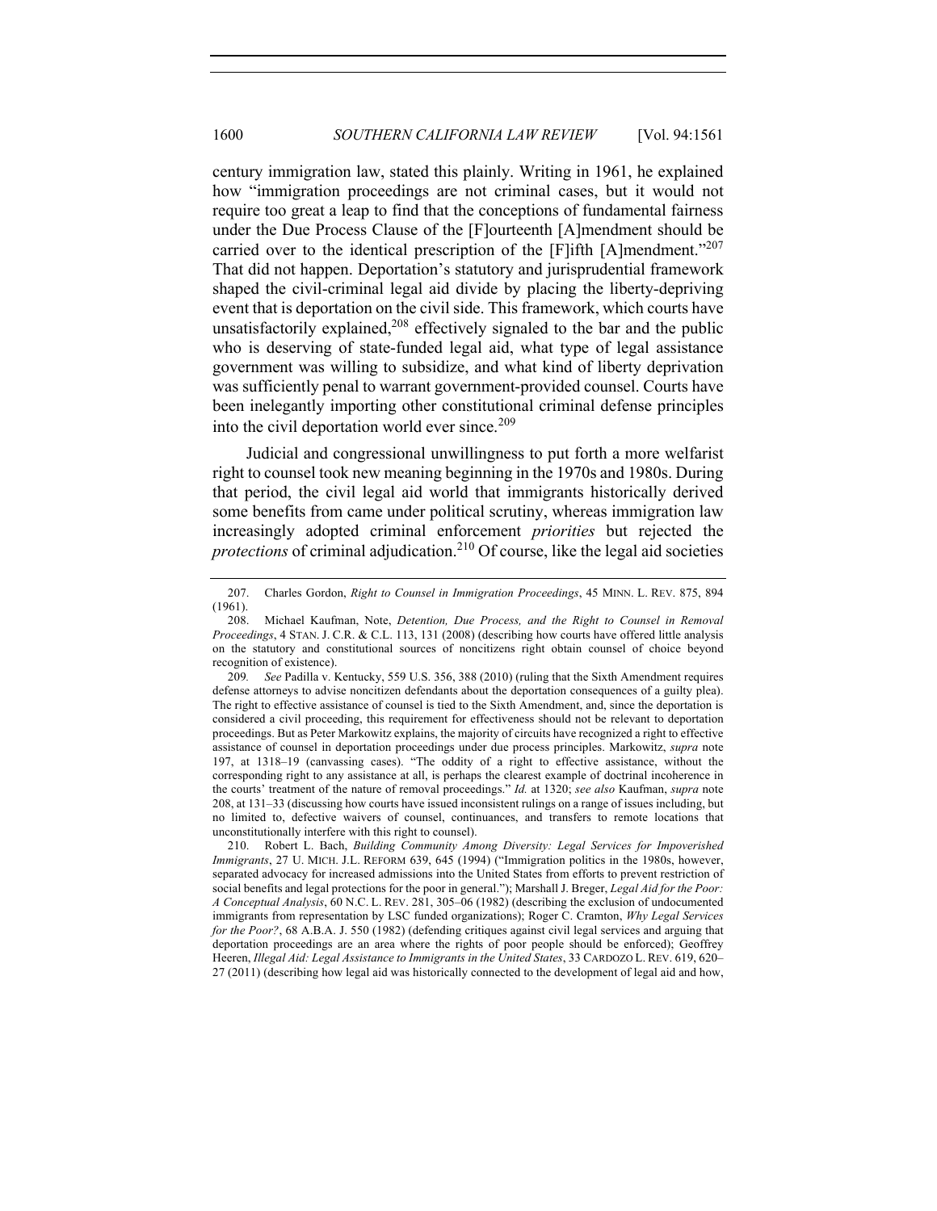century immigration law, stated this plainly. Writing in 1961, he explained how "immigration proceedings are not criminal cases, but it would not require too great a leap to find that the conceptions of fundamental fairness under the Due Process Clause of the [F]ourteenth [A]mendment should be carried over to the identical prescription of the [F]ifth [A]mendment."[207] That did not happen. Deportation's statutory and jurisprudential framework shaped the civil-criminal legal aid divide by placing the liberty-depriving event that is deportation on the civil side. This framework, which courts have unsatisfactorily explained,[208] effectively signaled to the bar and the public who is deserving of state-funded legal aid, what type of legal assistance government was willing to subsidize, and what kind of liberty deprivation was sufficiently penal to warrant government-provided counsel. Courts have been inelegantly importing other constitutional criminal defense principles into the civil deportation world ever since.[209]

Judicial and congressional unwillingness to put forth a more welfarist right to counsel took new meaning beginning in the 1970s and 1980s. During that period, the civil legal aid world that immigrants historically derived some benefits from came under political scrutiny, whereas immigration law increasingly adopted criminal enforcement *priorities* but rejected the *protections* of criminal adjudication.[210] Of course, like the legal aid societies

---

207. Charles Gordon, *Right to Counsel in Immigration Proceedings*, 45 MINN. L. REV. 875, 894 (1961).

208. Michael Kaufman, Note, *Detention, Due Process, and the Right to Counsel in Removal Proceedings*, 4 STAN. J. C.R. & C.L. 113, 131 (2008) (describing how courts have offered little analysis on the statutory and constitutional sources of noncitizens right obtain counsel of choice beyond recognition of existence).

209. *See* Padilla v. Kentucky, 559 U.S. 356, 388 (2010) (ruling that the Sixth Amendment requires defense attorneys to advise noncitizen defendants about the deportation consequences of a guilty plea). The right to effective assistance of counsel is tied to the Sixth Amendment, and, since the deportation is considered a civil proceeding, this requirement for effectiveness should not be relevant to deportation proceedings. But as Peter Markowitz explains, the majority of circuits have recognized a right to effective assistance of counsel in deportation proceedings under due process principles. Markowitz, *supra* note 197, at 1318–19 (canvassing cases). "The oddity of a right to effective assistance, without the corresponding right to any assistance at all, is perhaps the clearest example of doctrinal incoherence in the courts' treatment of the nature of removal proceedings." *Id.* at 1320; *see also* Kaufman, *supra* note 208, at 131–33 (discussing how courts have issued inconsistent rulings on a range of issues including, but no limited to, defective waivers of counsel, continuances, and transfers to remote locations that unconstitutionally interfere with this right to counsel).

210. Robert L. Bach, *Building Community Among Diversity: Legal Services for Impoverished Immigrants*, 27 U. MICH. J.L. REFORM 639, 645 (1994) ("Immigration politics in the 1980s, however, separated advocacy for increased admissions into the United States from efforts to prevent restriction of social benefits and legal protections for the poor in general."); Marshall J. Breger, *Legal Aid for the Poor: A Conceptual Analysis*, 60 N.C. L. REV. 281, 305–06 (1982) (describing the exclusion of undocumented immigrants from representation by LSC funded organizations); Roger C. Cramton, *Why Legal Services for the Poor?*, 68 A.B.A. J. 550 (1982) (defending critiques against civil legal services and arguing that deportation proceedings are an area where the rights of poor people should be enforced); Geoffrey Heeren, *Illegal Aid: Legal Assistance to Immigrants in the United States*, 33 CARDOZO L. REV. 619, 620–27 (2011) (describing how legal aid was historically connected to the development of legal aid and how,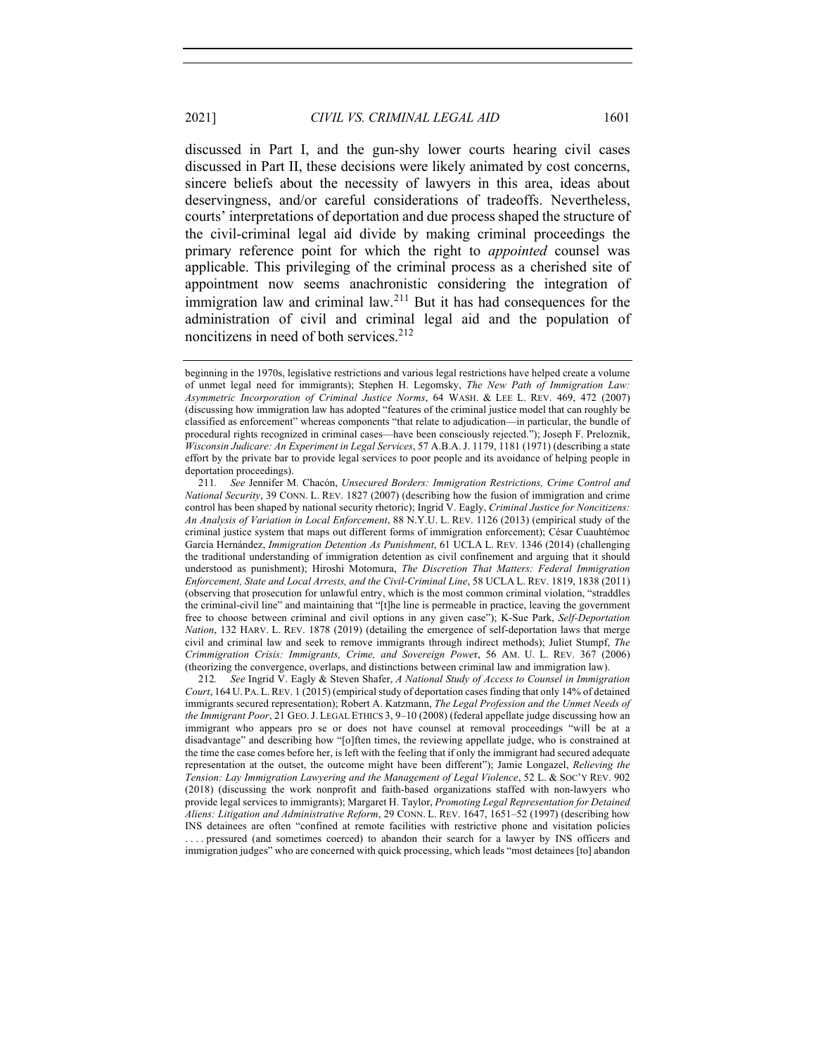discussed in Part I, and the gun-shy lower courts hearing civil cases discussed in Part II, these decisions were likely animated by cost concerns, sincere beliefs about the necessity of lawyers in this area, ideas about deservingness, and/or careful considerations of tradeoffs. Nevertheless, courts' interpretations of deportation and due process shaped the structure of the civil-criminal legal aid divide by making criminal proceedings the primary reference point for which the right to *appointed* counsel was applicable. This privileging of the criminal process as a cherished site of appointment now seems anachronistic considering the integration of immigration law and criminal law.[211] But it has had consequences for the administration of civil and criminal legal aid and the population of noncitizens in need of both services.[212]

---

beginning in the 1970s, legislative restrictions and various legal restrictions have helped create a volume of unmet legal need for immigrants); Stephen H. Legomsky, *The New Path of Immigration Law: Asymmetric Incorporation of Criminal Justice Norms*, 64 WASH. & LEE L. REV. 469, 472 (2007) (discussing how immigration law has adopted "features of the criminal justice model that can roughly be classified as enforcement" whereas components "that relate to adjudication—in particular, the bundle of procedural rights recognized in criminal cases—have been consciously rejected."); Joseph F. Preloznik, *Wisconsin Judicare: An Experiment in Legal Services*, 57 A.B.A. J. 1179, 1181 (1971) (describing a state effort by the private bar to provide legal services to poor people and its avoidance of helping people in deportation proceedings).

211. *See* Jennifer M. Chacón, *Unsecured Borders: Immigration Restrictions, Crime Control and National Security*, 39 CONN. L. REV. 1827 (2007) (describing how the fusion of immigration and crime control has been shaped by national security rhetoric); Ingrid V. Eagly, *Criminal Justice for Noncitizens: An Analysis of Variation in Local Enforcement*, 88 N.Y.U. L. REV. 1126 (2013) (empirical study of the criminal justice system that maps out different forms of immigration enforcement); César Cuauhtémoc García Hernández, *Immigration Detention As Punishment*, 61 UCLA L. REV. 1346 (2014) (challenging the traditional understanding of immigration detention as civil confinement and arguing that it should understood as punishment); Hiroshi Motomura, *The Discretion That Matters: Federal Immigration Enforcement, State and Local Arrests, and the Civil-Criminal Line*, 58 UCLA L. REV. 1819, 1838 (2011) (observing that prosecution for unlawful entry, which is the most common criminal violation, "straddles the criminal-civil line" and maintaining that "[t]he line is permeable in practice, leaving the government free to choose between criminal and civil options in any given case"); K-Sue Park, *Self-Deportation Nation*, 132 HARV. L. REV. 1878 (2019) (detailing the emergence of self-deportation laws that merge civil and criminal law and seek to remove immigrants through indirect methods); Juliet Stumpf, *The Crimmigration Crisis: Immigrants, Crime, and Sovereign Power*, 56 AM. U. L. REV. 367 (2006) (theorizing the convergence, overlaps, and distinctions between criminal law and immigration law).

212. *See* Ingrid V. Eagly & Steven Shafer, *A National Study of Access to Counsel in Immigration Court*, 164 U. PA. L. REV. 1 (2015) (empirical study of deportation cases finding that only 14% of detained immigrants secured representation); Robert A. Katzmann, *The Legal Profession and the Unmet Needs of the Immigrant Poor*, 21 GEO. J. LEGAL ETHICS 3, 9–10 (2008) (federal appellate judge discussing how an immigrant who appears pro se or does not have counsel at removal proceedings "will be at a disadvantage" and describing how "[o]ften times, the reviewing appellate judge, who is constrained at the time the case comes before her, is left with the feeling that if only the immigrant had secured adequate representation at the outset, the outcome might have been different"); Jamie Longazel, *Relieving the Tension: Lay Immigration Lawyering and the Management of Legal Violence*, 52 L. & SOC'Y REV. 902 (2018) (discussing the work nonprofit and faith-based organizations staffed with non-lawyers who provide legal services to immigrants); Margaret H. Taylor, *Promoting Legal Representation for Detained Aliens: Litigation and Administrative Reform*, 29 CONN. L. REV. 1647, 1651–52 (1997) (describing how INS detainees are often "confined at remote facilities with restrictive phone and visitation policies . . . . pressured (and sometimes coerced) to abandon their search for a lawyer by INS officers and immigration judges" who are concerned with quick processing, which leads "most detainees [to] abandon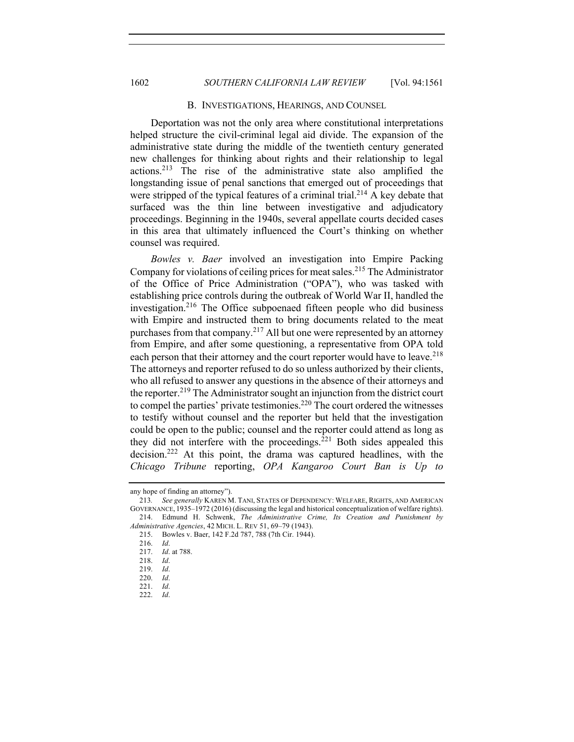### B. INVESTIGATIONS, HEARINGS, AND COUNSEL

Deportation was not the only area where constitutional interpretations helped structure the civil-criminal legal aid divide. The expansion of the administrative state during the middle of the twentieth century generated new challenges for thinking about rights and their relationship to legal actions.[213] The rise of the administrative state also amplified the longstanding issue of penal sanctions that emerged out of proceedings that were stripped of the typical features of a criminal trial.[214] A key debate that surfaced was the thin line between investigative and adjudicatory proceedings. Beginning in the 1940s, several appellate courts decided cases in this area that ultimately influenced the Court's thinking on whether counsel was required.

*Bowles v. Baer* involved an investigation into Empire Packing Company for violations of ceiling prices for meat sales.[215] The Administrator of the Office of Price Administration ("OPA"), who was tasked with establishing price controls during the outbreak of World War II, handled the investigation.[216] The Office subpoenaed fifteen people who did business with Empire and instructed them to bring documents related to the meat purchases from that company.[217] All but one were represented by an attorney from Empire, and after some questioning, a representative from OPA told each person that their attorney and the court reporter would have to leave.[218] The attorneys and reporter refused to do so unless authorized by their clients, who all refused to answer any questions in the absence of their attorneys and the reporter.[219] The Administrator sought an injunction from the district court to compel the parties' private testimonies.[220] The court ordered the witnesses to testify without counsel and the reporter but held that the investigation could be open to the public; counsel and the reporter could attend as long as they did not interfere with the proceedings.[221] Both sides appealed this decision.[222] At this point, the drama was captured headlines, with the *Chicago Tribune* reporting, *OPA Kangaroo Court Ban is Up to*

---

any hope of finding an attorney").

213. *See generally* KAREN M. TANI, STATES OF DEPENDENCY: WELFARE, RIGHTS, AND AMERICAN GOVERNANCE, 1935–1972 (2016) (discussing the legal and historical conceptualization of welfare rights).

214. Edmund H. Schwenk, *The Administrative Crime, Its Creation and Punishment by Administrative Agencies*, 42 MICH. L. REV 51, 69–79 (1943).

215. Bowles v. Baer, 142 F.2d 787, 788 (7th Cir. 1944).

216. *Id*.

217. *Id*. at 788.

218. *Id*.

219. *Id*.

220. *Id*.

221. *Id*.

222. *Id*.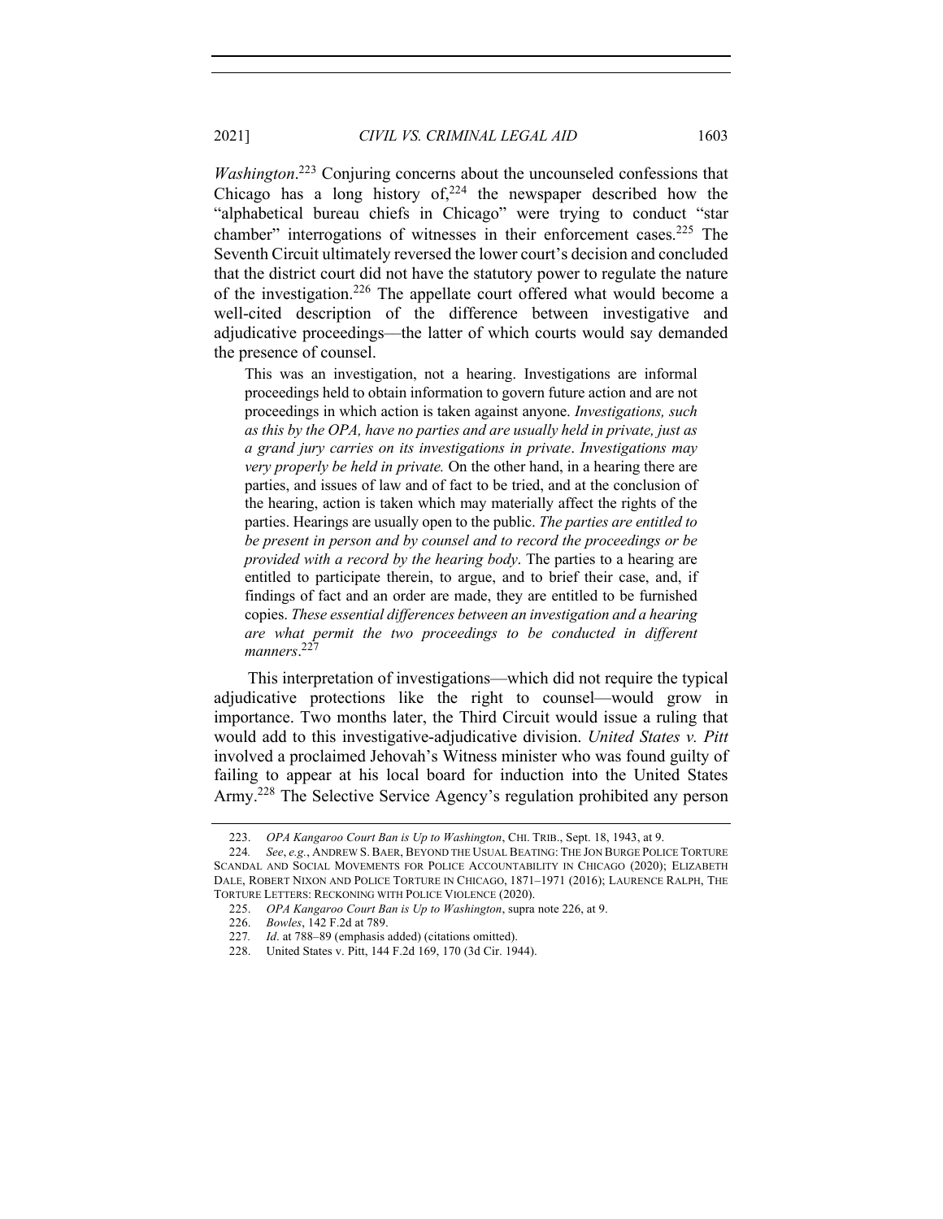*Washington*.[223] Conjuring concerns about the uncounseled confessions that Chicago has a long history of,[224] the newspaper described how the "alphabetical bureau chiefs in Chicago" were trying to conduct "star chamber" interrogations of witnesses in their enforcement cases.[225] The Seventh Circuit ultimately reversed the lower court's decision and concluded that the district court did not have the statutory power to regulate the nature of the investigation.[226] The appellate court offered what would become a well-cited description of the difference between investigative and adjudicative proceedings—the latter of which courts would say demanded the presence of counsel.

> This was an investigation, not a hearing. Investigations are informal proceedings held to obtain information to govern future action and are not proceedings in which action is taken against anyone. *Investigations, such as this by the OPA, have no parties and are usually held in private, just as a grand jury carries on its investigations in private*. *Investigations may very properly be held in private.* On the other hand, in a hearing there are parties, and issues of law and of fact to be tried, and at the conclusion of the hearing, action is taken which may materially affect the rights of the parties. Hearings are usually open to the public. *The parties are entitled to be present in person and by counsel and to record the proceedings or be provided with a record by the hearing body*. The parties to a hearing are entitled to participate therein, to argue, and to brief their case, and, if findings of fact and an order are made, they are entitled to be furnished copies. *These essential differences between an investigation and a hearing are what permit the two proceedings to be conducted in different manners*.[227]

This interpretation of investigations—which did not require the typical adjudicative protections like the right to counsel—would grow in importance. Two months later, the Third Circuit would issue a ruling that would add to this investigative-adjudicative division. *United States v. Pitt* involved a proclaimed Jehovah's Witness minister who was found guilty of failing to appear at his local board for induction into the United States Army.[228] The Selective Service Agency's regulation prohibited any person

---

223. *OPA Kangaroo Court Ban is Up to Washington*, CHI. TRIB., Sept. 18, 1943, at 9.

224. *See*, *e.g.*, ANDREW S. BAER, BEYOND THE USUAL BEATING: THE JON BURGE POLICE TORTURE SCANDAL AND SOCIAL MOVEMENTS FOR POLICE ACCOUNTABILITY IN CHICAGO (2020); ELIZABETH DALE, ROBERT NIXON AND POLICE TORTURE IN CHICAGO, 1871–1971 (2016); LAURENCE RALPH, THE TORTURE LETTERS: RECKONING WITH POLICE VIOLENCE (2020).

225. *OPA Kangaroo Court Ban is Up to Washington*, supra note 226, at 9.

226. *Bowles*, 142 F.2d at 789.

227. *Id*. at 788–89 (emphasis added) (citations omitted).

228. United States v. Pitt, 144 F.2d 169, 170 (3d Cir. 1944).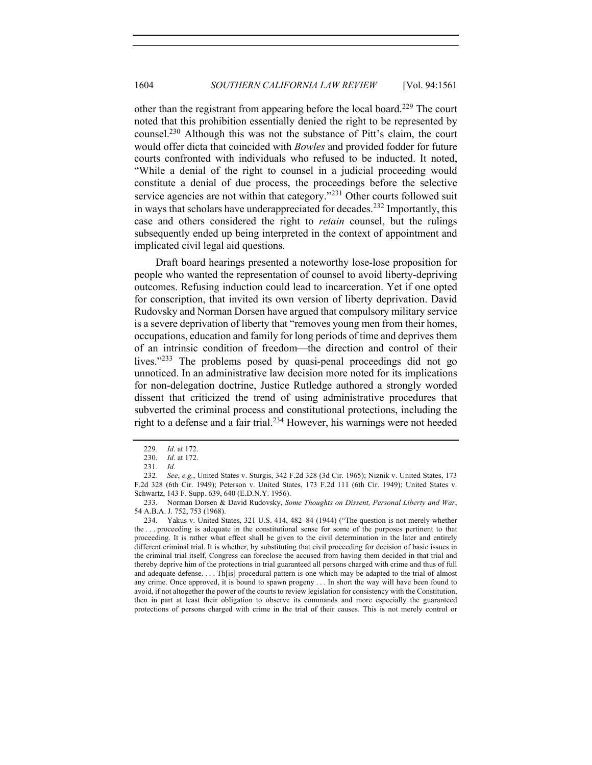other than the registrant from appearing before the local board.[229] The court noted that this prohibition essentially denied the right to be represented by counsel.[230] Although this was not the substance of Pitt's claim, the court would offer dicta that coincided with *Bowles* and provided fodder for future courts confronted with individuals who refused to be inducted. It noted, "While a denial of the right to counsel in a judicial proceeding would constitute a denial of due process, the proceedings before the selective service agencies are not within that category."[231] Other courts followed suit in ways that scholars have underappreciated for decades.[232] Importantly, this case and others considered the right to *retain* counsel, but the rulings subsequently ended up being interpreted in the context of appointment and implicated civil legal aid questions.

Draft board hearings presented a noteworthy lose-lose proposition for people who wanted the representation of counsel to avoid liberty-depriving outcomes. Refusing induction could lead to incarceration. Yet if one opted for conscription, that invited its own version of liberty deprivation. David Rudovsky and Norman Dorsen have argued that compulsory military service is a severe deprivation of liberty that "removes young men from their homes, occupations, education and family for long periods of time and deprives them of an intrinsic condition of freedom—the direction and control of their lives."[233] The problems posed by quasi-penal proceedings did not go unnoticed. In an administrative law decision more noted for its implications for non-delegation doctrine, Justice Rutledge authored a strongly worded dissent that criticized the trend of using administrative procedures that subverted the criminal process and constitutional protections, including the right to a defense and a fair trial.[234] However, his warnings were not heeded

229. *Id*. at 172.

230. *Id*. at 172.

231. *Id*.

232. *See*, *e.g.*, United States v. Sturgis, 342 F.2d 328 (3d Cir. 1965); Niznik v. United States, 173 F.2d 328 (6th Cir. 1949); Peterson v. United States, 173 F.2d 111 (6th Cir. 1949); United States v. Schwartz, 143 F. Supp. 639, 640 (E.D.N.Y. 1956).

233. Norman Dorsen & David Rudovsky, *Some Thoughts on Dissent, Personal Liberty and War*, 54 A.B.A. J. 752, 753 (1968).

234. Yakus v. United States, 321 U.S. 414, 482–84 (1944) ("The question is not merely whether the . . . proceeding is adequate in the constitutional sense for some of the purposes pertinent to that proceeding. It is rather what effect shall be given to the civil determination in the later and entirely different criminal trial. It is whether, by substituting that civil proceeding for decision of basic issues in the criminal trial itself, Congress can foreclose the accused from having them decided in that trial and thereby deprive him of the protections in trial guaranteed all persons charged with crime and thus of full and adequate defense. . . . Th[is] procedural pattern is one which may be adapted to the trial of almost any crime. Once approved, it is bound to spawn progeny . . . In short the way will have been found to avoid, if not altogether the power of the courts to review legislation for consistency with the Constitution, then in part at least their obligation to observe its commands and more especially the guaranteed protections of persons charged with crime in the trial of their causes. This is not merely control or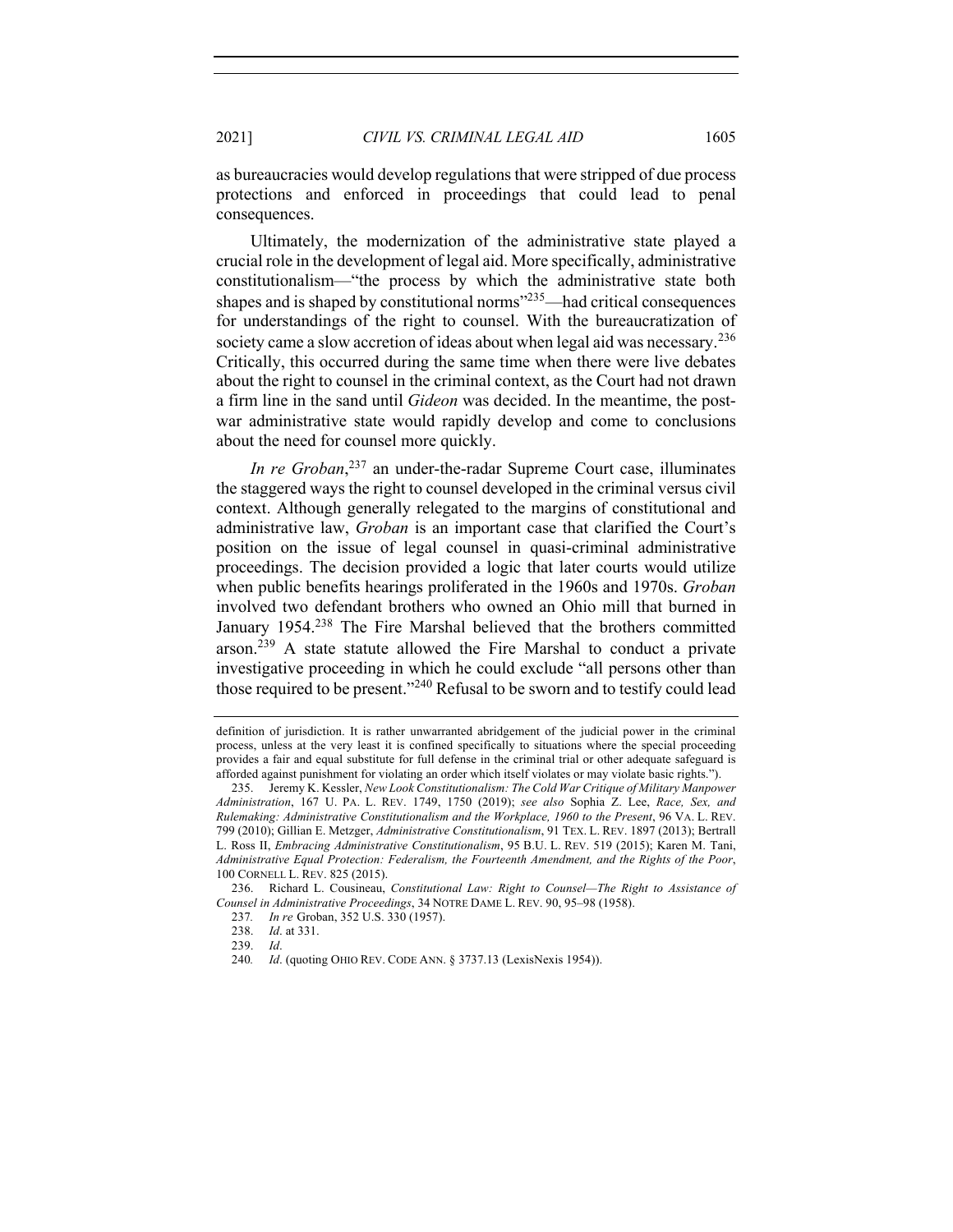as bureaucracies would develop regulations that were stripped of due process protections and enforced in proceedings that could lead to penal consequences.

Ultimately, the modernization of the administrative state played a crucial role in the development of legal aid. More specifically, administrative constitutionalism—"the process by which the administrative state both shapes and is shaped by constitutional norms"[235]—had critical consequences for understandings of the right to counsel. With the bureaucratization of society came a slow accretion of ideas about when legal aid was necessary.[236] Critically, this occurred during the same time when there were live debates about the right to counsel in the criminal context, as the Court had not drawn a firm line in the sand until *Gideon* was decided. In the meantime, the post-war administrative state would rapidly develop and come to conclusions about the need for counsel more quickly.

*In re Groban*,[237] an under-the-radar Supreme Court case, illuminates the staggered ways the right to counsel developed in the criminal versus civil context. Although generally relegated to the margins of constitutional and administrative law, *Groban* is an important case that clarified the Court's position on the issue of legal counsel in quasi-criminal administrative proceedings. The decision provided a logic that later courts would utilize when public benefits hearings proliferated in the 1960s and 1970s. *Groban* involved two defendant brothers who owned an Ohio mill that burned in January 1954.[238] The Fire Marshal believed that the brothers committed arson.[239] A state statute allowed the Fire Marshal to conduct a private investigative proceeding in which he could exclude "all persons other than those required to be present."[240] Refusal to be sworn and to testify could lead

---

definition of jurisdiction. It is rather unwarranted abridgement of the judicial power in the criminal process, unless at the very least it is confined specifically to situations where the special proceeding provides a fair and equal substitute for full defense in the criminal trial or other adequate safeguard is afforded against punishment for violating an order which itself violates or may violate basic rights.").

235. Jeremy K. Kessler, *New Look Constitutionalism: The Cold War Critique of Military Manpower Administration*, 167 U. PA. L. REV. 1749, 1750 (2019); *see also* Sophia Z. Lee, *Race, Sex, and Rulemaking: Administrative Constitutionalism and the Workplace, 1960 to the Present*, 96 VA. L. REV. 799 (2010); Gillian E. Metzger, *Administrative Constitutionalism*, 91 TEX. L. REV. 1897 (2013); Bertrall L. Ross II, *Embracing Administrative Constitutionalism*, 95 B.U. L. REV. 519 (2015); Karen M. Tani, *Administrative Equal Protection: Federalism, the Fourteenth Amendment, and the Rights of the Poor*, 100 CORNELL L. REV. 825 (2015).

236. Richard L. Cousineau, *Constitutional Law: Right to Counsel—The Right to Assistance of Counsel in Administrative Proceedings*, 34 NOTRE DAME L. REV. 90, 95–98 (1958).

237. *In re* Groban, 352 U.S. 330 (1957).

238. *Id*. at 331.

239. *Id*.

240. *Id*. (quoting OHIO REV. CODE ANN. § 3737.13 (LexisNexis 1954)).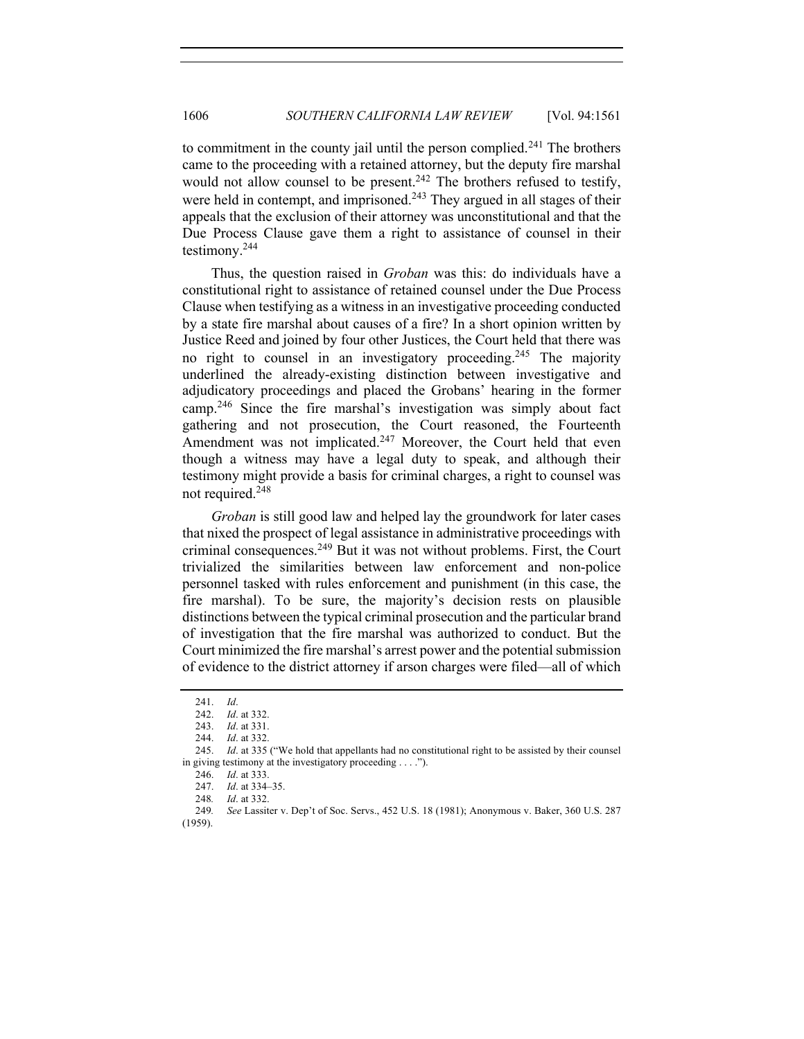to commitment in the county jail until the person complied.[241] The brothers came to the proceeding with a retained attorney, but the deputy fire marshal would not allow counsel to be present.[242] The brothers refused to testify, were held in contempt, and imprisoned.[243] They argued in all stages of their appeals that the exclusion of their attorney was unconstitutional and that the Due Process Clause gave them a right to assistance of counsel in their testimony.[244]

Thus, the question raised in *Groban* was this: do individuals have a constitutional right to assistance of retained counsel under the Due Process Clause when testifying as a witness in an investigative proceeding conducted by a state fire marshal about causes of a fire? In a short opinion written by Justice Reed and joined by four other Justices, the Court held that there was no right to counsel in an investigatory proceeding.[245] The majority underlined the already-existing distinction between investigative and adjudicatory proceedings and placed the Grobans' hearing in the former camp.[246] Since the fire marshal's investigation was simply about fact gathering and not prosecution, the Court reasoned, the Fourteenth Amendment was not implicated.[247] Moreover, the Court held that even though a witness may have a legal duty to speak, and although their testimony might provide a basis for criminal charges, a right to counsel was not required.[248]

*Groban* is still good law and helped lay the groundwork for later cases that nixed the prospect of legal assistance in administrative proceedings with criminal consequences.[249] But it was not without problems. First, the Court trivialized the similarities between law enforcement and non-police personnel tasked with rules enforcement and punishment (in this case, the fire marshal). To be sure, the majority's decision rests on plausible distinctions between the typical criminal prosecution and the particular brand of investigation that the fire marshal was authorized to conduct. But the Court minimized the fire marshal's arrest power and the potential submission of evidence to the district attorney if arson charges were filed—all of which

---

241. *Id*.

242. *Id*. at 332.

243. *Id*. at 331.

244. *Id*. at 332.

245. *Id*. at 335 ("We hold that appellants had no constitutional right to be assisted by their counsel in giving testimony at the investigatory proceeding . . . .").

246. *Id*. at 333.

247. *Id*. at 334–35.

248. *Id*. at 332.

249. *See* Lassiter v. Dep't of Soc. Servs., 452 U.S. 18 (1981); Anonymous v. Baker, 360 U.S. 287 (1959).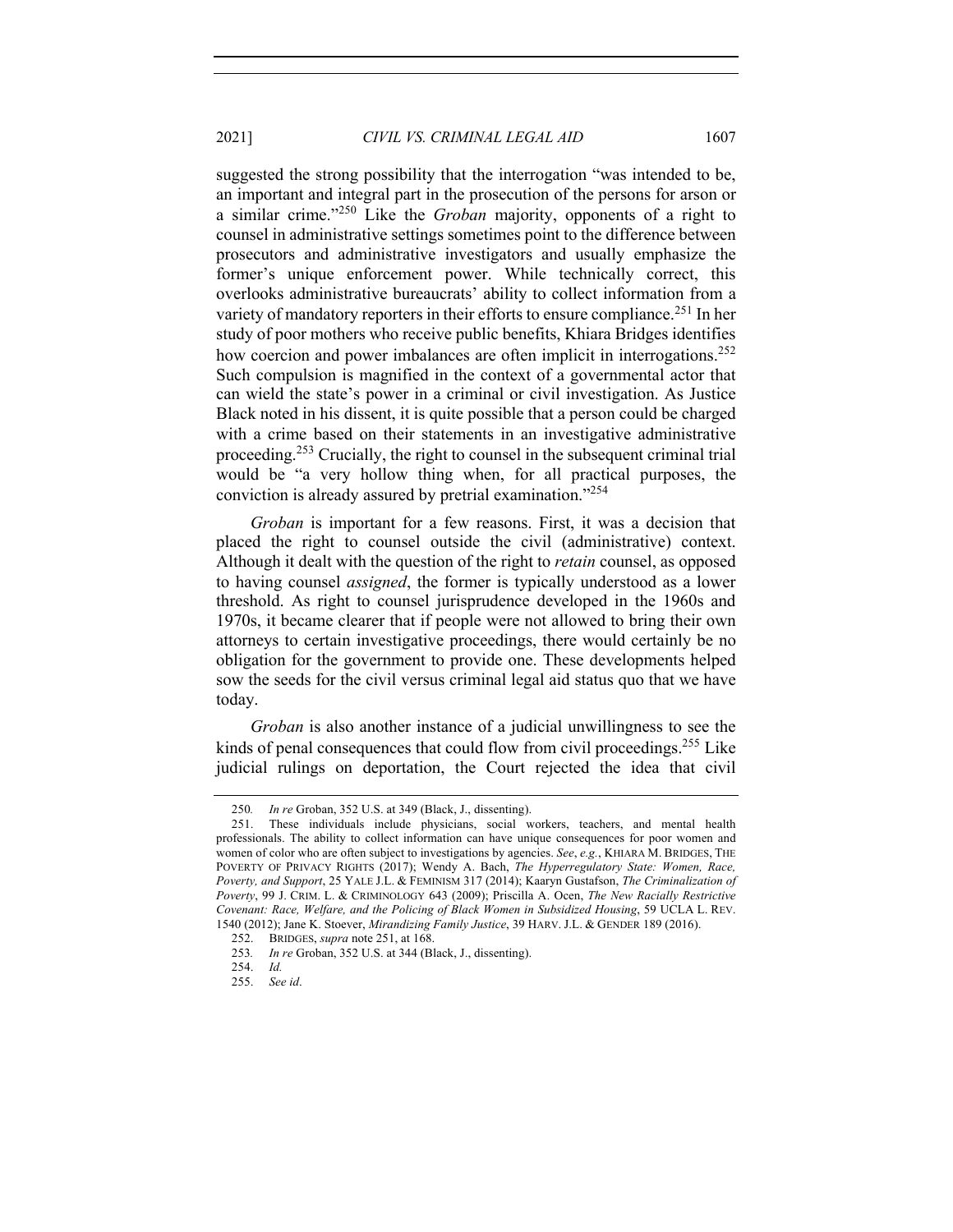suggested the strong possibility that the interrogation "was intended to be, an important and integral part in the prosecution of the persons for arson or a similar crime."[250] Like the *Groban* majority, opponents of a right to counsel in administrative settings sometimes point to the difference between prosecutors and administrative investigators and usually emphasize the former's unique enforcement power. While technically correct, this overlooks administrative bureaucrats' ability to collect information from a variety of mandatory reporters in their efforts to ensure compliance.[251] In her study of poor mothers who receive public benefits, Khiara Bridges identifies how coercion and power imbalances are often implicit in interrogations.[252] Such compulsion is magnified in the context of a governmental actor that can wield the state's power in a criminal or civil investigation. As Justice Black noted in his dissent, it is quite possible that a person could be charged with a crime based on their statements in an investigative administrative proceeding.[253] Crucially, the right to counsel in the subsequent criminal trial would be "a very hollow thing when, for all practical purposes, the conviction is already assured by pretrial examination."[254]

*Groban* is important for a few reasons. First, it was a decision that placed the right to counsel outside the civil (administrative) context. Although it dealt with the question of the right to *retain* counsel, as opposed to having counsel *assigned*, the former is typically understood as a lower threshold. As right to counsel jurisprudence developed in the 1960s and 1970s, it became clearer that if people were not allowed to bring their own attorneys to certain investigative proceedings, there would certainly be no obligation for the government to provide one. These developments helped sow the seeds for the civil versus criminal legal aid status quo that we have today.

*Groban* is also another instance of a judicial unwillingness to see the kinds of penal consequences that could flow from civil proceedings.[255] Like judicial rulings on deportation, the Court rejected the idea that civil

---

250. *In re* Groban, 352 U.S. at 349 (Black, J., dissenting).

251. These individuals include physicians, social workers, teachers, and mental health professionals. The ability to collect information can have unique consequences for poor women and women of color who are often subject to investigations by agencies. *See*, *e.g.*, KHIARA M. BRIDGES, THE POVERTY OF PRIVACY RIGHTS (2017); Wendy A. Bach, *The Hyperregulatory State: Women, Race, Poverty, and Support*, 25 YALE J.L. & FEMINISM 317 (2014); Kaaryn Gustafson, *The Criminalization of Poverty*, 99 J. CRIM. L. & CRIMINOLOGY 643 (2009); Priscilla A. Ocen, *The New Racially Restrictive Covenant: Race, Welfare, and the Policing of Black Women in Subsidized Housing*, 59 UCLA L. REV. 1540 (2012); Jane K. Stoever, *Mirandizing Family Justice*, 39 HARV. J.L. & GENDER 189 (2016).

252. BRIDGES, *supra* note 251, at 168.

253. *In re* Groban, 352 U.S. at 344 (Black, J., dissenting).

254. *Id.*

255. *See id*.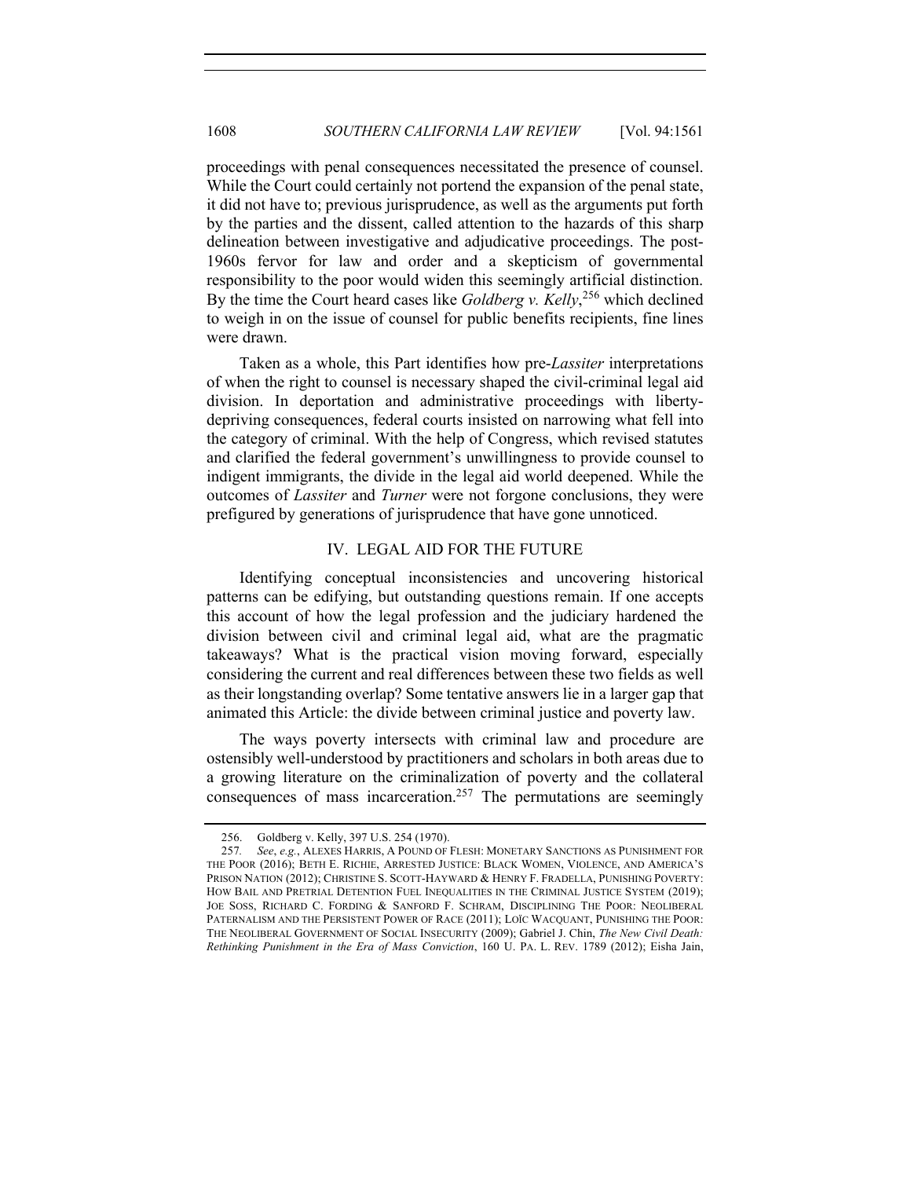proceedings with penal consequences necessitated the presence of counsel. While the Court could certainly not portend the expansion of the penal state, it did not have to; previous jurisprudence, as well as the arguments put forth by the parties and the dissent, called attention to the hazards of this sharp delineation between investigative and adjudicative proceedings. The post-1960s fervor for law and order and a skepticism of governmental responsibility to the poor would widen this seemingly artificial distinction. By the time the Court heard cases like *Goldberg v. Kelly*,[256] which declined to weigh in on the issue of counsel for public benefits recipients, fine lines were drawn.

Taken as a whole, this Part identifies how pre-*Lassiter* interpretations of when the right to counsel is necessary shaped the civil-criminal legal aid division. In deportation and administrative proceedings with liberty-depriving consequences, federal courts insisted on narrowing what fell into the category of criminal. With the help of Congress, which revised statutes and clarified the federal government's unwillingness to provide counsel to indigent immigrants, the divide in the legal aid world deepened. While the outcomes of *Lassiter* and *Turner* were not forgone conclusions, they were prefigured by generations of jurisprudence that have gone unnoticed.

## IV. LEGAL AID FOR THE FUTURE

Identifying conceptual inconsistencies and uncovering historical patterns can be edifying, but outstanding questions remain. If one accepts this account of how the legal profession and the judiciary hardened the division between civil and criminal legal aid, what are the pragmatic takeaways? What is the practical vision moving forward, especially considering the current and real differences between these two fields as well as their longstanding overlap? Some tentative answers lie in a larger gap that animated this Article: the divide between criminal justice and poverty law.

The ways poverty intersects with criminal law and procedure are ostensibly well-understood by practitioners and scholars in both areas due to a growing literature on the criminalization of poverty and the collateral consequences of mass incarceration.[257] The permutations are seemingly

---

256. Goldberg v. Kelly, 397 U.S. 254 (1970).

257. *See, e.g.*, ALEXES HARRIS, A POUND OF FLESH: MONETARY SANCTIONS AS PUNISHMENT FOR THE POOR (2016); BETH E. RICHIE, ARRESTED JUSTICE: BLACK WOMEN, VIOLENCE, AND AMERICA'S PRISON NATION (2012); CHRISTINE S. SCOTT-HAYWARD & HENRY F. FRADELLA, PUNISHING POVERTY: HOW BAIL AND PRETRIAL DETENTION FUEL INEQUALITIES IN THE CRIMINAL JUSTICE SYSTEM (2019); JOE SOSS, RICHARD C. FORDING & SANFORD F. SCHRAM, DISCIPLINING THE POOR: NEOLIBERAL PATERNALISM AND THE PERSISTENT POWER OF RACE (2011); LOÏC WACQUANT, PUNISHING THE POOR: THE NEOLIBERAL GOVERNMENT OF SOCIAL INSECURITY (2009); Gabriel J. Chin, *The New Civil Death: Rethinking Punishment in the Era of Mass Conviction*, 160 U. PA. L. REV. 1789 (2012); Eisha Jain,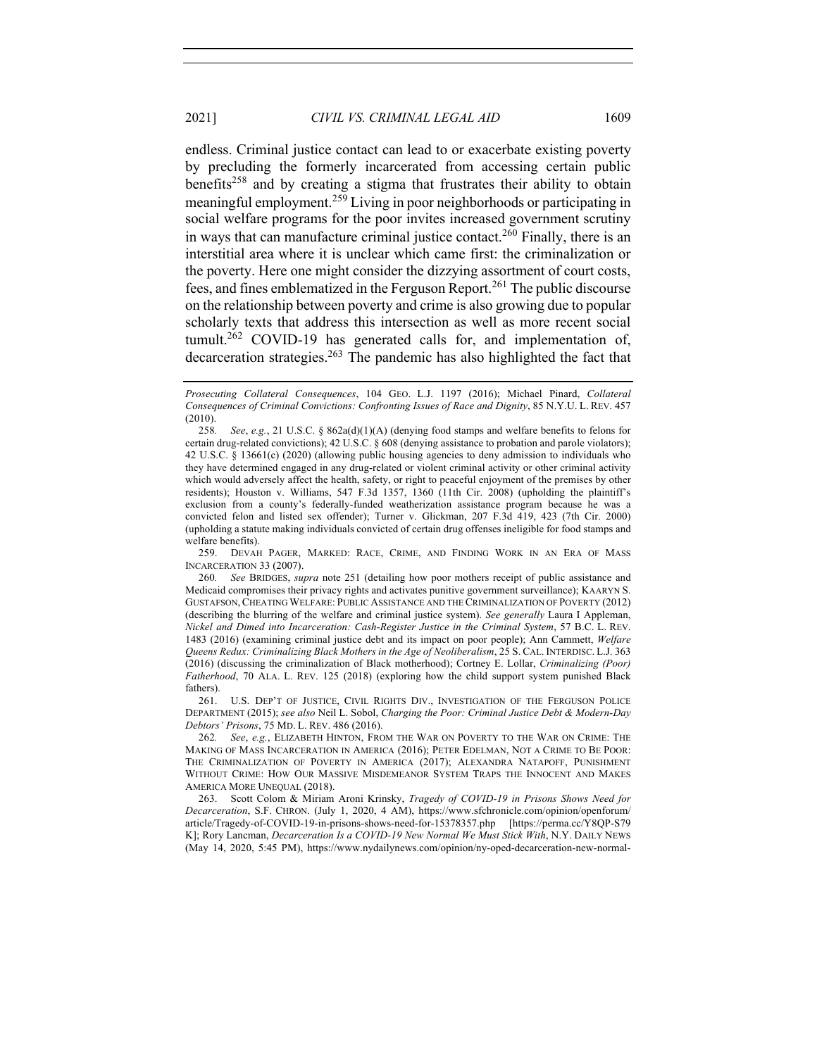endless. Criminal justice contact can lead to or exacerbate existing poverty by precluding the formerly incarcerated from accessing certain public benefits[258] and by creating a stigma that frustrates their ability to obtain meaningful employment.[259] Living in poor neighborhoods or participating in social welfare programs for the poor invites increased government scrutiny in ways that can manufacture criminal justice contact.[260] Finally, there is an interstitial area where it is unclear which came first: the criminalization or the poverty. Here one might consider the dizzying assortment of court costs, fees, and fines emblematized in the Ferguson Report.[261] The public discourse on the relationship between poverty and crime is also growing due to popular scholarly texts that address this intersection as well as more recent social tumult.[262] COVID-19 has generated calls for, and implementation of, decarceration strategies.[263] The pandemic has also highlighted the fact that

---

*Prosecuting Collateral Consequences*, 104 GEO. L.J. 1197 (2016); Michael Pinard, *Collateral Consequences of Criminal Convictions: Confronting Issues of Race and Dignity*, 85 N.Y.U. L. REV. 457 (2010).

258. *See*, *e.g.*, 21 U.S.C. § 862a(d)(1)(A) (denying food stamps and welfare benefits to felons for certain drug-related convictions); 42 U.S.C. § 608 (denying assistance to probation and parole violators); 42 U.S.C. § 13661(c) (2020) (allowing public housing agencies to deny admission to individuals who they have determined engaged in any drug-related or violent criminal activity or other criminal activity which would adversely affect the health, safety, or right to peaceful enjoyment of the premises by other residents); Houston v. Williams, 547 F.3d 1357, 1360 (11th Cir. 2008) (upholding the plaintiff's exclusion from a county's federally-funded weatherization assistance program because he was a convicted felon and listed sex offender); Turner v. Glickman, 207 F.3d 419, 423 (7th Cir. 2000) (upholding a statute making individuals convicted of certain drug offenses ineligible for food stamps and welfare benefits).

259. DEVAH PAGER, MARKED: RACE, CRIME, AND FINDING WORK IN AN ERA OF MASS INCARCERATION 33 (2007).

260. *See* BRIDGES, *supra* note 251 (detailing how poor mothers receipt of public assistance and Medicaid compromises their privacy rights and activates punitive government surveillance); KAARYN S. GUSTAFSON, CHEATING WELFARE: PUBLIC ASSISTANCE AND THE CRIMINALIZATION OF POVERTY (2012) (describing the blurring of the welfare and criminal justice system). *See generally* Laura I Appleman, *Nickel and Dimed into Incarceration: Cash-Register Justice in the Criminal System*, 57 B.C. L. REV. 1483 (2016) (examining criminal justice debt and its impact on poor people); Ann Cammett, *Welfare Queens Redux: Criminalizing Black Mothers in the Age of Neoliberalism*, 25 S. CAL. INTERDISC. L.J. 363 (2016) (discussing the criminalization of Black motherhood); Cortney E. Lollar, *Criminalizing (Poor) Fatherhood*, 70 ALA. L. REV. 125 (2018) (exploring how the child support system punished Black fathers).

261. U.S. DEP'T OF JUSTICE, CIVIL RIGHTS DIV., INVESTIGATION OF THE FERGUSON POLICE DEPARTMENT (2015); *see also* Neil L. Sobol, *Charging the Poor: Criminal Justice Debt & Modern-Day Debtors' Prisons*, 75 MD. L. REV. 486 (2016).

262. *See*, *e.g.*, ELIZABETH HINTON, FROM THE WAR ON POVERTY TO THE WAR ON CRIME: THE MAKING OF MASS INCARCERATION IN AMERICA (2016); PETER EDELMAN, NOT A CRIME TO BE POOR: THE CRIMINALIZATION OF POVERTY IN AMERICA (2017); ALEXANDRA NATAPOFF, PUNISHMENT WITHOUT CRIME: HOW OUR MASSIVE MISDEMEANOR SYSTEM TRAPS THE INNOCENT AND MAKES AMERICA MORE UNEQUAL (2018).

263. Scott Colom & Miriam Aroni Krinsky, *Tragedy of COVID-19 in Prisons Shows Need for Decarceration*, S.F. CHRON. (July 1, 2020, 4 AM), https://www.sfchronicle.com/opinion/openforum/article/Tragedy-of-COVID-19-in-prisons-shows-need-for-15378357.php [https://perma.cc/Y8QP-S79K]; Rory Lancman, *Decarceration Is a COVID-19 New Normal We Must Stick With*, N.Y. DAILY NEWS (May 14, 2020, 5:45 PM), https://www.nydailynews.com/opinion/ny-oped-decarceration-new-normal-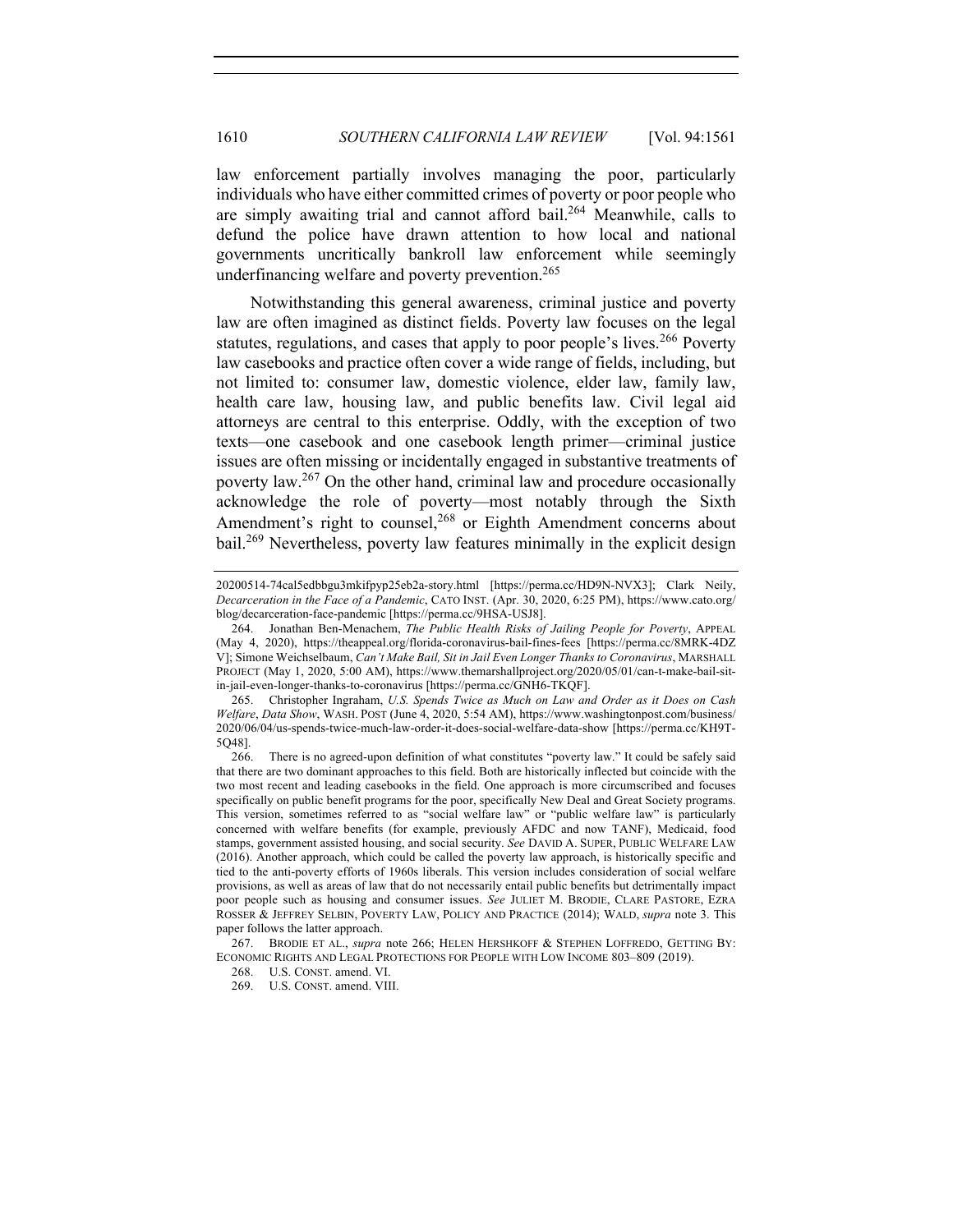law enforcement partially involves managing the poor, particularly individuals who have either committed crimes of poverty or poor people who are simply awaiting trial and cannot afford bail.[264] Meanwhile, calls to defund the police have drawn attention to how local and national governments uncritically bankroll law enforcement while seemingly underfinancing welfare and poverty prevention.[265]

Notwithstanding this general awareness, criminal justice and poverty law are often imagined as distinct fields. Poverty law focuses on the legal statutes, regulations, and cases that apply to poor people's lives.[266] Poverty law casebooks and practice often cover a wide range of fields, including, but not limited to: consumer law, domestic violence, elder law, family law, health care law, housing law, and public benefits law. Civil legal aid attorneys are central to this enterprise. Oddly, with the exception of two texts—one casebook and one casebook length primer—criminal justice issues are often missing or incidentally engaged in substantive treatments of poverty law.[267] On the other hand, criminal law and procedure occasionally acknowledge the role of poverty—most notably through the Sixth Amendment's right to counsel,[268] or Eighth Amendment concerns about bail.[269] Nevertheless, poverty law features minimally in the explicit design

---

20200514-74cal5edbbgu3mkifpyp25eb2a-story.html [https://perma.cc/HD9N-NVX3]; Clark Neily, *Decarceration in the Face of a Pandemic*, CATO INST. (Apr. 30, 2020, 6:25 PM), https://www.cato.org/blog/decarceration-face-pandemic [https://perma.cc/9HSA-USJ8].

264. Jonathan Ben-Menachem, *The Public Health Risks of Jailing People for Poverty*, APPEAL (May 4, 2020), https://theappeal.org/florida-coronavirus-bail-fines-fees [https://perma.cc/8MRK-4DZV]; Simone Weichselbaum, *Can't Make Bail, Sit in Jail Even Longer Thanks to Coronavirus*, MARSHALL PROJECT (May 1, 2020, 5:00 AM), https://www.themarshallproject.org/2020/05/01/can-t-make-bail-sit-in-jail-even-longer-thanks-to-coronavirus [https://perma.cc/GNH6-TKQF].

265. Christopher Ingraham, *U.S. Spends Twice as Much on Law and Order as it Does on Cash Welfare*, *Data Show*, WASH. POST (June 4, 2020, 5:54 AM), https://www.washingtonpost.com/business/2020/06/04/us-spends-twice-much-law-order-it-does-social-welfare-data-show [https://perma.cc/KH9T-5Q48].

266. There is no agreed-upon definition of what constitutes "poverty law." It could be safely said that there are two dominant approaches to this field. Both are historically inflected but coincide with the two most recent and leading casebooks in the field. One approach is more circumscribed and focuses specifically on public benefit programs for the poor, specifically New Deal and Great Society programs. This version, sometimes referred to as "social welfare law" or "public welfare law" is particularly concerned with welfare benefits (for example, previously AFDC and now TANF), Medicaid, food stamps, government assisted housing, and social security. *See* DAVID A. SUPER, PUBLIC WELFARE LAW (2016). Another approach, which could be called the poverty law approach, is historically specific and tied to the anti-poverty efforts of 1960s liberals. This version includes consideration of social welfare provisions, as well as areas of law that do not necessarily entail public benefits but detrimentally impact poor people such as housing and consumer issues. *See* JULIET M. BRODIE, CLARE PASTORE, EZRA ROSSER & JEFFREY SELBIN, POVERTY LAW, POLICY AND PRACTICE (2014); WALD, *supra* note 3. This paper follows the latter approach.

267. BRODIE ET AL., *supra* note 266; HELEN HERSHKOFF & STEPHEN LOFFREDO, GETTING BY: ECONOMIC RIGHTS AND LEGAL PROTECTIONS FOR PEOPLE WITH LOW INCOME 803–809 (2019).

268. U.S. CONST. amend. VI.

269. U.S. CONST. amend. VIII.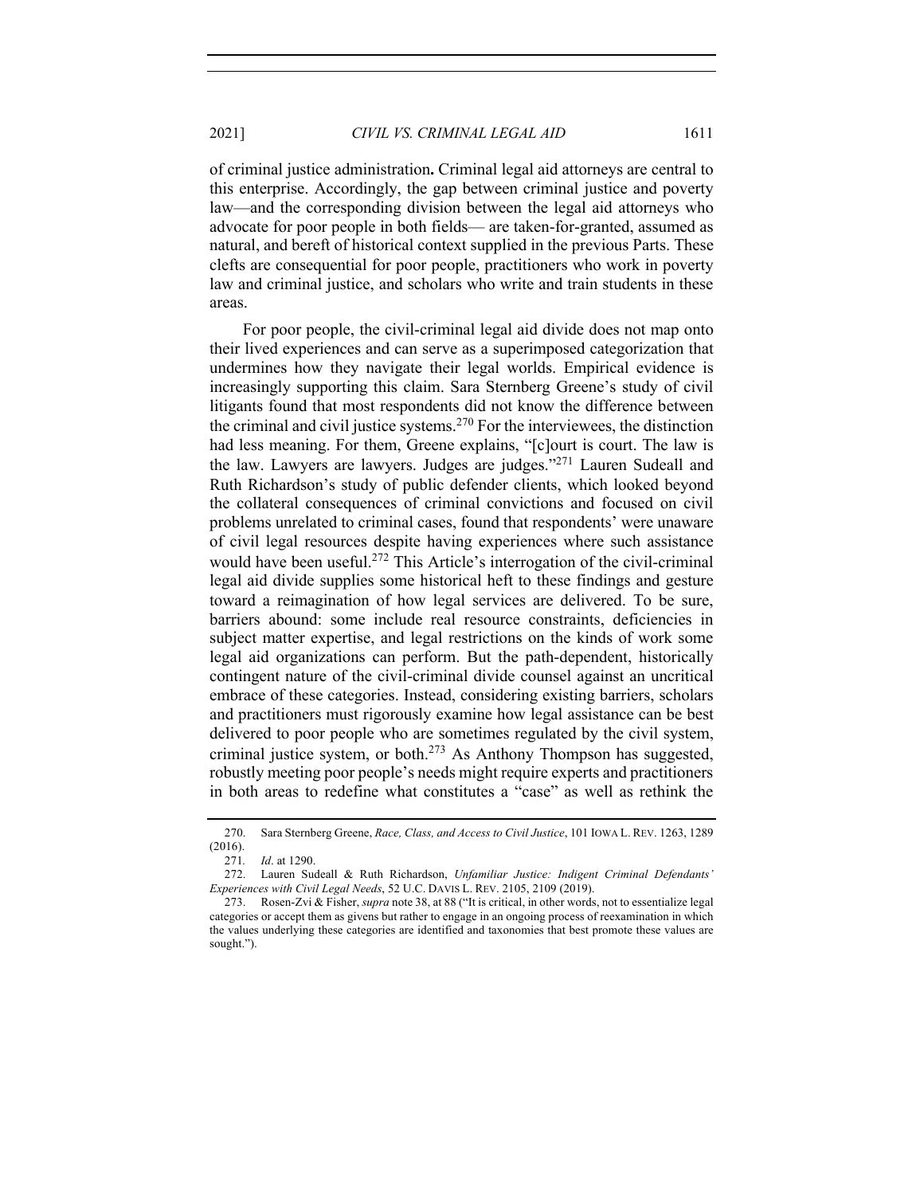of criminal justice administration**.** Criminal legal aid attorneys are central to this enterprise. Accordingly, the gap between criminal justice and poverty law—and the corresponding division between the legal aid attorneys who advocate for poor people in both fields— are taken-for-granted, assumed as natural, and bereft of historical context supplied in the previous Parts. These clefts are consequential for poor people, practitioners who work in poverty law and criminal justice, and scholars who write and train students in these areas.

For poor people, the civil-criminal legal aid divide does not map onto their lived experiences and can serve as a superimposed categorization that undermines how they navigate their legal worlds. Empirical evidence is increasingly supporting this claim. Sara Sternberg Greene's study of civil litigants found that most respondents did not know the difference between the criminal and civil justice systems.[270] For the interviewees, the distinction had less meaning. For them, Greene explains, "[c]ourt is court. The law is the law. Lawyers are lawyers. Judges are judges."[271] Lauren Sudeall and Ruth Richardson's study of public defender clients, which looked beyond the collateral consequences of criminal convictions and focused on civil problems unrelated to criminal cases, found that respondents' were unaware of civil legal resources despite having experiences where such assistance would have been useful.[272] This Article's interrogation of the civil-criminal legal aid divide supplies some historical heft to these findings and gesture toward a reimagination of how legal services are delivered. To be sure, barriers abound: some include real resource constraints, deficiencies in subject matter expertise, and legal restrictions on the kinds of work some legal aid organizations can perform. But the path-dependent, historically contingent nature of the civil-criminal divide counsel against an uncritical embrace of these categories. Instead, considering existing barriers, scholars and practitioners must rigorously examine how legal assistance can be best delivered to poor people who are sometimes regulated by the civil system, criminal justice system, or both.[273] As Anthony Thompson has suggested, robustly meeting poor people's needs might require experts and practitioners in both areas to redefine what constitutes a "case" as well as rethink the

---

270. Sara Sternberg Greene, *Race, Class, and Access to Civil Justice*, 101 IOWA L. REV. 1263, 1289 (2016).

271. *Id*. at 1290.

272. Lauren Sudeall & Ruth Richardson, *Unfamiliar Justice: Indigent Criminal Defendants' Experiences with Civil Legal Needs*, 52 U.C. DAVIS L. REV. 2105, 2109 (2019).

273. Rosen-Zvi & Fisher, *supra* note 38, at 88 ("It is critical, in other words, not to essentialize legal categories or accept them as givens but rather to engage in an ongoing process of reexamination in which the values underlying these categories are identified and taxonomies that best promote these values are sought.").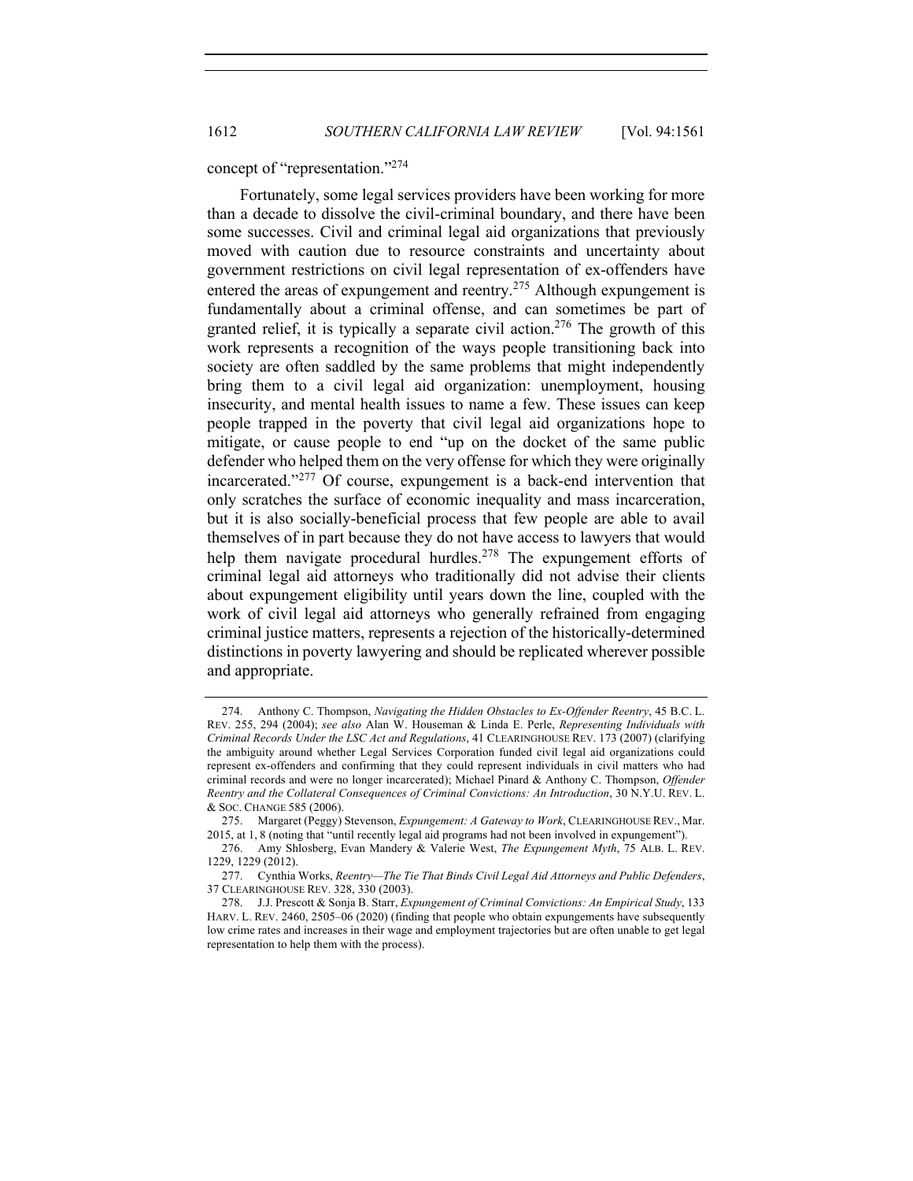concept of "representation."[274]

Fortunately, some legal services providers have been working for more than a decade to dissolve the civil-criminal boundary, and there have been some successes. Civil and criminal legal aid organizations that previously moved with caution due to resource constraints and uncertainty about government restrictions on civil legal representation of ex-offenders have entered the areas of expungement and reentry.[275] Although expungement is fundamentally about a criminal offense, and can sometimes be part of granted relief, it is typically a separate civil action.[276] The growth of this work represents a recognition of the ways people transitioning back into society are often saddled by the same problems that might independently bring them to a civil legal aid organization: unemployment, housing insecurity, and mental health issues to name a few. These issues can keep people trapped in the poverty that civil legal aid organizations hope to mitigate, or cause people to end "up on the docket of the same public defender who helped them on the very offense for which they were originally incarcerated."[277] Of course, expungement is a back-end intervention that only scratches the surface of economic inequality and mass incarceration, but it is also socially-beneficial process that few people are able to avail themselves of in part because they do not have access to lawyers that would help them navigate procedural hurdles.[278] The expungement efforts of criminal legal aid attorneys who traditionally did not advise their clients about expungement eligibility until years down the line, coupled with the work of civil legal aid attorneys who generally refrained from engaging criminal justice matters, represents a rejection of the historically-determined distinctions in poverty lawyering and should be replicated wherever possible and appropriate.

---

274. Anthony C. Thompson, *Navigating the Hidden Obstacles to Ex-Offender Reentry*, 45 B.C. L. REV. 255, 294 (2004); *see also* Alan W. Houseman & Linda E. Perle, *Representing Individuals with Criminal Records Under the LSC Act and Regulations*, 41 CLEARINGHOUSE REV. 173 (2007) (clarifying the ambiguity around whether Legal Services Corporation funded civil legal aid organizations could represent ex-offenders and confirming that they could represent individuals in civil matters who had criminal records and were no longer incarcerated); Michael Pinard & Anthony C. Thompson, *Offender Reentry and the Collateral Consequences of Criminal Convictions: An Introduction*, 30 N.Y.U. REV. L. & SOC. CHANGE 585 (2006).

275. Margaret (Peggy) Stevenson, *Expungement: A Gateway to Work*, CLEARINGHOUSE REV., Mar. 2015, at 1, 8 (noting that "until recently legal aid programs had not been involved in expungement").

276. Amy Shlosberg, Evan Mandery & Valerie West, *The Expungement Myth*, 75 ALB. L. REV. 1229, 1229 (2012).

277. Cynthia Works, *Reentry—The Tie That Binds Civil Legal Aid Attorneys and Public Defenders*, 37 CLEARINGHOUSE REV. 328, 330 (2003).

278. J.J. Prescott & Sonja B. Starr, *Expungement of Criminal Convictions: An Empirical Study*, 133 HARV. L. REV. 2460, 2505–06 (2020) (finding that people who obtain expungements have subsequently low crime rates and increases in their wage and employment trajectories but are often unable to get legal representation to help them with the process).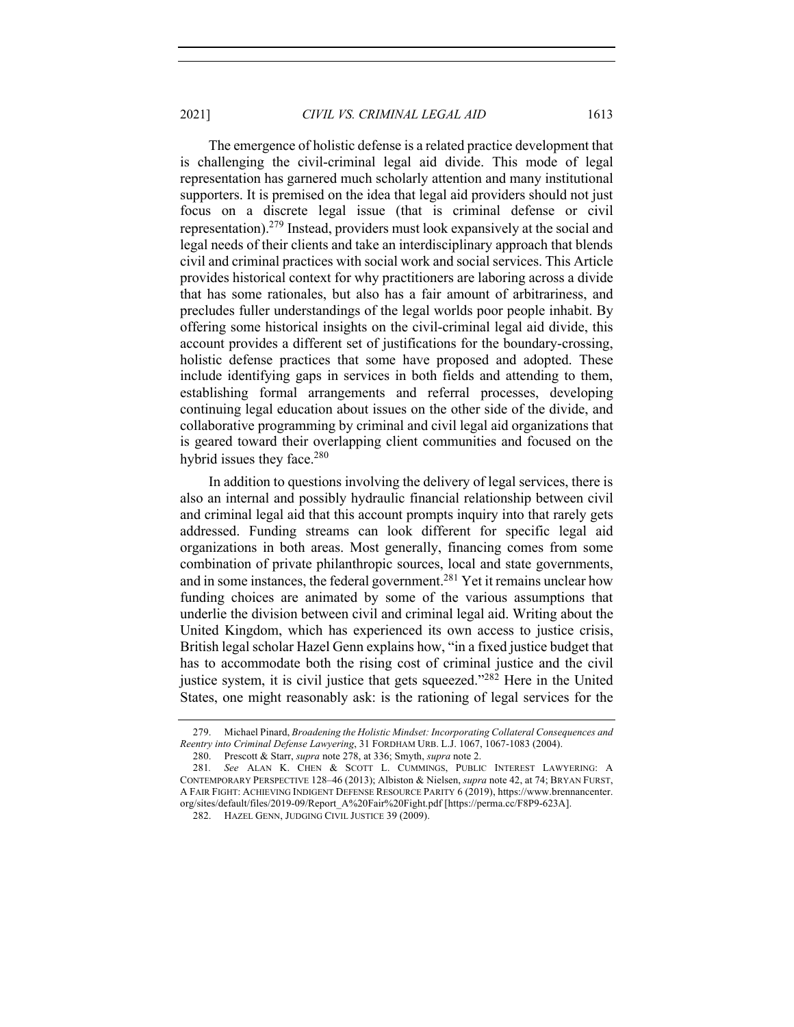The emergence of holistic defense is a related practice development that is challenging the civil-criminal legal aid divide. This mode of legal representation has garnered much scholarly attention and many institutional supporters. It is premised on the idea that legal aid providers should not just focus on a discrete legal issue (that is criminal defense or civil representation).[279] Instead, providers must look expansively at the social and legal needs of their clients and take an interdisciplinary approach that blends civil and criminal practices with social work and social services. This Article provides historical context for why practitioners are laboring across a divide that has some rationales, but also has a fair amount of arbitrariness, and precludes fuller understandings of the legal worlds poor people inhabit. By offering some historical insights on the civil-criminal legal aid divide, this account provides a different set of justifications for the boundary-crossing, holistic defense practices that some have proposed and adopted. These include identifying gaps in services in both fields and attending to them, establishing formal arrangements and referral processes, developing continuing legal education about issues on the other side of the divide, and collaborative programming by criminal and civil legal aid organizations that is geared toward their overlapping client communities and focused on the hybrid issues they face.[280]

In addition to questions involving the delivery of legal services, there is also an internal and possibly hydraulic financial relationship between civil and criminal legal aid that this account prompts inquiry into that rarely gets addressed. Funding streams can look different for specific legal aid organizations in both areas. Most generally, financing comes from some combination of private philanthropic sources, local and state governments, and in some instances, the federal government.[281] Yet it remains unclear how funding choices are animated by some of the various assumptions that underlie the division between civil and criminal legal aid. Writing about the United Kingdom, which has experienced its own access to justice crisis, British legal scholar Hazel Genn explains how, "in a fixed justice budget that has to accommodate both the rising cost of criminal justice and the civil justice system, it is civil justice that gets squeezed."[282] Here in the United States, one might reasonably ask: is the rationing of legal services for the

---

279. Michael Pinard, *Broadening the Holistic Mindset: Incorporating Collateral Consequences and Reentry into Criminal Defense Lawyering*, 31 FORDHAM URB. L.J. 1067, 1067-1083 (2004).

280. Prescott & Starr, *supra* note 278, at 336; Smyth, *supra* note 2.

281. *See* ALAN K. CHEN & SCOTT L. CUMMINGS, PUBLIC INTEREST LAWYERING: A CONTEMPORARY PERSPECTIVE 128–46 (2013); Albiston & Nielsen, *supra* note 42, at 74; BRYAN FURST, A FAIR FIGHT: ACHIEVING INDIGENT DEFENSE RESOURCE PARITY 6 (2019), https://www.brennancenter.org/sites/default/files/2019-09/Report_A%20Fair%20Fight.pdf [https://perma.cc/F8P9-623A].

282. HAZEL GENN, JUDGING CIVIL JUSTICE 39 (2009).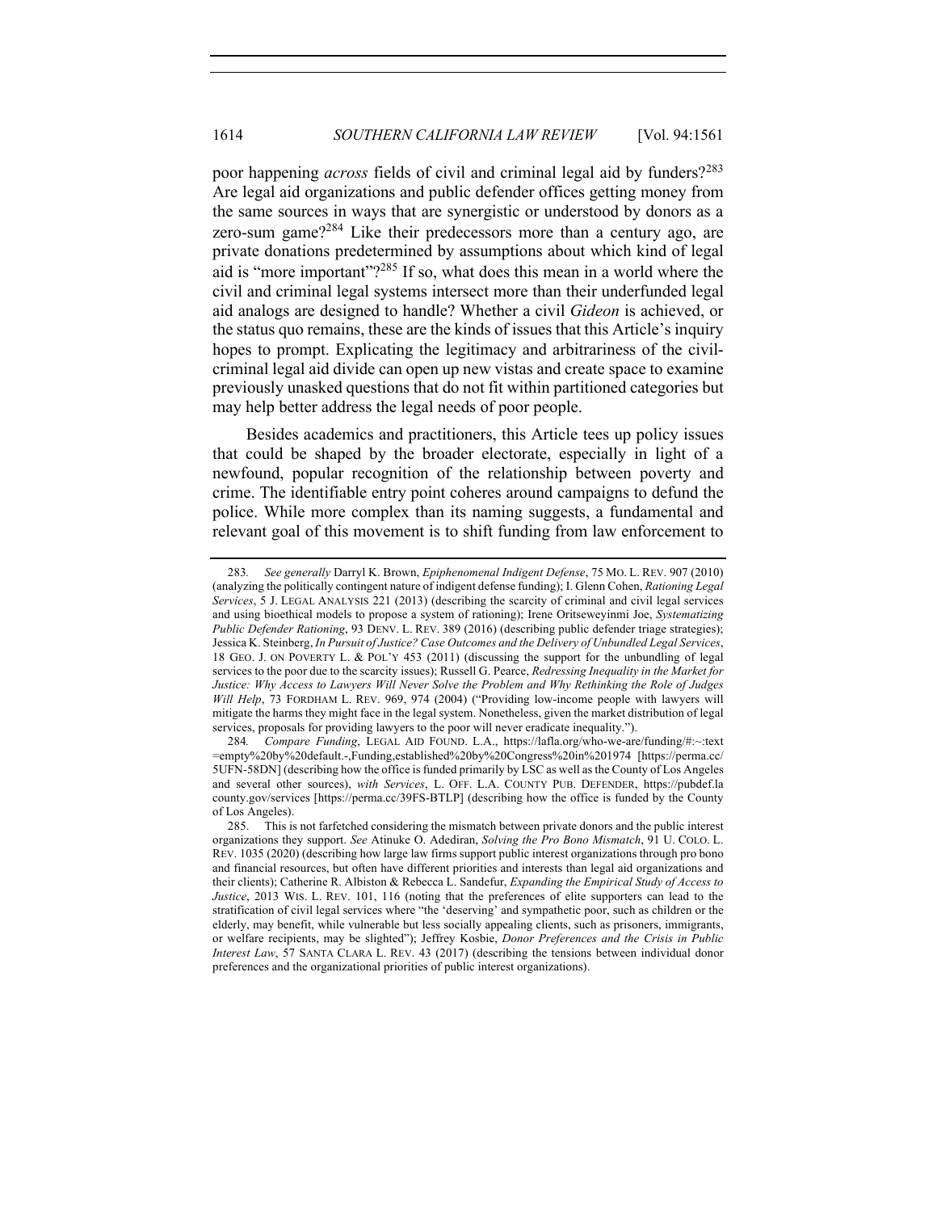poor happening *across* fields of civil and criminal legal aid by funders?[283] Are legal aid organizations and public defender offices getting money from the same sources in ways that are synergistic or understood by donors as a zero-sum game?[284] Like their predecessors more than a century ago, are private donations predetermined by assumptions about which kind of legal aid is "more important"?[285] If so, what does this mean in a world where the civil and criminal legal systems intersect more than their underfunded legal aid analogs are designed to handle? Whether a civil *Gideon* is achieved, or the status quo remains, these are the kinds of issues that this Article's inquiry hopes to prompt. Explicating the legitimacy and arbitrariness of the civil-criminal legal aid divide can open up new vistas and create space to examine previously unasked questions that do not fit within partitioned categories but may help better address the legal needs of poor people.

Besides academics and practitioners, this Article tees up policy issues that could be shaped by the broader electorate, especially in light of a newfound, popular recognition of the relationship between poverty and crime. The identifiable entry point coheres around campaigns to defund the police. While more complex than its naming suggests, a fundamental and relevant goal of this movement is to shift funding from law enforcement to

---

283. *See generally* Darryl K. Brown, *Epiphenomenal Indigent Defense*, 75 MO. L. REV. 907 (2010) (analyzing the politically contingent nature of indigent defense funding); I. Glenn Cohen, *Rationing Legal Services*, 5 J. LEGAL ANALYSIS 221 (2013) (describing the scarcity of criminal and civil legal services and using bioethical models to propose a system of rationing); Irene Oritseweyinmi Joe, *Systematizing Public Defender Rationing*, 93 DENV. L. REV. 389 (2016) (describing public defender triage strategies); Jessica K. Steinberg, *In Pursuit of Justice? Case Outcomes and the Delivery of Unbundled Legal Services*, 18 GEO. J. ON POVERTY L. & POL'Y 453 (2011) (discussing the support for the unbundling of legal services to the poor due to the scarcity issues); Russell G. Pearce, *Redressing Inequality in the Market for Justice: Why Access to Lawyers Will Never Solve the Problem and Why Rethinking the Role of Judges Will Help*, 73 FORDHAM L. REV. 969, 974 (2004) ("Providing low-income people with lawyers will mitigate the harms they might face in the legal system. Nonetheless, given the market distribution of legal services, proposals for providing lawyers to the poor will never eradicate inequality.").

284. *Compare Funding*, LEGAL AID FOUND. L.A., https://lafla.org/who-we-are/funding/#:~:text=empty%20by%20default.-,Funding,established%20by%20Congress%20in%201974 [https://perma.cc/5UFN-58DN] (describing how the office is funded primarily by LSC as well as the County of Los Angeles and several other sources), *with Services*, L. OFF. L.A. COUNTY PUB. DEFENDER, https://pubdef.lacounty.gov/services [https://perma.cc/39FS-BTLP] (describing how the office is funded by the County of Los Angeles).

285. This is not farfetched considering the mismatch between private donors and the public interest organizations they support. *See* Atinuke O. Adediran, *Solving the Pro Bono Mismatch*, 91 U. COLO. L. REV. 1035 (2020) (describing how large law firms support public interest organizations through pro bono and financial resources, but often have different priorities and interests than legal aid organizations and their clients); Catherine R. Albiston & Rebecca L. Sandefur, *Expanding the Empirical Study of Access to Justice*, 2013 WIS. L. REV. 101, 116 (noting that the preferences of elite supporters can lead to the stratification of civil legal services where "the 'deserving' and sympathetic poor, such as children or the elderly, may benefit, while vulnerable but less socially appealing clients, such as prisoners, immigrants, or welfare recipients, may be slighted"); Jeffrey Kosbie, *Donor Preferences and the Crisis in Public Interest Law*, 57 SANTA CLARA L. REV. 43 (2017) (describing the tensions between individual donor preferences and the organizational priorities of public interest organizations).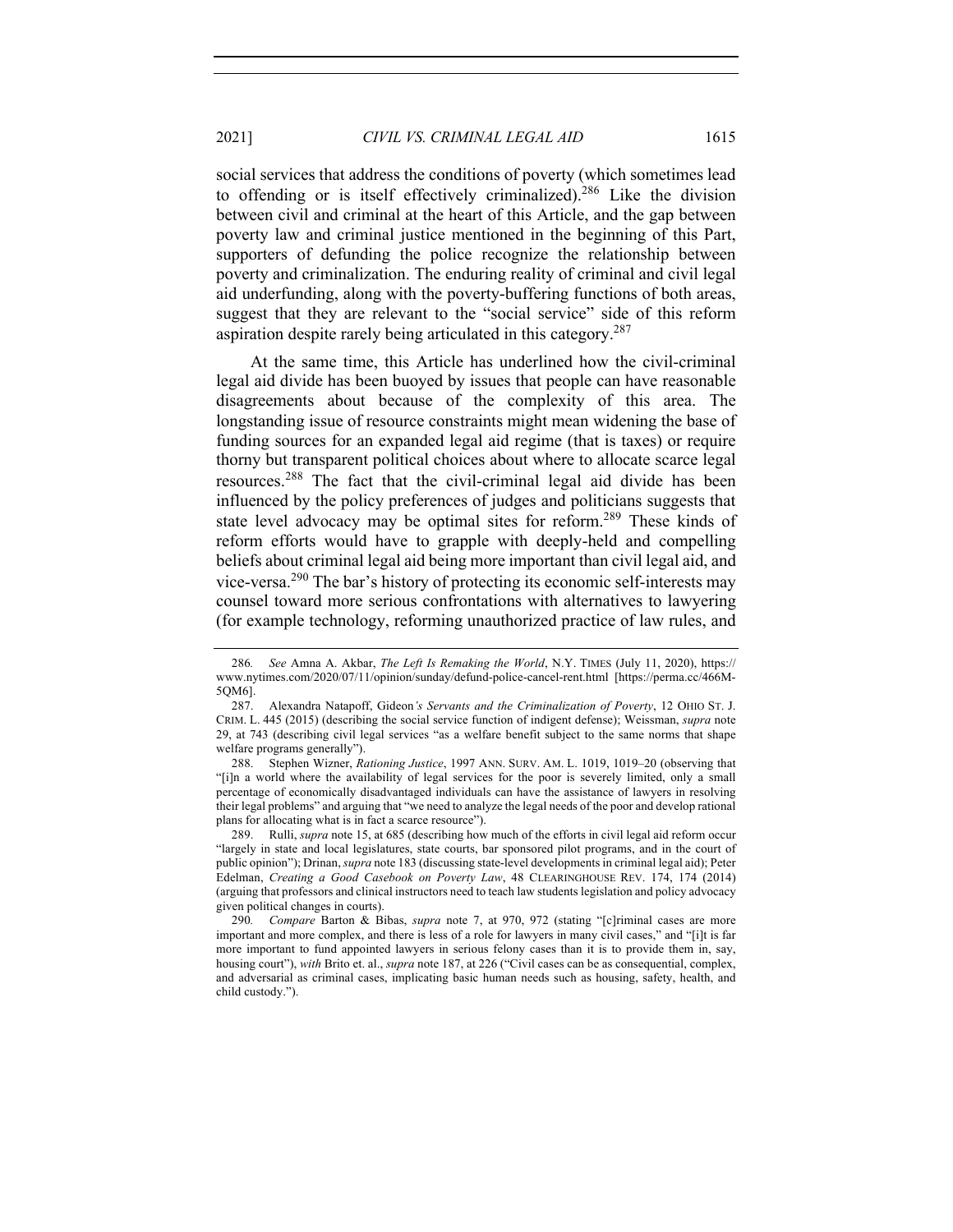social services that address the conditions of poverty (which sometimes lead to offending or is itself effectively criminalized).[286] Like the division between civil and criminal at the heart of this Article, and the gap between poverty law and criminal justice mentioned in the beginning of this Part, supporters of defunding the police recognize the relationship between poverty and criminalization. The enduring reality of criminal and civil legal aid underfunding, along with the poverty-buffering functions of both areas, suggest that they are relevant to the "social service" side of this reform aspiration despite rarely being articulated in this category.[287]

At the same time, this Article has underlined how the civil-criminal legal aid divide has been buoyed by issues that people can have reasonable disagreements about because of the complexity of this area. The longstanding issue of resource constraints might mean widening the base of funding sources for an expanded legal aid regime (that is taxes) or require thorny but transparent political choices about where to allocate scarce legal resources.[288] The fact that the civil-criminal legal aid divide has been influenced by the policy preferences of judges and politicians suggests that state level advocacy may be optimal sites for reform.[289] These kinds of reform efforts would have to grapple with deeply-held and compelling beliefs about criminal legal aid being more important than civil legal aid, and vice-versa.[290] The bar's history of protecting its economic self-interests may counsel toward more serious confrontations with alternatives to lawyering (for example technology, reforming unauthorized practice of law rules, and

---

286. *See* Amna A. Akbar, *The Left Is Remaking the World*, N.Y. TIMES (July 11, 2020), https://www.nytimes.com/2020/07/11/opinion/sunday/defund-police-cancel-rent.html [https://perma.cc/466M-5QM6].

287. Alexandra Natapoff, Gideon*'s Servants and the Criminalization of Poverty*, 12 OHIO ST. J. CRIM. L. 445 (2015) (describing the social service function of indigent defense); Weissman, *supra* note 29, at 743 (describing civil legal services "as a welfare benefit subject to the same norms that shape welfare programs generally").

288. Stephen Wizner, *Rationing Justice*, 1997 ANN. SURV. AM. L. 1019, 1019–20 (observing that "[i]n a world where the availability of legal services for the poor is severely limited, only a small percentage of economically disadvantaged individuals can have the assistance of lawyers in resolving their legal problems" and arguing that "we need to analyze the legal needs of the poor and develop rational plans for allocating what is in fact a scarce resource").

289. Rulli, *supra* note 15, at 685 (describing how much of the efforts in civil legal aid reform occur "largely in state and local legislatures, state courts, bar sponsored pilot programs, and in the court of public opinion"); Drinan, *supra* note 183 (discussing state-level developments in criminal legal aid); Peter Edelman, *Creating a Good Casebook on Poverty Law*, 48 CLEARINGHOUSE REV. 174, 174 (2014) (arguing that professors and clinical instructors need to teach law students legislation and policy advocacy given political changes in courts).

290. *Compare* Barton & Bibas, *supra* note 7, at 970, 972 (stating "[c]riminal cases are more important and more complex, and there is less of a role for lawyers in many civil cases," and "[i]t is far more important to fund appointed lawyers in serious felony cases than it is to provide them in, say, housing court"), *with* Brito et. al., *supra* note 187, at 226 ("Civil cases can be as consequential, complex, and adversarial as criminal cases, implicating basic human needs such as housing, safety, health, and child custody.").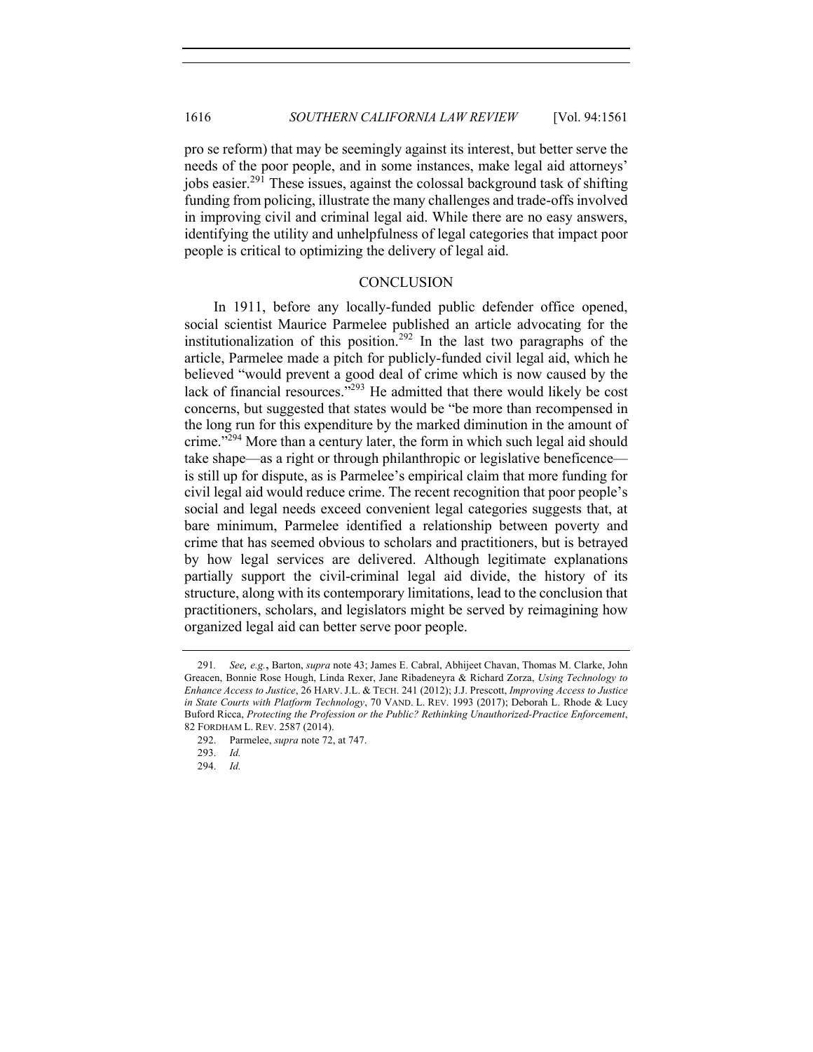pro se reform) that may be seemingly against its interest, but better serve the needs of the poor people, and in some instances, make legal aid attorneys' jobs easier.[291] These issues, against the colossal background task of shifting funding from policing, illustrate the many challenges and trade-offs involved in improving civil and criminal legal aid. While there are no easy answers, identifying the utility and unhelpfulness of legal categories that impact poor people is critical to optimizing the delivery of legal aid.

## CONCLUSION

In 1911, before any locally-funded public defender office opened, social scientist Maurice Parmelee published an article advocating for the institutionalization of this position.[292] In the last two paragraphs of the article, Parmelee made a pitch for publicly-funded civil legal aid, which he believed "would prevent a good deal of crime which is now caused by the lack of financial resources."[293] He admitted that there would likely be cost concerns, but suggested that states would be "be more than recompensed in the long run for this expenditure by the marked diminution in the amount of crime."[294] More than a century later, the form in which such legal aid should take shape—as a right or through philanthropic or legislative beneficence—is still up for dispute, as is Parmelee's empirical claim that more funding for civil legal aid would reduce crime. The recent recognition that poor people's social and legal needs exceed convenient legal categories suggests that, at bare minimum, Parmelee identified a relationship between poverty and crime that has seemed obvious to scholars and practitioners, but is betrayed by how legal services are delivered. Although legitimate explanations partially support the civil-criminal legal aid divide, the history of its structure, along with its contemporary limitations, lead to the conclusion that practitioners, scholars, and legislators might be served by reimagining how organized legal aid can better serve poor people.

---

291. *See, e.g.*, Barton, *supra* note 43; James E. Cabral, Abhijeet Chavan, Thomas M. Clarke, John Greacen, Bonnie Rose Hough, Linda Rexer, Jane Ribadeneyra & Richard Zorza, *Using Technology to Enhance Access to Justice*, 26 HARV. J.L. & TECH. 241 (2012); J.J. Prescott, *Improving Access to Justice in State Courts with Platform Technology*, 70 VAND. L. REV. 1993 (2017); Deborah L. Rhode & Lucy Buford Ricca, *Protecting the Profession or the Public? Rethinking Unauthorized-Practice Enforcement*, 82 FORDHAM L. REV. 2587 (2014).

292. Parmelee, *supra* note 72, at 747.

293. *Id.*

294. *Id.*